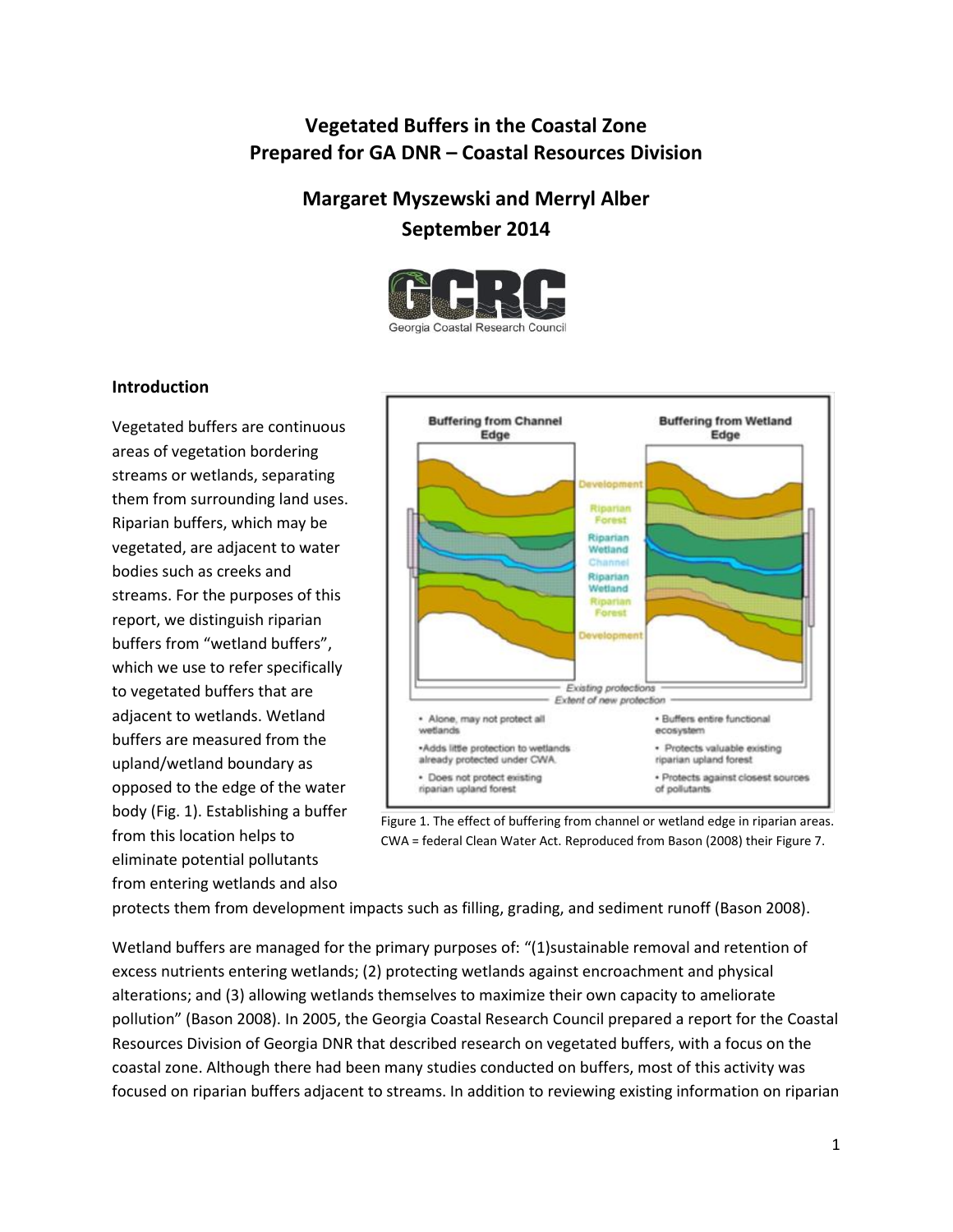# Vegetated Buffers in the Coastal Zone
# Prepared for GA DNR – Coastal Resources Division

## Margaret Myszewski and Merryl Alber
## September 2014

GCRC
Georgia Coastal Research Council

### Introduction

Vegetated buffers are continuous areas of vegetation bordering streams or wetlands, separating them from surrounding land uses. Riparian buffers, which may be vegetated, are adjacent to water bodies such as creeks and streams. For the purposes of this report, we distinguish riparian buffers from "wetland buffers", which we use to refer specifically to vegetated buffers that are adjacent to wetlands. Wetland buffers are measured from the upland/wetland boundary as opposed to the edge of the water body (Fig. 1). Establishing a buffer from this location helps to eliminate potential pollutants from entering wetlands and also protects them from development impacts such as filling, grading, and sediment runoff (Bason 2008).

Buffering from Channel Edge

Buffering from Wetland Edge

Development
Riparian Forest
Riparian Wetland
Channel
Riparian Wetland
Riparian Forest
Development

Existing protections
Extent of new protection

- Alone, may not protect all wetlands
- Adds little protection to wetlands already protected under CWA
- Does not protect existing riparian upland forest

- Buffers entire functional ecosystem
- Protects valuable existing riparian upland forest
- Protects against closest sources of pollutants

Figure 1. The effect of buffering from channel or wetland edge in riparian areas. CWA = federal Clean Water Act. Reproduced from Bason (2008) their Figure 7.

Wetland buffers are managed for the primary purposes of: "(1)sustainable removal and retention of excess nutrients entering wetlands; (2) protecting wetlands against encroachment and physical alterations; and (3) allowing wetlands themselves to maximize their own capacity to ameliorate pollution" (Bason 2008). In 2005, the Georgia Coastal Research Council prepared a report for the Coastal Resources Division of Georgia DNR that described research on vegetated buffers, with a focus on the coastal zone. Although there had been many studies conducted on buffers, most of this activity was focused on riparian buffers adjacent to streams. In addition to reviewing existing information on riparian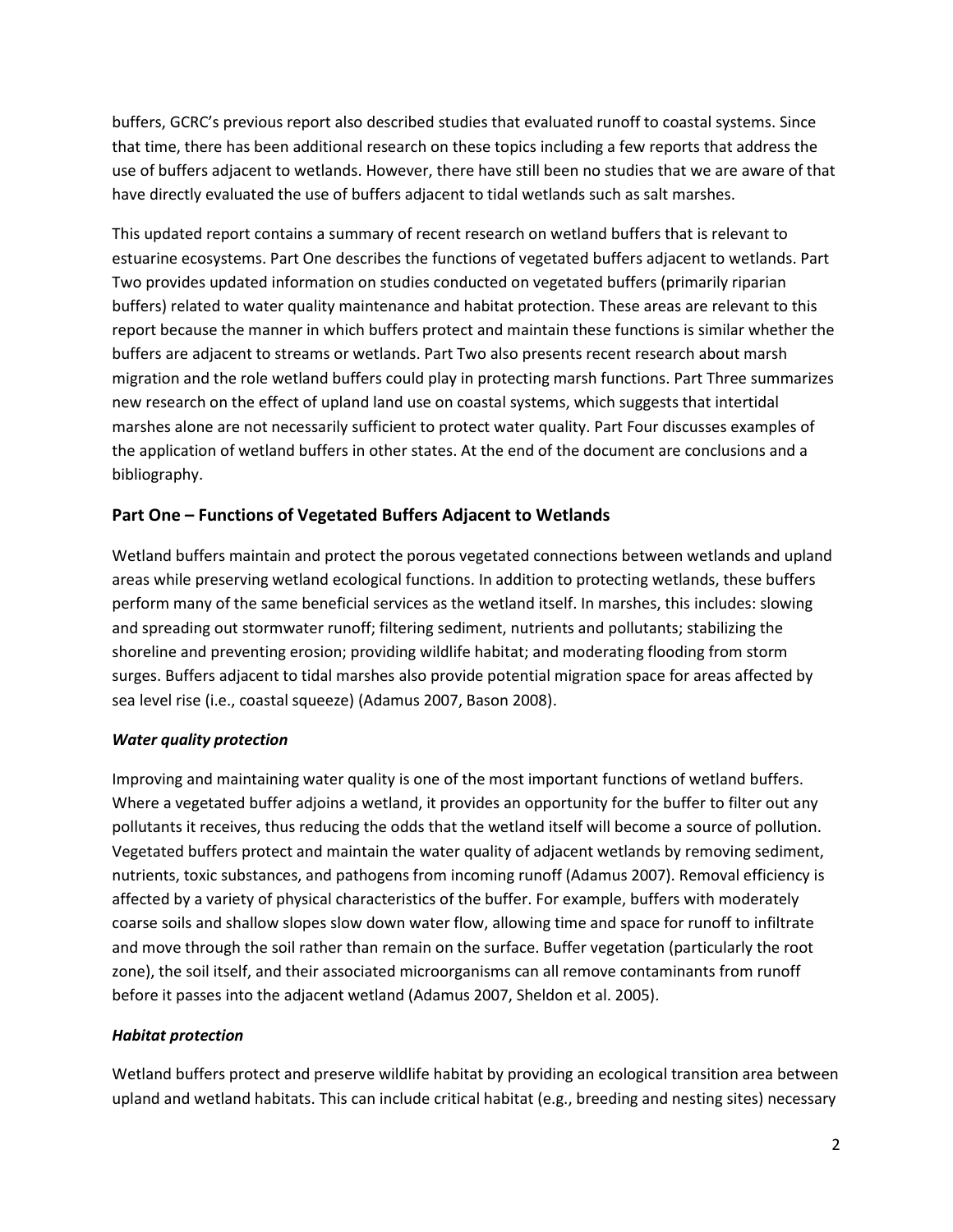buffers, GCRC's previous report also described studies that evaluated runoff to coastal systems. Since that time, there has been additional research on these topics including a few reports that address the use of buffers adjacent to wetlands. However, there have still been no studies that we are aware of that have directly evaluated the use of buffers adjacent to tidal wetlands such as salt marshes.

This updated report contains a summary of recent research on wetland buffers that is relevant to estuarine ecosystems. Part One describes the functions of vegetated buffers adjacent to wetlands. Part Two provides updated information on studies conducted on vegetated buffers (primarily riparian buffers) related to water quality maintenance and habitat protection. These areas are relevant to this report because the manner in which buffers protect and maintain these functions is similar whether the buffers are adjacent to streams or wetlands. Part Two also presents recent research about marsh migration and the role wetland buffers could play in protecting marsh functions. Part Three summarizes new research on the effect of upland land use on coastal systems, which suggests that intertidal marshes alone are not necessarily sufficient to protect water quality. Part Four discusses examples of the application of wetland buffers in other states. At the end of the document are conclusions and a bibliography.

## Part One – Functions of Vegetated Buffers Adjacent to Wetlands

Wetland buffers maintain and protect the porous vegetated connections between wetlands and upland areas while preserving wetland ecological functions. In addition to protecting wetlands, these buffers perform many of the same beneficial services as the wetland itself. In marshes, this includes: slowing and spreading out stormwater runoff; filtering sediment, nutrients and pollutants; stabilizing the shoreline and preventing erosion; providing wildlife habitat; and moderating flooding from storm surges. Buffers adjacent to tidal marshes also provide potential migration space for areas affected by sea level rise (i.e., coastal squeeze) (Adamus 2007, Bason 2008).

### *Water quality protection*

Improving and maintaining water quality is one of the most important functions of wetland buffers. Where a vegetated buffer adjoins a wetland, it provides an opportunity for the buffer to filter out any pollutants it receives, thus reducing the odds that the wetland itself will become a source of pollution. Vegetated buffers protect and maintain the water quality of adjacent wetlands by removing sediment, nutrients, toxic substances, and pathogens from incoming runoff (Adamus 2007). Removal efficiency is affected by a variety of physical characteristics of the buffer. For example, buffers with moderately coarse soils and shallow slopes slow down water flow, allowing time and space for runoff to infiltrate and move through the soil rather than remain on the surface. Buffer vegetation (particularly the root zone), the soil itself, and their associated microorganisms can all remove contaminants from runoff before it passes into the adjacent wetland (Adamus 2007, Sheldon et al. 2005).

### *Habitat protection*

Wetland buffers protect and preserve wildlife habitat by providing an ecological transition area between upland and wetland habitats. This can include critical habitat (e.g., breeding and nesting sites) necessary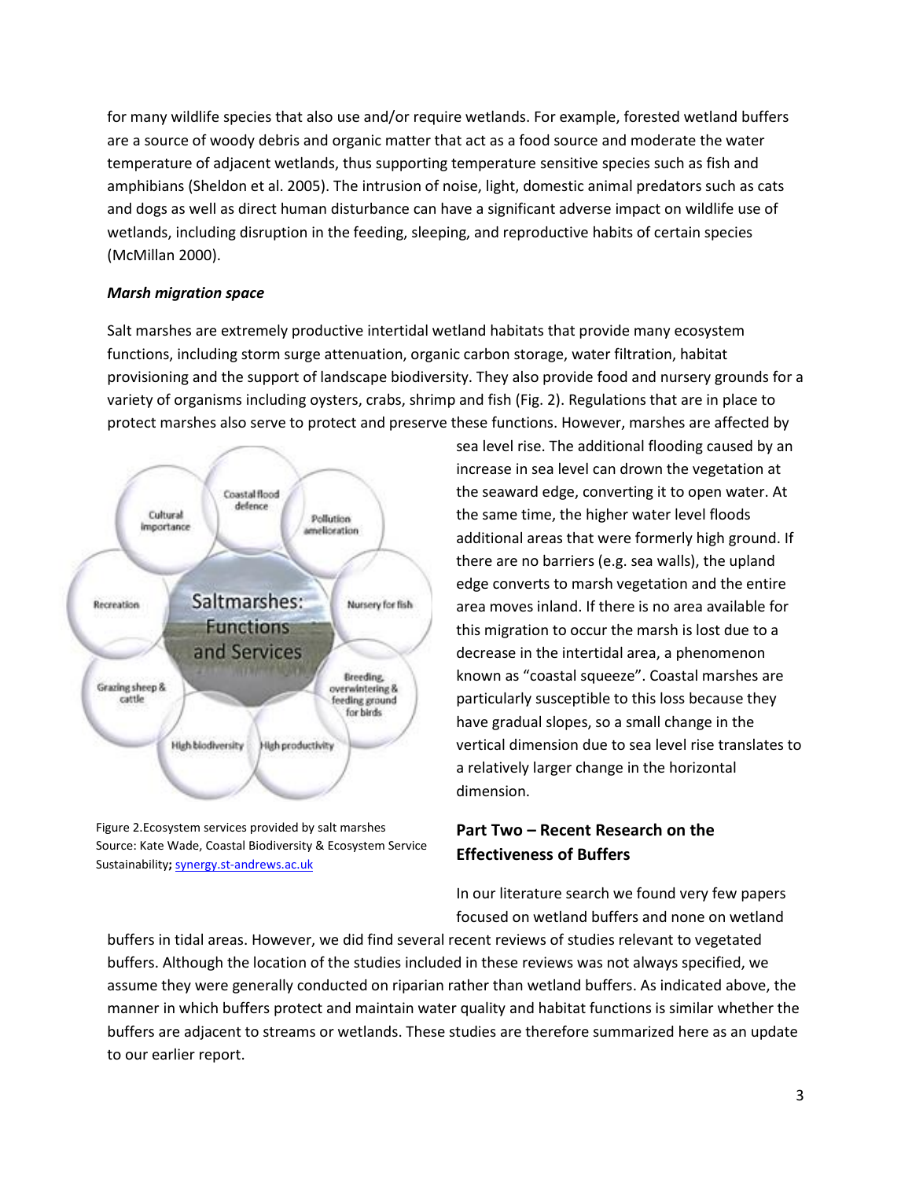for many wildlife species that also use and/or require wetlands. For example, forested wetland buffers are a source of woody debris and organic matter that act as a food source and moderate the water temperature of adjacent wetlands, thus supporting temperature sensitive species such as fish and amphibians (Sheldon et al. 2005). The intrusion of noise, light, domestic animal predators such as cats and dogs as well as direct human disturbance can have a significant adverse impact on wildlife use of wetlands, including disruption in the feeding, sleeping, and reproductive habits of certain species (McMillan 2000).

***Marsh migration space***

Salt marshes are extremely productive intertidal wetland habitats that provide many ecosystem functions, including storm surge attenuation, organic carbon storage, water filtration, habitat provisioning and the support of landscape biodiversity. They also provide food and nursery grounds for a variety of organisms including oysters, crabs, shrimp and fish (Fig. 2). Regulations that are in place to protect marshes also serve to protect and preserve these functions. However, marshes are affected by sea level rise. The additional flooding caused by an increase in sea level can drown the vegetation at the seaward edge, converting it to open water. At the same time, the higher water level floods additional areas that were formerly high ground. If there are no barriers (e.g. sea walls), the upland edge converts to marsh vegetation and the entire area moves inland. If there is no area available for this migration to occur the marsh is lost due to a decrease in the intertidal area, a phenomenon known as "coastal squeeze". Coastal marshes are particularly susceptible to this loss because they have gradual slopes, so a small change in the vertical dimension due to sea level rise translates to a relatively larger change in the horizontal dimension.

Saltmarshes: Functions and Services

Coastal flood defence

Pollution amelioration

Nursery for fish

Breeding, overwintering & feeding ground for birds

High productivity

High biodiversity

Grazing sheep & cattle

Recreation

Cultural importance

Figure 2.Ecosystem services provided by salt marshes
Source: Kate Wade, Coastal Biodiversity & Ecosystem Service Sustainability; synergy.st-andrews.ac.uk

## Part Two – Recent Research on the Effectiveness of Buffers

In our literature search we found very few papers focused on wetland buffers and none on wetland buffers in tidal areas. However, we did find several recent reviews of studies relevant to vegetated buffers. Although the location of the studies included in these reviews was not always specified, we assume they were generally conducted on riparian rather than wetland buffers. As indicated above, the manner in which buffers protect and maintain water quality and habitat functions is similar whether the buffers are adjacent to streams or wetlands. These studies are therefore summarized here as an update to our earlier report.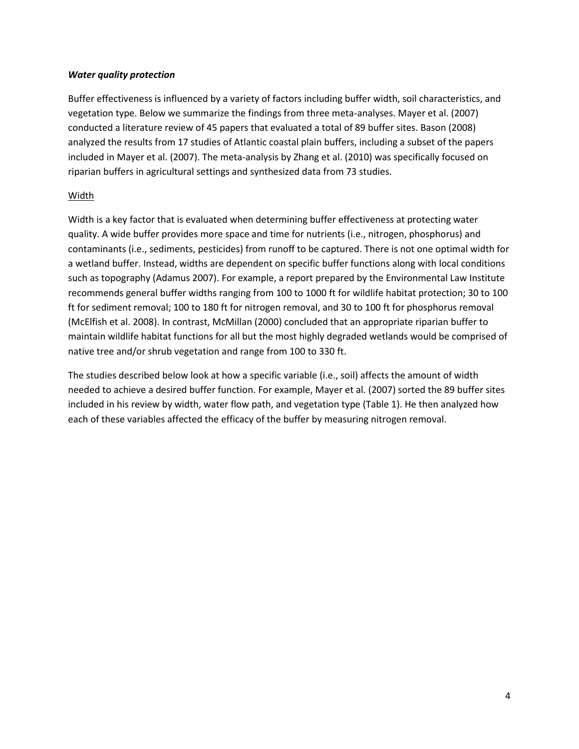### ***Water quality protection***

Buffer effectiveness is influenced by a variety of factors including buffer width, soil characteristics, and vegetation type. Below we summarize the findings from three meta-analyses. Mayer et al. (2007) conducted a literature review of 45 papers that evaluated a total of 89 buffer sites. Bason (2008) analyzed the results from 17 studies of Atlantic coastal plain buffers, including a subset of the papers included in Mayer et al. (2007). The meta-analysis by Zhang et al. (2010) was specifically focused on riparian buffers in agricultural settings and synthesized data from 73 studies.

#### Width

Width is a key factor that is evaluated when determining buffer effectiveness at protecting water quality. A wide buffer provides more space and time for nutrients (i.e., nitrogen, phosphorus) and contaminants (i.e., sediments, pesticides) from runoff to be captured. There is not one optimal width for a wetland buffer. Instead, widths are dependent on specific buffer functions along with local conditions such as topography (Adamus 2007). For example, a report prepared by the Environmental Law Institute recommends general buffer widths ranging from 100 to 1000 ft for wildlife habitat protection; 30 to 100 ft for sediment removal; 100 to 180 ft for nitrogen removal, and 30 to 100 ft for phosphorus removal (McElfish et al. 2008). In contrast, McMillan (2000) concluded that an appropriate riparian buffer to maintain wildlife habitat functions for all but the most highly degraded wetlands would be comprised of native tree and/or shrub vegetation and range from 100 to 330 ft.

The studies described below look at how a specific variable (i.e., soil) affects the amount of width needed to achieve a desired buffer function. For example, Mayer et al. (2007) sorted the 89 buffer sites included in his review by width, water flow path, and vegetation type (Table 1). He then analyzed how each of these variables affected the efficacy of the buffer by measuring nitrogen removal.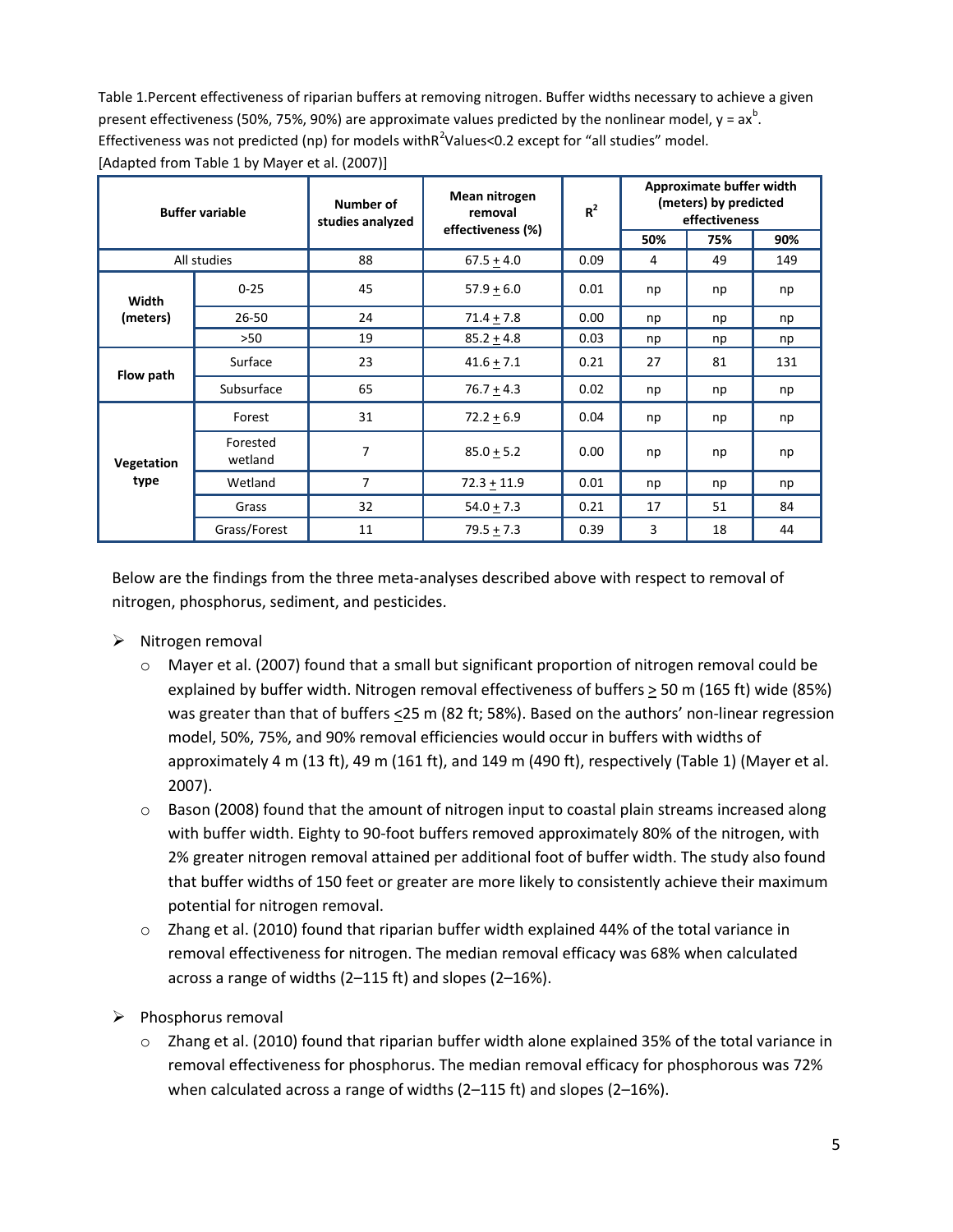Table 1.Percent effectiveness of riparian buffers at removing nitrogen. Buffer widths necessary to achieve a given present effectiveness (50%, 75%, 90%) are approximate values predicted by the nonlinear model, $y = ax^b$. Effectiveness was not predicted (np) for models with$R^2$Values<0.2 except for "all studies" model. [Adapted from Table 1 by Mayer et al. (2007)]

| Buffer variable | | Number of studies analyzed | Mean nitrogen removal effectiveness (%) | $R^2$ | Approximate buffer width (meters) by predicted effectiveness | | |
|---|---|---|---|---|---|---|---|
| | | | | | 50% | 75% | 90% |
| All studies | | 88 | 67.5 ± 4.0 | 0.09 | 4 | 49 | 149 |
| **Width (meters)** | 0-25 | 45 | 57.9 ± 6.0 | 0.01 | np | np | np |
| | 26-50 | 24 | 71.4 ± 7.8 | 0.00 | np | np | np |
| | >50 | 19 | 85.2 ± 4.8 | 0.03 | np | np | np |
| **Flow path** | Surface | 23 | 41.6 ± 7.1 | 0.21 | 27 | 81 | 131 |
| | Subsurface | 65 | 76.7 ± 4.3 | 0.02 | np | np | np |
| **Vegetation type** | Forest | 31 | 72.2 ± 6.9 | 0.04 | np | np | np |
| | Forested wetland | 7 | 85.0 ± 5.2 | 0.00 | np | np | np |
| | Wetland | 7 | 72.3 ± 11.9 | 0.01 | np | np | np |
| | Grass | 32 | 54.0 ± 7.3 | 0.21 | 17 | 51 | 84 |
| | Grass/Forest | 11 | 79.5 ± 7.3 | 0.39 | 3 | 18 | 44 |

Below are the findings from the three meta-analyses described above with respect to removal of nitrogen, phosphorus, sediment, and pesticides.

- Nitrogen removal
  - Mayer et al. (2007) found that a small but significant proportion of nitrogen removal could be explained by buffer width. Nitrogen removal effectiveness of buffers ≥ 50 m (165 ft) wide (85%) was greater than that of buffers ≤25 m (82 ft; 58%). Based on the authors' non-linear regression model, 50%, 75%, and 90% removal efficiencies would occur in buffers with widths of approximately 4 m (13 ft), 49 m (161 ft), and 149 m (490 ft), respectively (Table 1) (Mayer et al. 2007).
  - Bason (2008) found that the amount of nitrogen input to coastal plain streams increased along with buffer width. Eighty to 90-foot buffers removed approximately 80% of the nitrogen, with 2% greater nitrogen removal attained per additional foot of buffer width. The study also found that buffer widths of 150 feet or greater are more likely to consistently achieve their maximum potential for nitrogen removal.
  - Zhang et al. (2010) found that riparian buffer width explained 44% of the total variance in removal effectiveness for nitrogen. The median removal efficacy was 68% when calculated across a range of widths (2–115 ft) and slopes (2–16%).
- Phosphorus removal
  - Zhang et al. (2010) found that riparian buffer width alone explained 35% of the total variance in removal effectiveness for phosphorus. The median removal efficacy for phosphorous was 72% when calculated across a range of widths (2–115 ft) and slopes (2–16%).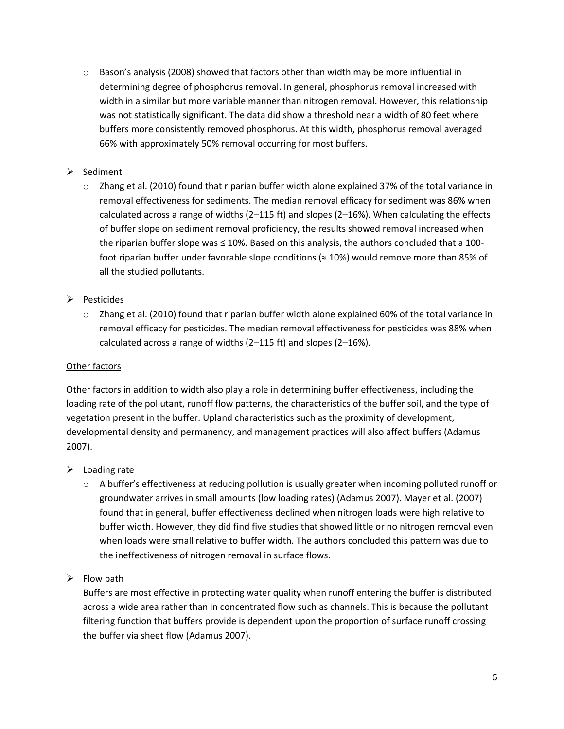- Bason's analysis (2008) showed that factors other than width may be more influential in determining degree of phosphorus removal. In general, phosphorus removal increased with width in a similar but more variable manner than nitrogen removal. However, this relationship was not statistically significant. The data did show a threshold near a width of 80 feet where buffers more consistently removed phosphorus. At this width, phosphorus removal averaged 66% with approximately 50% removal occurring for most buffers.

- Sediment
  - Zhang et al. (2010) found that riparian buffer width alone explained 37% of the total variance in removal effectiveness for sediments. The median removal efficacy for sediment was 86% when calculated across a range of widths (2–115 ft) and slopes (2–16%). When calculating the effects of buffer slope on sediment removal proficiency, the results showed removal increased when the riparian buffer slope was ≤ 10%. Based on this analysis, the authors concluded that a 100-foot riparian buffer under favorable slope conditions (≈ 10%) would remove more than 85% of all the studied pollutants.

- Pesticides
  - Zhang et al. (2010) found that riparian buffer width alone explained 60% of the total variance in removal efficacy for pesticides. The median removal effectiveness for pesticides was 88% when calculated across a range of widths (2–115 ft) and slopes (2–16%).

<u>Other factors</u>

Other factors in addition to width also play a role in determining buffer effectiveness, including the loading rate of the pollutant, runoff flow patterns, the characteristics of the buffer soil, and the type of vegetation present in the buffer. Upland characteristics such as the proximity of development, developmental density and permanency, and management practices will also affect buffers (Adamus 2007).

- Loading rate
  - A buffer's effectiveness at reducing pollution is usually greater when incoming polluted runoff or groundwater arrives in small amounts (low loading rates) (Adamus 2007). Mayer et al. (2007) found that in general, buffer effectiveness declined when nitrogen loads were high relative to buffer width. However, they did find five studies that showed little or no nitrogen removal even when loads were small relative to buffer width. The authors concluded this pattern was due to the ineffectiveness of nitrogen removal in surface flows.

- Flow path

  Buffers are most effective in protecting water quality when runoff entering the buffer is distributed across a wide area rather than in concentrated flow such as channels. This is because the pollutant filtering function that buffers provide is dependent upon the proportion of surface runoff crossing the buffer via sheet flow (Adamus 2007).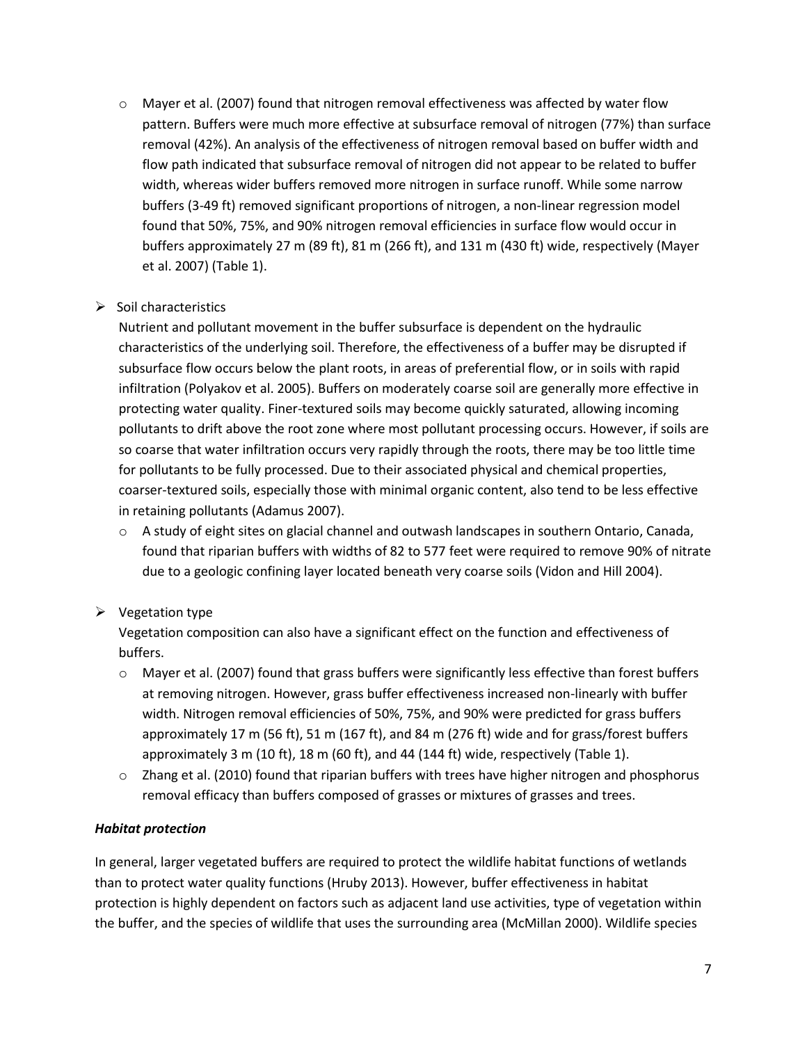- Mayer et al. (2007) found that nitrogen removal effectiveness was affected by water flow pattern. Buffers were much more effective at subsurface removal of nitrogen (77%) than surface removal (42%). An analysis of the effectiveness of nitrogen removal based on buffer width and flow path indicated that subsurface removal of nitrogen did not appear to be related to buffer width, whereas wider buffers removed more nitrogen in surface runoff. While some narrow buffers (3-49 ft) removed significant proportions of nitrogen, a non-linear regression model found that 50%, 75%, and 90% nitrogen removal efficiencies in surface flow would occur in buffers approximately 27 m (89 ft), 81 m (266 ft), and 131 m (430 ft) wide, respectively (Mayer et al. 2007) (Table 1).

- Soil characteristics

  Nutrient and pollutant movement in the buffer subsurface is dependent on the hydraulic characteristics of the underlying soil. Therefore, the effectiveness of a buffer may be disrupted if subsurface flow occurs below the plant roots, in areas of preferential flow, or in soils with rapid infiltration (Polyakov et al. 2005). Buffers on moderately coarse soil are generally more effective in protecting water quality. Finer-textured soils may become quickly saturated, allowing incoming pollutants to drift above the root zone where most pollutant processing occurs. However, if soils are so coarse that water infiltration occurs very rapidly through the roots, there may be too little time for pollutants to be fully processed. Due to their associated physical and chemical properties, coarser-textured soils, especially those with minimal organic content, also tend to be less effective in retaining pollutants (Adamus 2007).

  - A study of eight sites on glacial channel and outwash landscapes in southern Ontario, Canada, found that riparian buffers with widths of 82 to 577 feet were required to remove 90% of nitrate due to a geologic confining layer located beneath very coarse soils (Vidon and Hill 2004).

- Vegetation type

  Vegetation composition can also have a significant effect on the function and effectiveness of buffers.

  - Mayer et al. (2007) found that grass buffers were significantly less effective than forest buffers at removing nitrogen. However, grass buffer effectiveness increased non-linearly with buffer width. Nitrogen removal efficiencies of 50%, 75%, and 90% were predicted for grass buffers approximately 17 m (56 ft), 51 m (167 ft), and 84 m (276 ft) wide and for grass/forest buffers approximately 3 m (10 ft), 18 m (60 ft), and 44 (144 ft) wide, respectively (Table 1).
  - Zhang et al. (2010) found that riparian buffers with trees have higher nitrogen and phosphorus removal efficacy than buffers composed of grasses or mixtures of grasses and trees.

***Habitat protection***

In general, larger vegetated buffers are required to protect the wildlife habitat functions of wetlands than to protect water quality functions (Hruby 2013). However, buffer effectiveness in habitat protection is highly dependent on factors such as adjacent land use activities, type of vegetation within the buffer, and the species of wildlife that uses the surrounding area (McMillan 2000). Wildlife species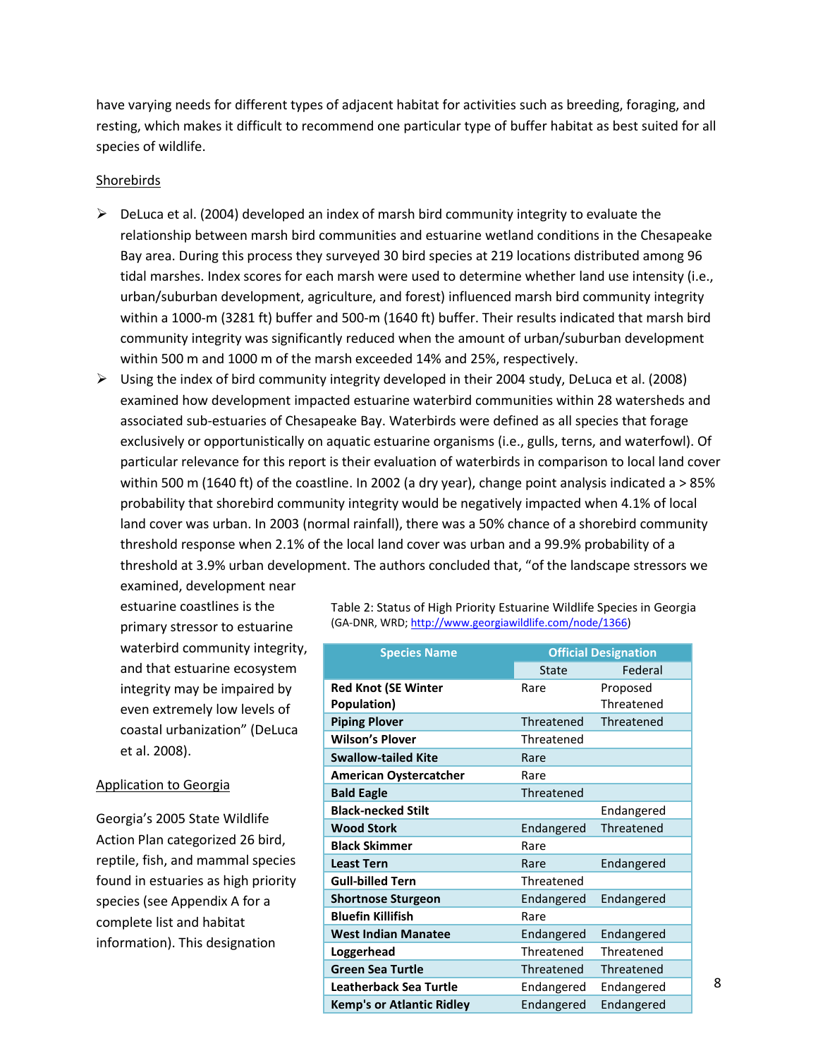have varying needs for different types of adjacent habitat for activities such as breeding, foraging, and resting, which makes it difficult to recommend one particular type of buffer habitat as best suited for all species of wildlife.

Shorebirds

- DeLuca et al. (2004) developed an index of marsh bird community integrity to evaluate the relationship between marsh bird communities and estuarine wetland conditions in the Chesapeake Bay area. During this process they surveyed 30 bird species at 219 locations distributed among 96 tidal marshes. Index scores for each marsh were used to determine whether land use intensity (i.e., urban/suburban development, agriculture, and forest) influenced marsh bird community integrity within a 1000-m (3281 ft) buffer and 500-m (1640 ft) buffer. Their results indicated that marsh bird community integrity was significantly reduced when the amount of urban/suburban development within 500 m and 1000 m of the marsh exceeded 14% and 25%, respectively.
- Using the index of bird community integrity developed in their 2004 study, DeLuca et al. (2008) examined how development impacted estuarine waterbird communities within 28 watersheds and associated sub-estuaries of Chesapeake Bay. Waterbirds were defined as all species that forage exclusively or opportunistically on aquatic estuarine organisms (i.e., gulls, terns, and waterfowl). Of particular relevance for this report is their evaluation of waterbirds in comparison to local land cover within 500 m (1640 ft) of the coastline. In 2002 (a dry year), change point analysis indicated a > 85% probability that shorebird community integrity would be negatively impacted when 4.1% of local land cover was urban. In 2003 (normal rainfall), there was a 50% chance of a shorebird community threshold response when 2.1% of the local land cover was urban and a 99.9% probability of a threshold at 3.9% urban development. The authors concluded that, "of the landscape stressors we examined, development near estuarine coastlines is the primary stressor to estuarine waterbird community integrity, and that estuarine ecosystem integrity may be impaired by even extremely low levels of coastal urbanization" (DeLuca et al. 2008).

Application to Georgia

Georgia's 2005 State Wildlife Action Plan categorized 26 bird, reptile, fish, and mammal species found in estuaries as high priority species (see Appendix A for a complete list and habitat information). This designation

Table 2: Status of High Priority Estuarine Wildlife Species in Georgia (GA-DNR, WRD; http://www.georgiawildlife.com/node/1366)

| Species Name | Official Designation | |
|---|---|---|
| | State | Federal |
| **Red Knot (SE Winter Population)** | Rare | Proposed Threatened |
| **Piping Plover** | Threatened | Threatened |
| **Wilson's Plover** | Threatened | |
| **Swallow-tailed Kite** | Rare | |
| **American Oystercatcher** | Rare | |
| **Bald Eagle** | Threatened | |
| **Black-necked Stilt** | | Endangered |
| **Wood Stork** | Endangered | Threatened |
| **Black Skimmer** | Rare | |
| **Least Tern** | Rare | Endangered |
| **Gull-billed Tern** | Threatened | |
| **Shortnose Sturgeon** | Endangered | Endangered |
| **Bluefin Killifish** | Rare | |
| **West Indian Manatee** | Endangered | Endangered |
| **Loggerhead** | Threatened | Threatened |
| **Green Sea Turtle** | Threatened | Threatened |
| **Leatherback Sea Turtle** | Endangered | Endangered |
| **Kemp's or Atlantic Ridley** | Endangered | Endangered |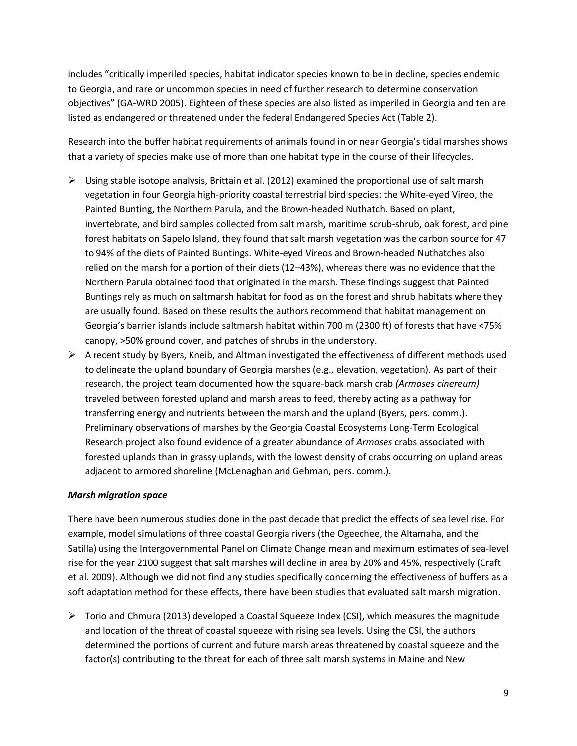includes "critically imperiled species, habitat indicator species known to be in decline, species endemic to Georgia, and rare or uncommon species in need of further research to determine conservation objectives" (GA-WRD 2005). Eighteen of these species are also listed as imperiled in Georgia and ten are listed as endangered or threatened under the federal Endangered Species Act (Table 2).

Research into the buffer habitat requirements of animals found in or near Georgia's tidal marshes shows that a variety of species make use of more than one habitat type in the course of their lifecycles.

- Using stable isotope analysis, Brittain et al. (2012) examined the proportional use of salt marsh vegetation in four Georgia high-priority coastal terrestrial bird species: the White-eyed Vireo, the Painted Bunting, the Northern Parula, and the Brown-headed Nuthatch. Based on plant, invertebrate, and bird samples collected from salt marsh, maritime scrub-shrub, oak forest, and pine forest habitats on Sapelo Island, they found that salt marsh vegetation was the carbon source for 47 to 94% of the diets of Painted Buntings. White-eyed Vireos and Brown-headed Nuthatches also relied on the marsh for a portion of their diets (12–43%), whereas there was no evidence that the Northern Parula obtained food that originated in the marsh. These findings suggest that Painted Buntings rely as much on saltmarsh habitat for food as on the forest and shrub habitats where they are usually found. Based on these results the authors recommend that habitat management on Georgia's barrier islands include saltmarsh habitat within 700 m (2300 ft) of forests that have <75% canopy, >50% ground cover, and patches of shrubs in the understory.
- A recent study by Byers, Kneib, and Altman investigated the effectiveness of different methods used to delineate the upland boundary of Georgia marshes (e.g., elevation, vegetation). As part of their research, the project team documented how the square-back marsh crab *(Armases cinereum)* traveled between forested upland and marsh areas to feed, thereby acting as a pathway for transferring energy and nutrients between the marsh and the upland (Byers, pers. comm.). Preliminary observations of marshes by the Georgia Coastal Ecosystems Long-Term Ecological Research project also found evidence of a greater abundance of *Armases* crabs associated with forested uplands than in grassy uplands, with the lowest density of crabs occurring on upland areas adjacent to armored shoreline (McLenaghan and Gehman, pers. comm.).

***Marsh migration space***

There have been numerous studies done in the past decade that predict the effects of sea level rise. For example, model simulations of three coastal Georgia rivers (the Ogeechee, the Altamaha, and the Satilla) using the Intergovernmental Panel on Climate Change mean and maximum estimates of sea-level rise for the year 2100 suggest that salt marshes will decline in area by 20% and 45%, respectively (Craft et al. 2009). Although we did not find any studies specifically concerning the effectiveness of buffers as a soft adaptation method for these effects, there have been studies that evaluated salt marsh migration.

- Torio and Chmura (2013) developed a Coastal Squeeze Index (CSI), which measures the magnitude and location of the threat of coastal squeeze with rising sea levels. Using the CSI, the authors determined the portions of current and future marsh areas threatened by coastal squeeze and the factor(s) contributing to the threat for each of three salt marsh systems in Maine and New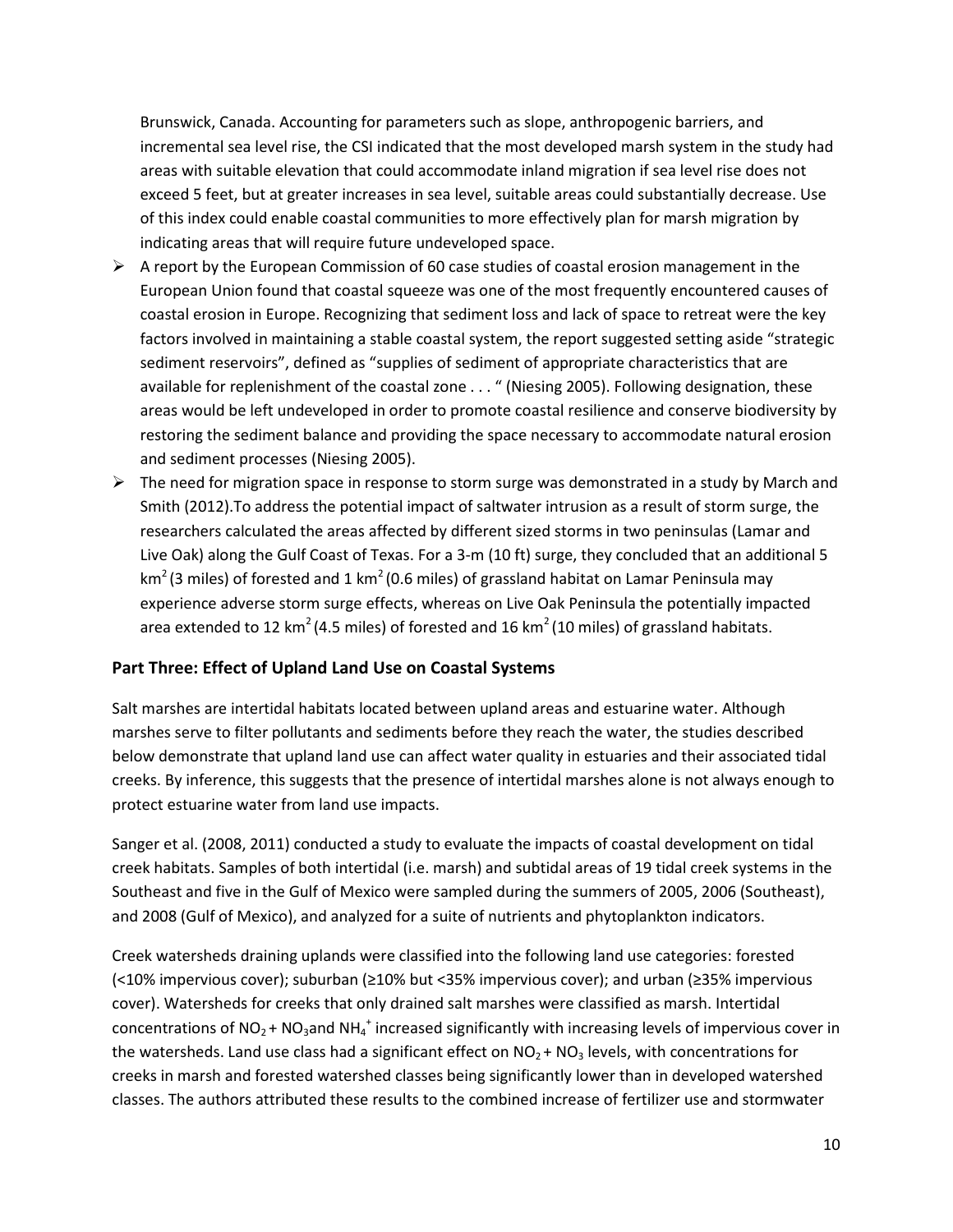Brunswick, Canada. Accounting for parameters such as slope, anthropogenic barriers, and incremental sea level rise, the CSI indicated that the most developed marsh system in the study had areas with suitable elevation that could accommodate inland migration if sea level rise does not exceed 5 feet, but at greater increases in sea level, suitable areas could substantially decrease. Use of this index could enable coastal communities to more effectively plan for marsh migration by indicating areas that will require future undeveloped space.

- A report by the European Commission of 60 case studies of coastal erosion management in the European Union found that coastal squeeze was one of the most frequently encountered causes of coastal erosion in Europe. Recognizing that sediment loss and lack of space to retreat were the key factors involved in maintaining a stable coastal system, the report suggested setting aside "strategic sediment reservoirs", defined as "supplies of sediment of appropriate characteristics that are available for replenishment of the coastal zone . . . " (Niesing 2005). Following designation, these areas would be left undeveloped in order to promote coastal resilience and conserve biodiversity by restoring the sediment balance and providing the space necessary to accommodate natural erosion and sediment processes (Niesing 2005).
- The need for migration space in response to storm surge was demonstrated in a study by March and Smith (2012).To address the potential impact of saltwater intrusion as a result of storm surge, the researchers calculated the areas affected by different sized storms in two peninsulas (Lamar and Live Oak) along the Gulf Coast of Texas. For a 3-m (10 ft) surge, they concluded that an additional 5 $km^2$ (3 miles) of forested and 1 $km^2$ (0.6 miles) of grassland habitat on Lamar Peninsula may experience adverse storm surge effects, whereas on Live Oak Peninsula the potentially impacted area extended to 12 $km^2$ (4.5 miles) of forested and 16 $km^2$ (10 miles) of grassland habitats.

## Part Three: Effect of Upland Land Use on Coastal Systems

Salt marshes are intertidal habitats located between upland areas and estuarine water. Although marshes serve to filter pollutants and sediments before they reach the water, the studies described below demonstrate that upland land use can affect water quality in estuaries and their associated tidal creeks. By inference, this suggests that the presence of intertidal marshes alone is not always enough to protect estuarine water from land use impacts.

Sanger et al. (2008, 2011) conducted a study to evaluate the impacts of coastal development on tidal creek habitats. Samples of both intertidal (i.e. marsh) and subtidal areas of 19 tidal creek systems in the Southeast and five in the Gulf of Mexico were sampled during the summers of 2005, 2006 (Southeast), and 2008 (Gulf of Mexico), and analyzed for a suite of nutrients and phytoplankton indicators.

Creek watersheds draining uplands were classified into the following land use categories: forested (<10% impervious cover); suburban (≥10% but <35% impervious cover); and urban (≥35% impervious cover). Watersheds for creeks that only drained salt marshes were classified as marsh. Intertidal concentrations of $NO_2 + NO_3$and $NH_4^+$ increased significantly with increasing levels of impervious cover in the watersheds. Land use class had a significant effect on $NO_2 + NO_3$ levels, with concentrations for creeks in marsh and forested watershed classes being significantly lower than in developed watershed classes. The authors attributed these results to the combined increase of fertilizer use and stormwater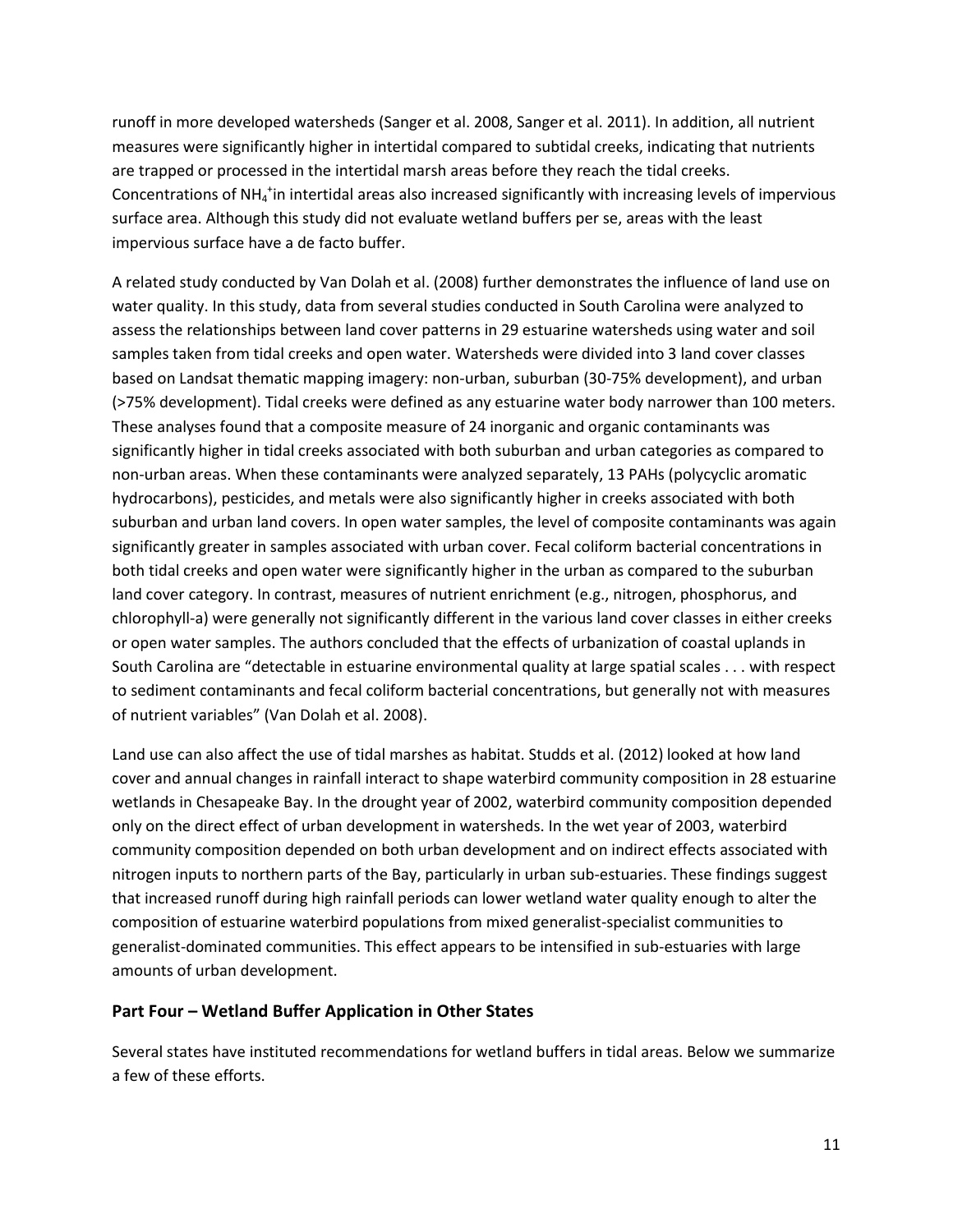runoff in more developed watersheds (Sanger et al. 2008, Sanger et al. 2011). In addition, all nutrient measures were significantly higher in intertidal compared to subtidal creeks, indicating that nutrients are trapped or processed in the intertidal marsh areas before they reach the tidal creeks. Concentrations of $NH_4^+$in intertidal areas also increased significantly with increasing levels of impervious surface area. Although this study did not evaluate wetland buffers per se, areas with the least impervious surface have a de facto buffer.

A related study conducted by Van Dolah et al. (2008) further demonstrates the influence of land use on water quality. In this study, data from several studies conducted in South Carolina were analyzed to assess the relationships between land cover patterns in 29 estuarine watersheds using water and soil samples taken from tidal creeks and open water. Watersheds were divided into 3 land cover classes based on Landsat thematic mapping imagery: non-urban, suburban (30-75% development), and urban (>75% development). Tidal creeks were defined as any estuarine water body narrower than 100 meters. These analyses found that a composite measure of 24 inorganic and organic contaminants was significantly higher in tidal creeks associated with both suburban and urban categories as compared to non-urban areas. When these contaminants were analyzed separately, 13 PAHs (polycyclic aromatic hydrocarbons), pesticides, and metals were also significantly higher in creeks associated with both suburban and urban land covers. In open water samples, the level of composite contaminants was again significantly greater in samples associated with urban cover. Fecal coliform bacterial concentrations in both tidal creeks and open water were significantly higher in the urban as compared to the suburban land cover category. In contrast, measures of nutrient enrichment (e.g., nitrogen, phosphorus, and chlorophyll-a) were generally not significantly different in the various land cover classes in either creeks or open water samples. The authors concluded that the effects of urbanization of coastal uplands in South Carolina are "detectable in estuarine environmental quality at large spatial scales . . . with respect to sediment contaminants and fecal coliform bacterial concentrations, but generally not with measures of nutrient variables" (Van Dolah et al. 2008).

Land use can also affect the use of tidal marshes as habitat. Studds et al. (2012) looked at how land cover and annual changes in rainfall interact to shape waterbird community composition in 28 estuarine wetlands in Chesapeake Bay. In the drought year of 2002, waterbird community composition depended only on the direct effect of urban development in watersheds. In the wet year of 2003, waterbird community composition depended on both urban development and on indirect effects associated with nitrogen inputs to northern parts of the Bay, particularly in urban sub-estuaries. These findings suggest that increased runoff during high rainfall periods can lower wetland water quality enough to alter the composition of estuarine waterbird populations from mixed generalist-specialist communities to generalist-dominated communities. This effect appears to be intensified in sub-estuaries with large amounts of urban development.

## Part Four – Wetland Buffer Application in Other States

Several states have instituted recommendations for wetland buffers in tidal areas. Below we summarize a few of these efforts.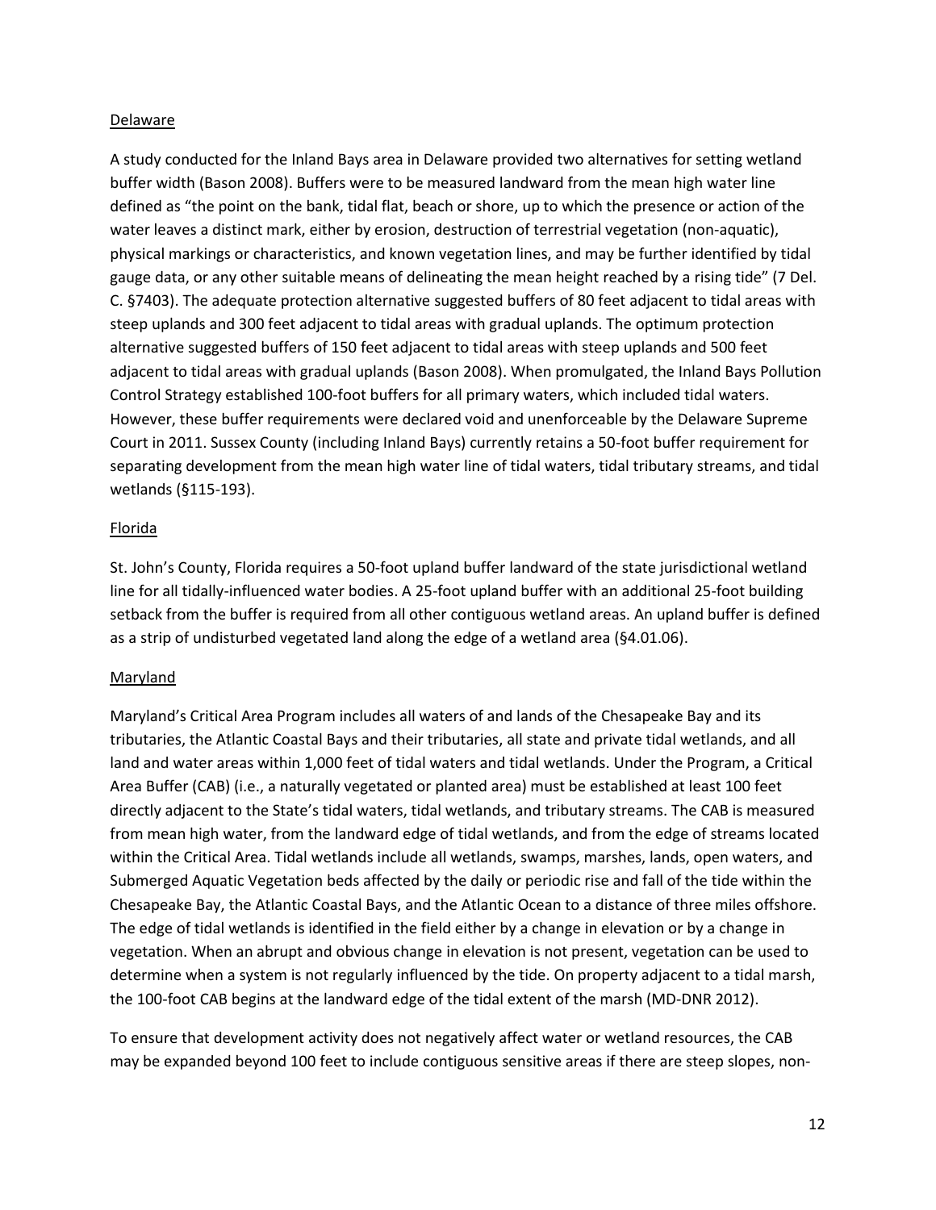Delaware

A study conducted for the Inland Bays area in Delaware provided two alternatives for setting wetland buffer width (Bason 2008). Buffers were to be measured landward from the mean high water line defined as "the point on the bank, tidal flat, beach or shore, up to which the presence or action of the water leaves a distinct mark, either by erosion, destruction of terrestrial vegetation (non-aquatic), physical markings or characteristics, and known vegetation lines, and may be further identified by tidal gauge data, or any other suitable means of delineating the mean height reached by a rising tide" (7 Del. C. §7403). The adequate protection alternative suggested buffers of 80 feet adjacent to tidal areas with steep uplands and 300 feet adjacent to tidal areas with gradual uplands. The optimum protection alternative suggested buffers of 150 feet adjacent to tidal areas with steep uplands and 500 feet adjacent to tidal areas with gradual uplands (Bason 2008). When promulgated, the Inland Bays Pollution Control Strategy established 100-foot buffers for all primary waters, which included tidal waters. However, these buffer requirements were declared void and unenforceable by the Delaware Supreme Court in 2011. Sussex County (including Inland Bays) currently retains a 50-foot buffer requirement for separating development from the mean high water line of tidal waters, tidal tributary streams, and tidal wetlands (§115-193).

Florida

St. John's County, Florida requires a 50-foot upland buffer landward of the state jurisdictional wetland line for all tidally-influenced water bodies. A 25-foot upland buffer with an additional 25-foot building setback from the buffer is required from all other contiguous wetland areas. An upland buffer is defined as a strip of undisturbed vegetated land along the edge of a wetland area (§4.01.06).

Maryland

Maryland's Critical Area Program includes all waters of and lands of the Chesapeake Bay and its tributaries, the Atlantic Coastal Bays and their tributaries, all state and private tidal wetlands, and all land and water areas within 1,000 feet of tidal waters and tidal wetlands. Under the Program, a Critical Area Buffer (CAB) (i.e., a naturally vegetated or planted area) must be established at least 100 feet directly adjacent to the State's tidal waters, tidal wetlands, and tributary streams. The CAB is measured from mean high water, from the landward edge of tidal wetlands, and from the edge of streams located within the Critical Area. Tidal wetlands include all wetlands, swamps, marshes, lands, open waters, and Submerged Aquatic Vegetation beds affected by the daily or periodic rise and fall of the tide within the Chesapeake Bay, the Atlantic Coastal Bays, and the Atlantic Ocean to a distance of three miles offshore. The edge of tidal wetlands is identified in the field either by a change in elevation or by a change in vegetation. When an abrupt and obvious change in elevation is not present, vegetation can be used to determine when a system is not regularly influenced by the tide. On property adjacent to a tidal marsh, the 100-foot CAB begins at the landward edge of the tidal extent of the marsh (MD-DNR 2012).

To ensure that development activity does not negatively affect water or wetland resources, the CAB may be expanded beyond 100 feet to include contiguous sensitive areas if there are steep slopes, non-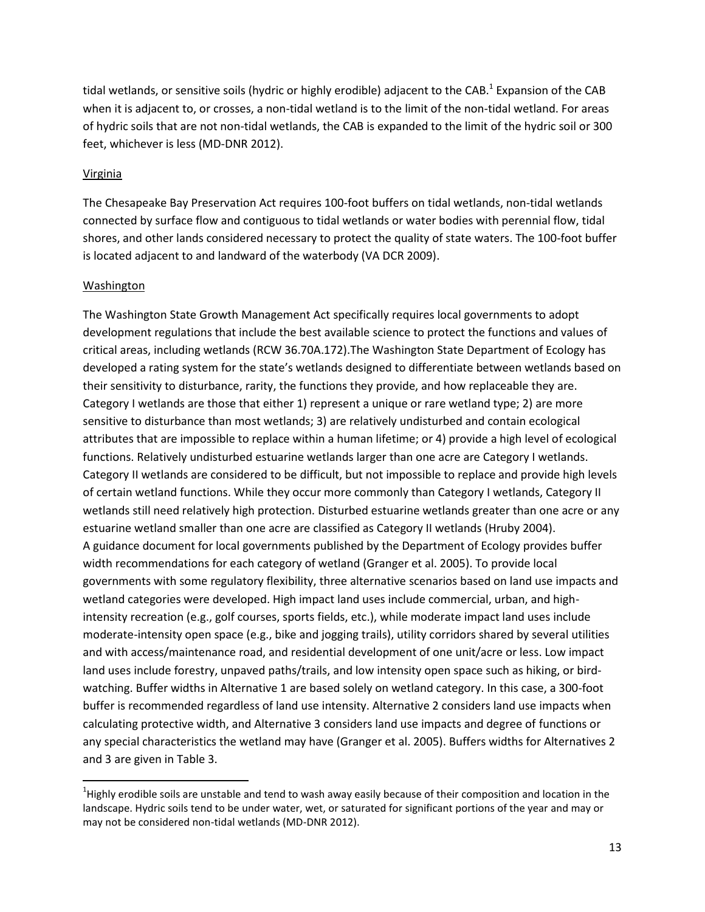tidal wetlands, or sensitive soils (hydric or highly erodible) adjacent to the CAB.[1] Expansion of the CAB when it is adjacent to, or crosses, a non-tidal wetland is to the limit of the non-tidal wetland. For areas of hydric soils that are not non-tidal wetlands, the CAB is expanded to the limit of the hydric soil or 300 feet, whichever is less (MD-DNR 2012).

### Virginia

The Chesapeake Bay Preservation Act requires 100-foot buffers on tidal wetlands, non-tidal wetlands connected by surface flow and contiguous to tidal wetlands or water bodies with perennial flow, tidal shores, and other lands considered necessary to protect the quality of state waters. The 100-foot buffer is located adjacent to and landward of the waterbody (VA DCR 2009).

### Washington

The Washington State Growth Management Act specifically requires local governments to adopt development regulations that include the best available science to protect the functions and values of critical areas, including wetlands (RCW 36.70A.172).The Washington State Department of Ecology has developed a rating system for the state's wetlands designed to differentiate between wetlands based on their sensitivity to disturbance, rarity, the functions they provide, and how replaceable they are. Category I wetlands are those that either 1) represent a unique or rare wetland type; 2) are more sensitive to disturbance than most wetlands; 3) are relatively undisturbed and contain ecological attributes that are impossible to replace within a human lifetime; or 4) provide a high level of ecological functions. Relatively undisturbed estuarine wetlands larger than one acre are Category I wetlands. Category II wetlands are considered to be difficult, but not impossible to replace and provide high levels of certain wetland functions. While they occur more commonly than Category I wetlands, Category II wetlands still need relatively high protection. Disturbed estuarine wetlands greater than one acre or any estuarine wetland smaller than one acre are classified as Category II wetlands (Hruby 2004).

A guidance document for local governments published by the Department of Ecology provides buffer width recommendations for each category of wetland (Granger et al. 2005). To provide local governments with some regulatory flexibility, three alternative scenarios based on land use impacts and wetland categories were developed. High impact land uses include commercial, urban, and high-intensity recreation (e.g., golf courses, sports fields, etc.), while moderate impact land uses include moderate-intensity open space (e.g., bike and jogging trails), utility corridors shared by several utilities and with access/maintenance road, and residential development of one unit/acre or less. Low impact land uses include forestry, unpaved paths/trails, and low intensity open space such as hiking, or bird-watching. Buffer widths in Alternative 1 are based solely on wetland category. In this case, a 300-foot buffer is recommended regardless of land use intensity. Alternative 2 considers land use impacts when calculating protective width, and Alternative 3 considers land use impacts and degree of functions or any special characteristics the wetland may have (Granger et al. 2005). Buffers widths for Alternatives 2 and 3 are given in Table 3.

[1]Highly erodible soils are unstable and tend to wash away easily because of their composition and location in the landscape. Hydric soils tend to be under water, wet, or saturated for significant portions of the year and may or may not be considered non-tidal wetlands (MD-DNR 2012).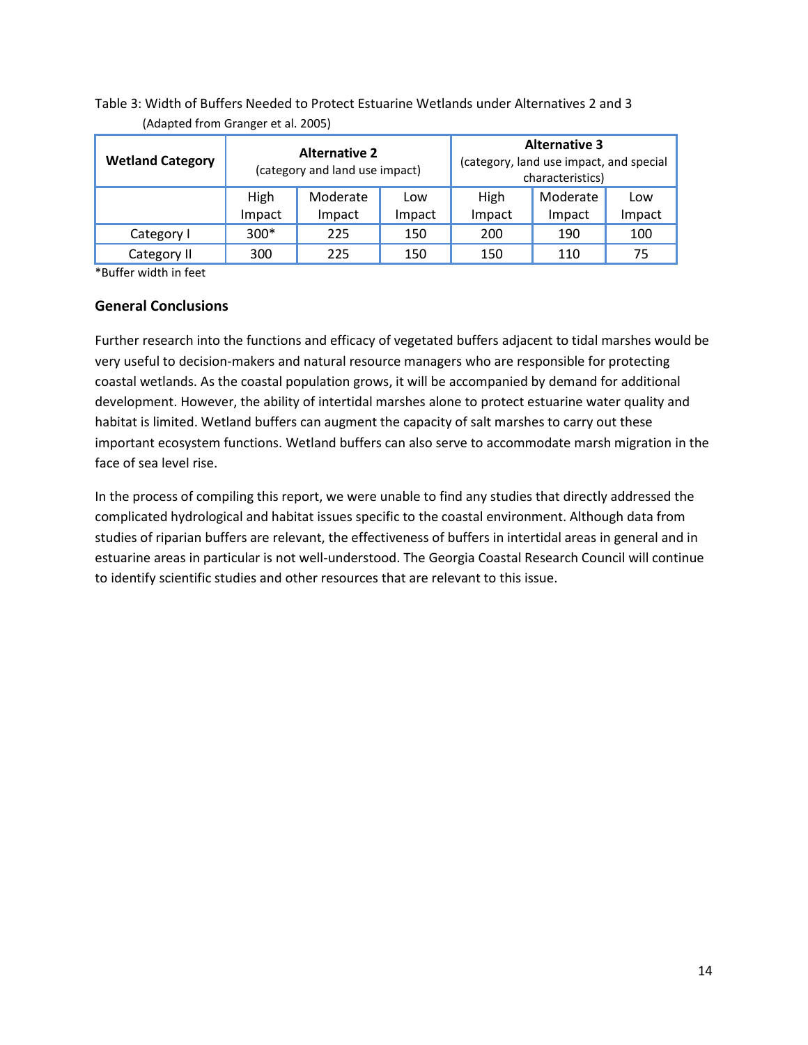Table 3: Width of Buffers Needed to Protect Estuarine Wetlands under Alternatives 2 and 3
(Adapted from Granger et al. 2005)

| Wetland Category | Alternative 2 (category and land use impact) | | | Alternative 3 (category, land use impact, and special characteristics) | | |
|---|---|---|---|---|---|---|
| | High Impact | Moderate Impact | Low Impact | High Impact | Moderate Impact | Low Impact |
| Category I | 300* | 225 | 150 | 200 | 190 | 100 |
| Category II | 300 | 225 | 150 | 150 | 110 | 75 |

*Buffer width in feet

## General Conclusions

Further research into the functions and efficacy of vegetated buffers adjacent to tidal marshes would be very useful to decision-makers and natural resource managers who are responsible for protecting coastal wetlands. As the coastal population grows, it will be accompanied by demand for additional development. However, the ability of intertidal marshes alone to protect estuarine water quality and habitat is limited. Wetland buffers can augment the capacity of salt marshes to carry out these important ecosystem functions. Wetland buffers can also serve to accommodate marsh migration in the face of sea level rise.

In the process of compiling this report, we were unable to find any studies that directly addressed the complicated hydrological and habitat issues specific to the coastal environment. Although data from studies of riparian buffers are relevant, the effectiveness of buffers in intertidal areas in general and in estuarine areas in particular is not well-understood. The Georgia Coastal Research Council will continue to identify scientific studies and other resources that are relevant to this issue.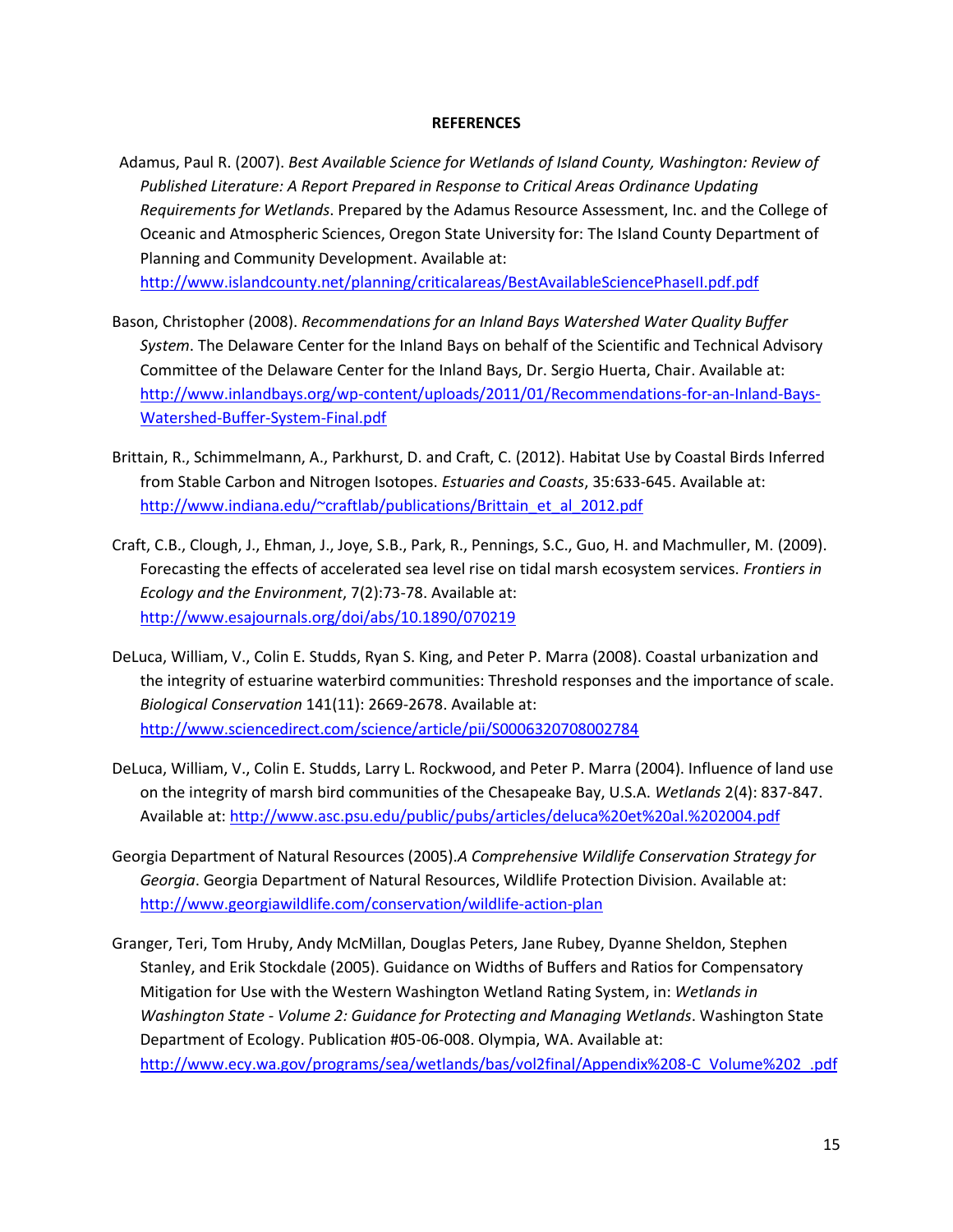**REFERENCES**

Adamus, Paul R. (2007). *Best Available Science for Wetlands of Island County, Washington: Review of Published Literature: A Report Prepared in Response to Critical Areas Ordinance Updating Requirements for Wetlands*. Prepared by the Adamus Resource Assessment, Inc. and the College of Oceanic and Atmospheric Sciences, Oregon State University for: The Island County Department of Planning and Community Development. Available at: http://www.islandcounty.net/planning/criticalareas/BestAvailableSciencePhaseII.pdf.pdf

Bason, Christopher (2008). *Recommendations for an Inland Bays Watershed Water Quality Buffer System*. The Delaware Center for the Inland Bays on behalf of the Scientific and Technical Advisory Committee of the Delaware Center for the Inland Bays, Dr. Sergio Huerta, Chair. Available at: http://www.inlandbays.org/wp-content/uploads/2011/01/Recommendations-for-an-Inland-Bays-Watershed-Buffer-System-Final.pdf

Brittain, R., Schimmelmann, A., Parkhurst, D. and Craft, C. (2012). Habitat Use by Coastal Birds Inferred from Stable Carbon and Nitrogen Isotopes. *Estuaries and Coasts*, 35:633-645. Available at: http://www.indiana.edu/~craftlab/publications/Brittain_et_al_2012.pdf

Craft, C.B., Clough, J., Ehman, J., Joye, S.B., Park, R., Pennings, S.C., Guo, H. and Machmuller, M. (2009). Forecasting the effects of accelerated sea level rise on tidal marsh ecosystem services. *Frontiers in Ecology and the Environment*, 7(2):73-78. Available at: http://www.esajournals.org/doi/abs/10.1890/070219

DeLuca, William, V., Colin E. Studds, Ryan S. King, and Peter P. Marra (2008). Coastal urbanization and the integrity of estuarine waterbird communities: Threshold responses and the importance of scale. *Biological Conservation* 141(11): 2669-2678. Available at: http://www.sciencedirect.com/science/article/pii/S0006320708002784

DeLuca, William, V., Colin E. Studds, Larry L. Rockwood, and Peter P. Marra (2004). Influence of land use on the integrity of marsh bird communities of the Chesapeake Bay, U.S.A. *Wetlands* 2(4): 837-847. Available at: http://www.asc.psu.edu/public/pubs/articles/deluca%20et%20al.%202004.pdf

Georgia Department of Natural Resources (2005).*A Comprehensive Wildlife Conservation Strategy for Georgia*. Georgia Department of Natural Resources, Wildlife Protection Division. Available at: http://www.georgiawildlife.com/conservation/wildlife-action-plan

Granger, Teri, Tom Hruby, Andy McMillan, Douglas Peters, Jane Rubey, Dyanne Sheldon, Stephen Stanley, and Erik Stockdale (2005). Guidance on Widths of Buffers and Ratios for Compensatory Mitigation for Use with the Western Washington Wetland Rating System, in: *Wetlands in Washington State - Volume 2: Guidance for Protecting and Managing Wetlands*. Washington State Department of Ecology. Publication #05-06-008. Olympia, WA. Available at: http://www.ecy.wa.gov/programs/sea/wetlands/bas/vol2final/Appendix%208-C_Volume%202_.pdf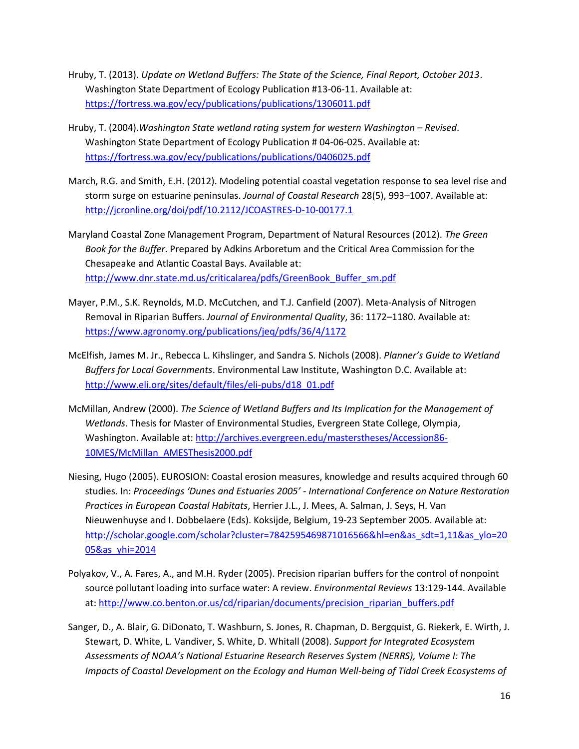Hruby, T. (2013). *Update on Wetland Buffers: The State of the Science, Final Report, October 2013*. Washington State Department of Ecology Publication #13-06-11. Available at: https://fortress.wa.gov/ecy/publications/publications/1306011.pdf

Hruby, T. (2004).*Washington State wetland rating system for western Washington – Revised*. Washington State Department of Ecology Publication # 04-06-025. Available at: https://fortress.wa.gov/ecy/publications/publications/0406025.pdf

March, R.G. and Smith, E.H. (2012). Modeling potential coastal vegetation response to sea level rise and storm surge on estuarine peninsulas. *Journal of Coastal Research* 28(5), 993–1007. Available at: http://jcronline.org/doi/pdf/10.2112/JCOASTRES-D-10-00177.1

Maryland Coastal Zone Management Program, Department of Natural Resources (2012). *The Green Book for the Buffer*. Prepared by Adkins Arboretum and the Critical Area Commission for the Chesapeake and Atlantic Coastal Bays. Available at: http://www.dnr.state.md.us/criticalarea/pdfs/GreenBook_Buffer_sm.pdf

Mayer, P.M., S.K. Reynolds, M.D. McCutchen, and T.J. Canfield (2007). Meta-Analysis of Nitrogen Removal in Riparian Buffers. *Journal of Environmental Quality*, 36: 1172–1180. Available at: https://www.agronomy.org/publications/jeq/pdfs/36/4/1172

McElfish, James M. Jr., Rebecca L. Kihslinger, and Sandra S. Nichols (2008). *Planner's Guide to Wetland Buffers for Local Governments*. Environmental Law Institute, Washington D.C. Available at: http://www.eli.org/sites/default/files/eli-pubs/d18_01.pdf

McMillan, Andrew (2000). *The Science of Wetland Buffers and Its Implication for the Management of Wetlands*. Thesis for Master of Environmental Studies, Evergreen State College, Olympia, Washington. Available at: http://archives.evergreen.edu/masterstheses/Accession86-10MES/McMillan_AMESThesis2000.pdf

Niesing, Hugo (2005). EUROSION: Coastal erosion measures, knowledge and results acquired through 60 studies. In: *Proceedings 'Dunes and Estuaries 2005' - International Conference on Nature Restoration Practices in European Coastal Habitats*, Herrier J.L., J. Mees, A. Salman, J. Seys, H. Van Nieuwenhuyse and I. Dobbelaere (Eds). Koksijde, Belgium, 19-23 September 2005. Available at: http://scholar.google.com/scholar?cluster=7842595469871016566&hl=en&as_sdt=1,11&as_ylo=2005&as_yhi=2014

Polyakov, V., A. Fares, A., and M.H. Ryder (2005). Precision riparian buffers for the control of nonpoint source pollutant loading into surface water: A review. *Environmental Reviews* 13:129-144. Available at: http://www.co.benton.or.us/cd/riparian/documents/precision_riparian_buffers.pdf

Sanger, D., A. Blair, G. DiDonato, T. Washburn, S. Jones, R. Chapman, D. Bergquist, G. Riekerk, E. Wirth, J. Stewart, D. White, L. Vandiver, S. White, D. Whitall (2008). *Support for Integrated Ecosystem Assessments of NOAA's National Estuarine Research Reserves System (NERRS), Volume I: The Impacts of Coastal Development on the Ecology and Human Well-being of Tidal Creek Ecosystems of*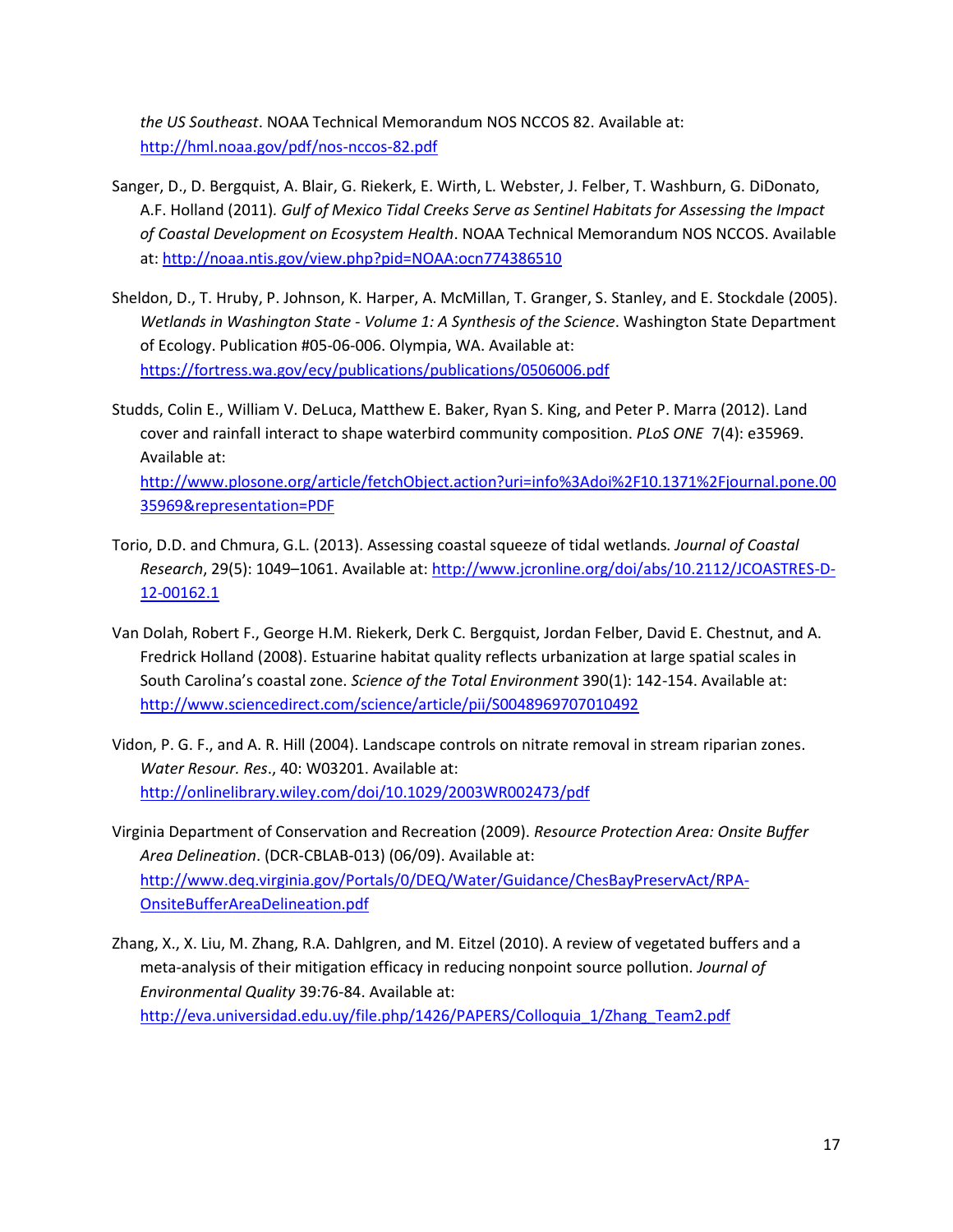*the US Southeast*. NOAA Technical Memorandum NOS NCCOS 82. Available at: http://hml.noaa.gov/pdf/nos-nccos-82.pdf

Sanger, D., D. Bergquist, A. Blair, G. Riekerk, E. Wirth, L. Webster, J. Felber, T. Washburn, G. DiDonato, A.F. Holland (2011). *Gulf of Mexico Tidal Creeks Serve as Sentinel Habitats for Assessing the Impact of Coastal Development on Ecosystem Health*. NOAA Technical Memorandum NOS NCCOS. Available at: http://noaa.ntis.gov/view.php?pid=NOAA:ocn774386510

Sheldon, D., T. Hruby, P. Johnson, K. Harper, A. McMillan, T. Granger, S. Stanley, and E. Stockdale (2005). *Wetlands in Washington State - Volume 1: A Synthesis of the Science*. Washington State Department of Ecology. Publication #05-06-006. Olympia, WA. Available at: https://fortress.wa.gov/ecy/publications/publications/0506006.pdf

Studds, Colin E., William V. DeLuca, Matthew E. Baker, Ryan S. King, and Peter P. Marra (2012). Land cover and rainfall interact to shape waterbird community composition. *PLoS ONE* 7(4): e35969. Available at: http://www.plosone.org/article/fetchObject.action?uri=info%3Adoi%2F10.1371%2Fjournal.pone.0035969&representation=PDF

Torio, D.D. and Chmura, G.L. (2013). Assessing coastal squeeze of tidal wetlands. *Journal of Coastal Research*, 29(5): 1049–1061. Available at: http://www.jcronline.org/doi/abs/10.2112/JCOASTRES-D-12-00162.1

Van Dolah, Robert F., George H.M. Riekerk, Derk C. Bergquist, Jordan Felber, David E. Chestnut, and A. Fredrick Holland (2008). Estuarine habitat quality reflects urbanization at large spatial scales in South Carolina's coastal zone. *Science of the Total Environment* 390(1): 142-154. Available at: http://www.sciencedirect.com/science/article/pii/S0048969707010492

Vidon, P. G. F., and A. R. Hill (2004). Landscape controls on nitrate removal in stream riparian zones. *Water Resour. Res*., 40: W03201. Available at: http://onlinelibrary.wiley.com/doi/10.1029/2003WR002473/pdf

Virginia Department of Conservation and Recreation (2009). *Resource Protection Area: Onsite Buffer Area Delineation*. (DCR-CBLAB-013) (06/09). Available at: http://www.deq.virginia.gov/Portals/0/DEQ/Water/Guidance/ChesBayPreservAct/RPA-OnsiteBufferAreaDelineation.pdf

Zhang, X., X. Liu, M. Zhang, R.A. Dahlgren, and M. Eitzel (2010). A review of vegetated buffers and a meta-analysis of their mitigation efficacy in reducing nonpoint source pollution. *Journal of Environmental Quality* 39:76-84. Available at: http://eva.universidad.edu.uy/file.php/1426/PAPERS/Colloquia_1/Zhang_Team2.pdf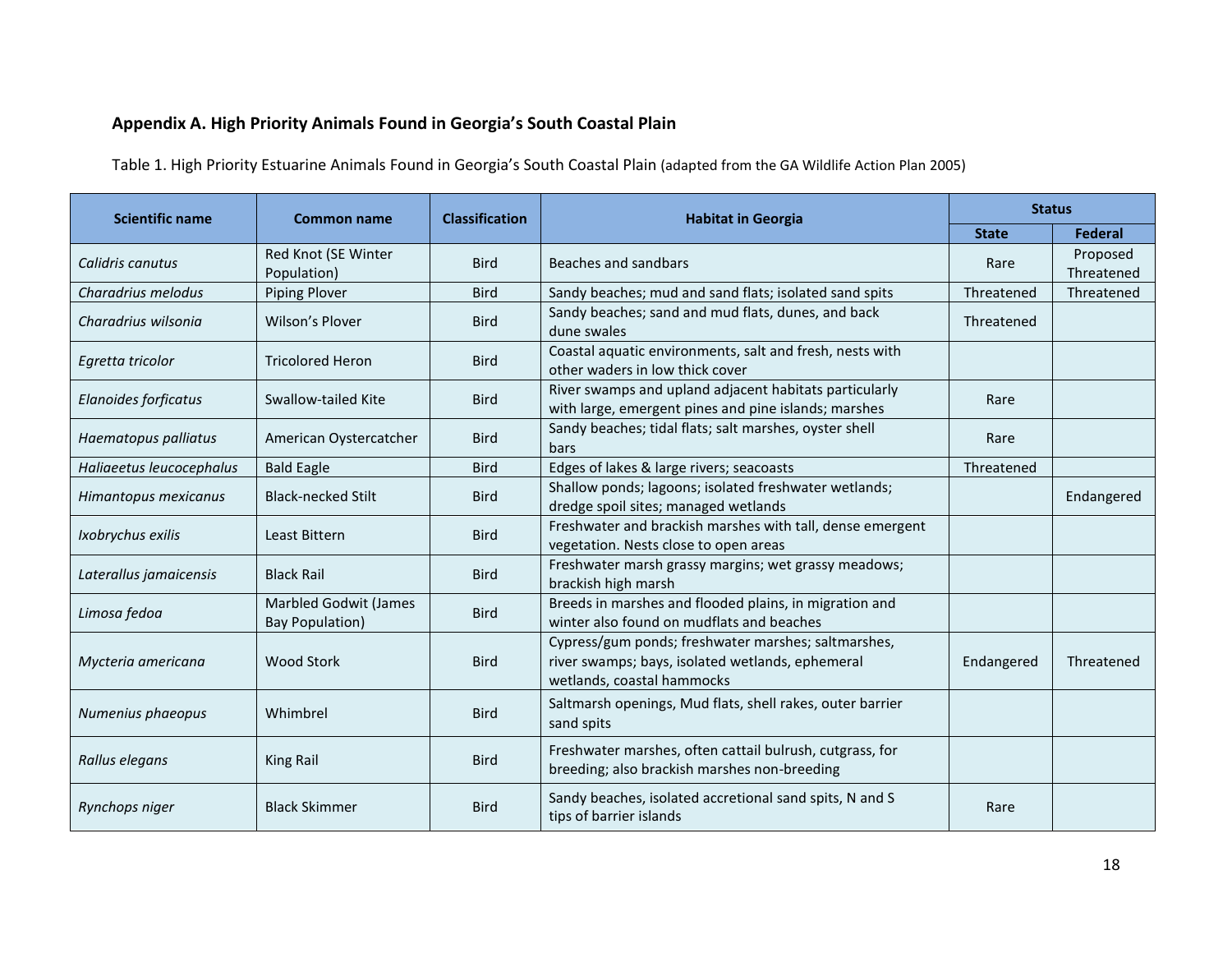### Appendix A. High Priority Animals Found in Georgia's South Coastal Plain

Table 1. High Priority Estuarine Animals Found in Georgia's South Coastal Plain (adapted from the GA Wildlife Action Plan 2005)

| Scientific name | Common name | Classification | Habitat in Georgia | Status | |
|---|---|---|---|---|---|
| | | | | State | Federal |
| *Calidris canutus* | Red Knot (SE Winter Population) | Bird | Beaches and sandbars | Rare | Proposed Threatened |
| *Charadrius melodus* | Piping Plover | Bird | Sandy beaches; mud and sand flats; isolated sand spits | Threatened | Threatened |
| *Charadrius wilsonia* | Wilson's Plover | Bird | Sandy beaches; sand and mud flats, dunes, and back dune swales | Threatened | |
| *Egretta tricolor* | Tricolored Heron | Bird | Coastal aquatic environments, salt and fresh, nests with other waders in low thick cover | | |
| *Elanoides forficatus* | Swallow-tailed Kite | Bird | River swamps and upland adjacent habitats particularly with large, emergent pines and pine islands; marshes | Rare | |
| *Haematopus palliatus* | American Oystercatcher | Bird | Sandy beaches; tidal flats; salt marshes, oyster shell bars | Rare | |
| *Haliaeetus leucocephalus* | Bald Eagle | Bird | Edges of lakes & large rivers; seacoasts | Threatened | |
| *Himantopus mexicanus* | Black-necked Stilt | Bird | Shallow ponds; lagoons; isolated freshwater wetlands; dredge spoil sites; managed wetlands | | Endangered |
| *Ixobrychus exilis* | Least Bittern | Bird | Freshwater and brackish marshes with tall, dense emergent vegetation. Nests close to open areas | | |
| *Laterallus jamaicensis* | Black Rail | Bird | Freshwater marsh grassy margins; wet grassy meadows; brackish high marsh | | |
| *Limosa fedoa* | Marbled Godwit (James Bay Population) | Bird | Breeds in marshes and flooded plains, in migration and winter also found on mudflats and beaches | | |
| *Mycteria americana* | Wood Stork | Bird | Cypress/gum ponds; freshwater marshes; saltmarshes, river swamps; bays, isolated wetlands, ephemeral wetlands, coastal hammocks | Endangered | Threatened |
| *Numenius phaeopus* | Whimbrel | Bird | Saltmarsh openings, Mud flats, shell rakes, outer barrier sand spits | | |
| *Rallus elegans* | King Rail | Bird | Freshwater marshes, often cattail bulrush, cutgrass, for breeding; also brackish marshes non-breeding | | |
| *Rynchops niger* | Black Skimmer | Bird | Sandy beaches, isolated accretional sand spits, N and S tips of barrier islands | Rare | |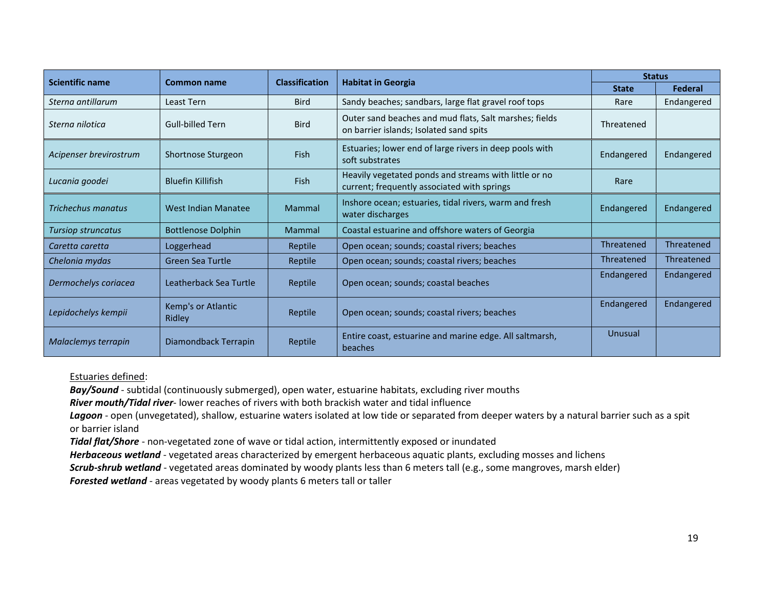| Scientific name | Common name | Classification | Habitat in Georgia | Status | |
|---|---|---|---|---|---|
| | | | | State | Federal |
| *Sterna antillarum* | Least Tern | Bird | Sandy beaches; sandbars, large flat gravel roof tops | Rare | Endangered |
| *Sterna nilotica* | Gull-billed Tern | Bird | Outer sand beaches and mud flats, Salt marshes; fields on barrier islands; Isolated sand spits | Threatened | |
| *Acipenser brevirostrum* | Shortnose Sturgeon | Fish | Estuaries; lower end of large rivers in deep pools with soft substrates | Endangered | Endangered |
| *Lucania goodei* | Bluefin Killifish | Fish | Heavily vegetated ponds and streams with little or no current; frequently associated with springs | Rare | |
| *Trichechus manatus* | West Indian Manatee | Mammal | Inshore ocean; estuaries, tidal rivers, warm and fresh water discharges | Endangered | Endangered |
| *Tursiop struncatus* | Bottlenose Dolphin | Mammal | Coastal estuarine and offshore waters of Georgia | | |
| *Caretta caretta* | Loggerhead | Reptile | Open ocean; sounds; coastal rivers; beaches | Threatened | Threatened |
| *Chelonia mydas* | Green Sea Turtle | Reptile | Open ocean; sounds; coastal rivers; beaches | Threatened | Threatened |
| *Dermochelys coriacea* | Leatherback Sea Turtle | Reptile | Open ocean; sounds; coastal beaches | Endangered | Endangered |
| *Lepidochelys kempii* | Kemp's or Atlantic Ridley | Reptile | Open ocean; sounds; coastal rivers; beaches | Endangered | Endangered |
| *Malaclemys terrapin* | Diamondback Terrapin | Reptile | Entire coast, estuarine and marine edge. All saltmarsh, beaches | Unusual | |

Estuaries defined:

***Bay/Sound*** - subtidal (continuously submerged), open water, estuarine habitats, excluding river mouths

***River mouth/Tidal river***- lower reaches of rivers with both brackish water and tidal influence

***Lagoon*** - open (unvegetated), shallow, estuarine waters isolated at low tide or separated from deeper waters by a natural barrier such as a spit or barrier island

***Tidal flat/Shore*** - non-vegetated zone of wave or tidal action, intermittently exposed or inundated

***Herbaceous wetland*** - vegetated areas characterized by emergent herbaceous aquatic plants, excluding mosses and lichens

***Scrub-shrub wetland*** - vegetated areas dominated by woody plants less than 6 meters tall (e.g., some mangroves, marsh elder)

***Forested wetland*** - areas vegetated by woody plants 6 meters tall or taller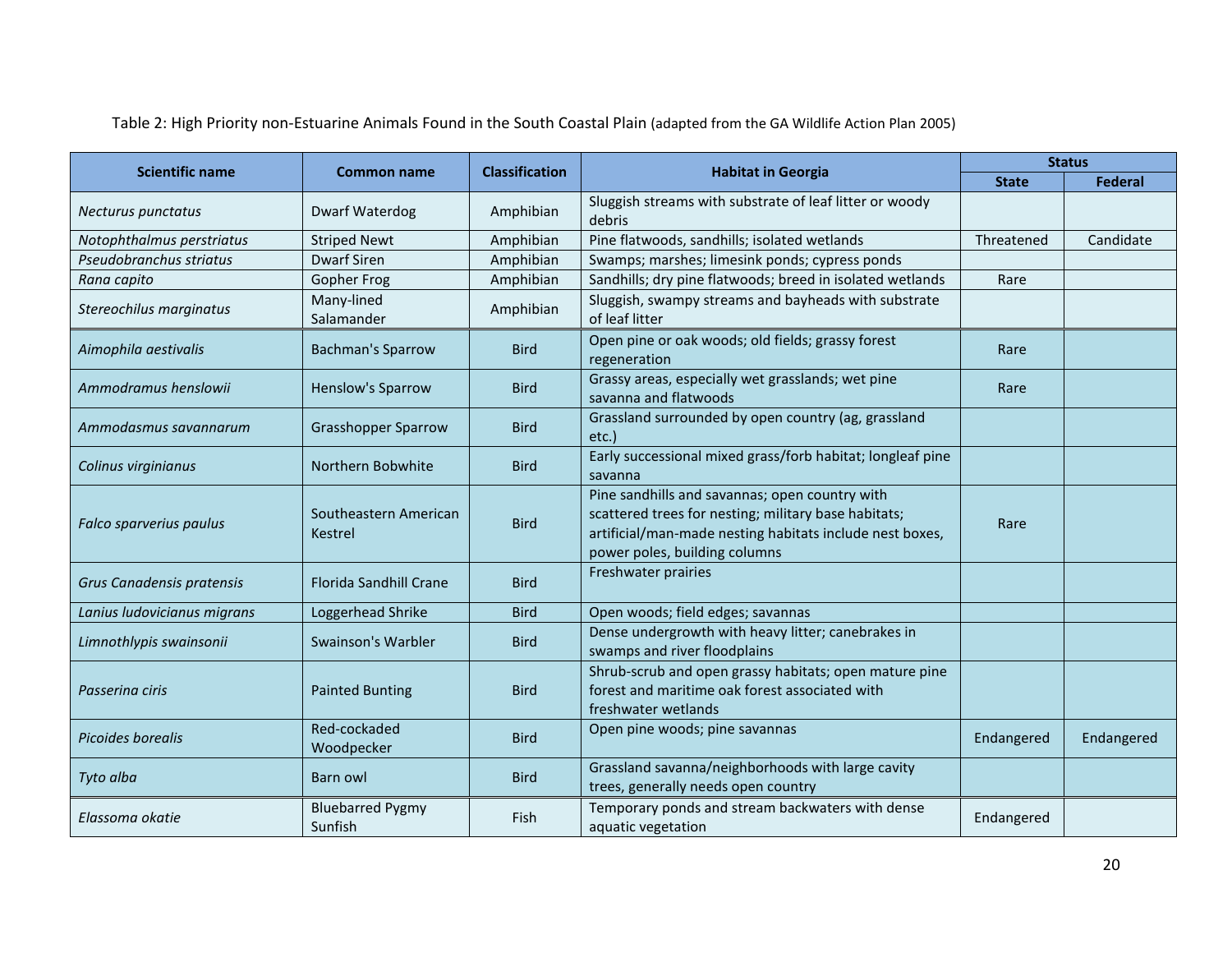Table 2: High Priority non-Estuarine Animals Found in the South Coastal Plain (adapted from the GA Wildlife Action Plan 2005)

| Scientific name | Common name | Classification | Habitat in Georgia | Status | |
|---|---|---|---|---|---|
| | | | | State | Federal |
| *Necturus punctatus* | Dwarf Waterdog | Amphibian | Sluggish streams with substrate of leaf litter or woody debris | | |
| *Notophthalmus perstriatus* | Striped Newt | Amphibian | Pine flatwoods, sandhills; isolated wetlands | Threatened | Candidate |
| *Pseudobranchus striatus* | Dwarf Siren | Amphibian | Swamps; marshes; limesink ponds; cypress ponds | | |
| *Rana capito* | Gopher Frog | Amphibian | Sandhills; dry pine flatwoods; breed in isolated wetlands | Rare | |
| *Stereochilus marginatus* | Many-lined Salamander | Amphibian | Sluggish, swampy streams and bayheads with substrate of leaf litter | | |
| *Aimophila aestivalis* | Bachman's Sparrow | Bird | Open pine or oak woods; old fields; grassy forest regeneration | Rare | |
| *Ammodramus henslowii* | Henslow's Sparrow | Bird | Grassy areas, especially wet grasslands; wet pine savanna and flatwoods | Rare | |
| *Ammodasmus savannarum* | Grasshopper Sparrow | Bird | Grassland surrounded by open country (ag, grassland etc.) | | |
| *Colinus virginianus* | Northern Bobwhite | Bird | Early successional mixed grass/forb habitat; longleaf pine savanna | | |
| *Falco sparverius paulus* | Southeastern American Kestrel | Bird | Pine sandhills and savannas; open country with scattered trees for nesting; military base habitats; artificial/man-made nesting habitats include nest boxes, power poles, building columns | Rare | |
| *Grus Canadensis pratensis* | Florida Sandhill Crane | Bird | Freshwater prairies | | |
| *Lanius ludovicianus migrans* | Loggerhead Shrike | Bird | Open woods; field edges; savannas | | |
| *Limnothlypis swainsonii* | Swainson's Warbler | Bird | Dense undergrowth with heavy litter; canebrakes in swamps and river floodplains | | |
| *Passerina ciris* | Painted Bunting | Bird | Shrub-scrub and open grassy habitats; open mature pine forest and maritime oak forest associated with freshwater wetlands | | |
| *Picoides borealis* | Red-cockaded Woodpecker | Bird | Open pine woods; pine savannas | Endangered | Endangered |
| *Tyto alba* | Barn owl | Bird | Grassland savanna/neighborhoods with large cavity trees, generally needs open country | | |
| *Elassoma okatie* | Bluebarred Pygmy Sunfish | Fish | Temporary ponds and stream backwaters with dense aquatic vegetation | Endangered | |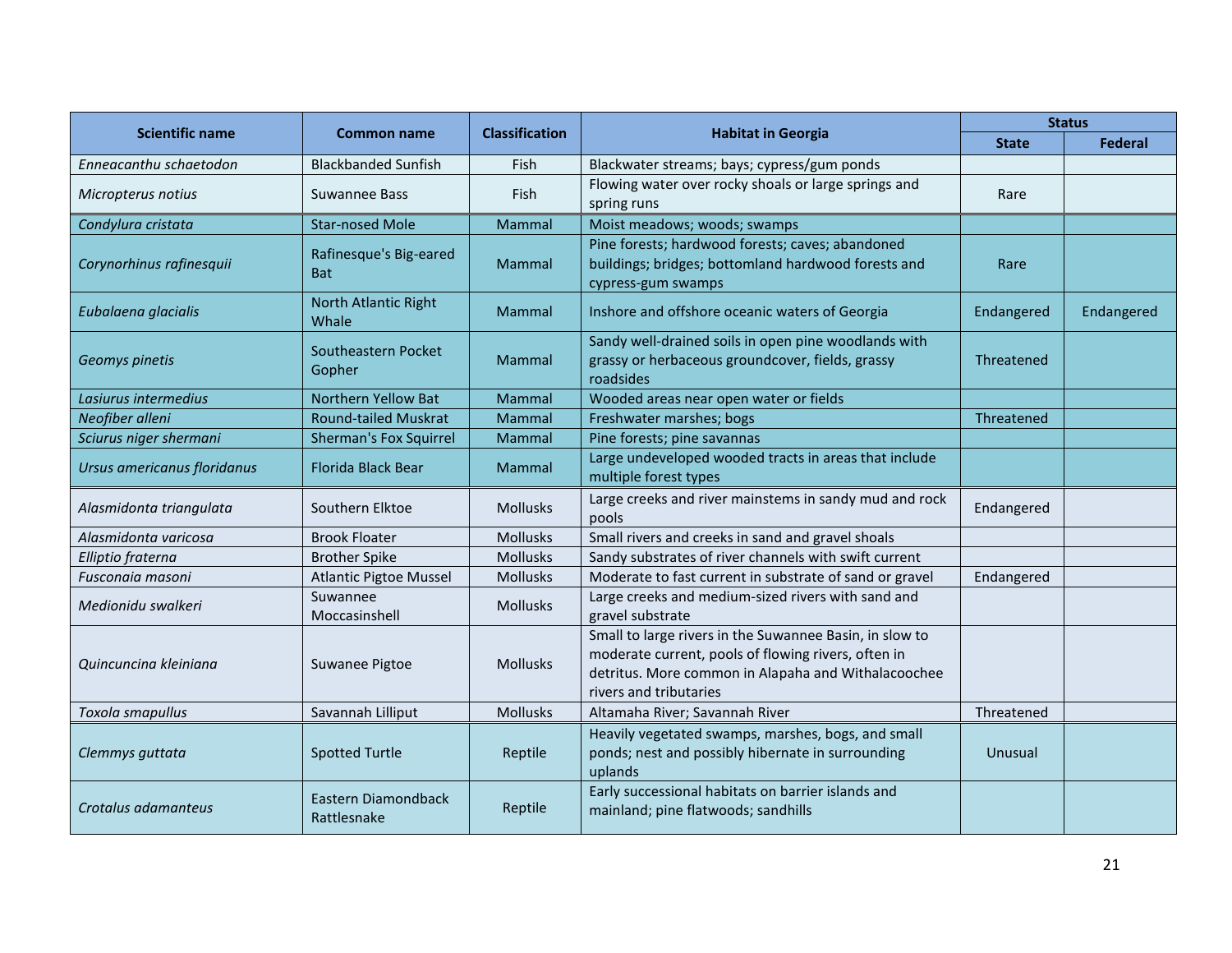| Scientific name | Common name | Classification | Habitat in Georgia | Status | |
|---|---|---|---|---|---|
| | | | | State | Federal |
| *Enneacanthu schaetodon* | Blackbanded Sunfish | Fish | Blackwater streams; bays; cypress/gum ponds | | |
| *Micropterus notius* | Suwannee Bass | Fish | Flowing water over rocky shoals or large springs and spring runs | Rare | |
| *Condylura cristata* | Star-nosed Mole | Mammal | Moist meadows; woods; swamps | | |
| *Corynorhinus rafinesquii* | Rafinesque's Big-eared Bat | Mammal | Pine forests; hardwood forests; caves; abandoned buildings; bridges; bottomland hardwood forests and cypress-gum swamps | Rare | |
| *Eubalaena glacialis* | North Atlantic Right Whale | Mammal | Inshore and offshore oceanic waters of Georgia | Endangered | Endangered |
| *Geomys pinetis* | Southeastern Pocket Gopher | Mammal | Sandy well-drained soils in open pine woodlands with grassy or herbaceous groundcover, fields, grassy roadsides | Threatened | |
| *Lasiurus intermedius* | Northern Yellow Bat | Mammal | Wooded areas near open water or fields | | |
| *Neofiber alleni* | Round-tailed Muskrat | Mammal | Freshwater marshes; bogs | Threatened | |
| *Sciurus niger shermani* | Sherman's Fox Squirrel | Mammal | Pine forests; pine savannas | | |
| *Ursus americanus floridanus* | Florida Black Bear | Mammal | Large undeveloped wooded tracts in areas that include multiple forest types | | |
| *Alasmidonta triangulata* | Southern Elktoe | Mollusks | Large creeks and river mainstems in sandy mud and rock pools | Endangered | |
| *Alasmidonta varicosa* | Brook Floater | Mollusks | Small rivers and creeks in sand and gravel shoals | | |
| *Elliptio fraterna* | Brother Spike | Mollusks | Sandy substrates of river channels with swift current | | |
| *Fusconaia masoni* | Atlantic Pigtoe Mussel | Mollusks | Moderate to fast current in substrate of sand or gravel | Endangered | |
| *Medionidu swalkeri* | Suwannee Moccasinshell | Mollusks | Large creeks and medium-sized rivers with sand and gravel substrate | | |
| *Quincuncina kleiniana* | Suwanee Pigtoe | Mollusks | Small to large rivers in the Suwannee Basin, in slow to moderate current, pools of flowing rivers, often in detritus. More common in Alapaha and Withalacoochee rivers and tributaries | | |
| *Toxola smapullus* | Savannah Lilliput | Mollusks | Altamaha River; Savannah River | Threatened | |
| *Clemmys guttata* | Spotted Turtle | Reptile | Heavily vegetated swamps, marshes, bogs, and small ponds; nest and possibly hibernate in surrounding uplands | Unusual | |
| *Crotalus adamanteus* | Eastern Diamondback Rattlesnake | Reptile | Early successional habitats on barrier islands and mainland; pine flatwoods; sandhills | | |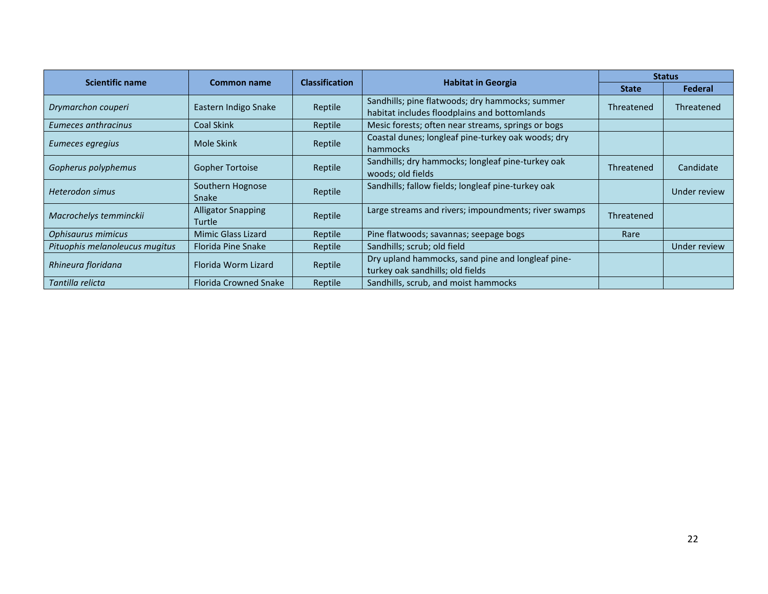| Scientific name | Common name | Classification | Habitat in Georgia | Status | |
|---|---|---|---|---|---|
| | | | | State | Federal |
| *Drymarchon couperi* | Eastern Indigo Snake | Reptile | Sandhills; pine flatwoods; dry hammocks; summer habitat includes floodplains and bottomlands | Threatened | Threatened |
| *Eumeces anthracinus* | Coal Skink | Reptile | Mesic forests; often near streams, springs or bogs | | |
| *Eumeces egregius* | Mole Skink | Reptile | Coastal dunes; longleaf pine-turkey oak woods; dry hammocks | | |
| *Gopherus polyphemus* | Gopher Tortoise | Reptile | Sandhills; dry hammocks; longleaf pine-turkey oak woods; old fields | Threatened | Candidate |
| *Heterodon simus* | Southern Hognose Snake | Reptile | Sandhills; fallow fields; longleaf pine-turkey oak | | Under review |
| *Macrochelys temminckii* | Alligator Snapping Turtle | Reptile | Large streams and rivers; impoundments; river swamps | Threatened | |
| *Ophisaurus mimicus* | Mimic Glass Lizard | Reptile | Pine flatwoods; savannas; seepage bogs | Rare | |
| *Pituophis melanoleucus mugitus* | Florida Pine Snake | Reptile | Sandhills; scrub; old field | | Under review |
| *Rhineura floridana* | Florida Worm Lizard | Reptile | Dry upland hammocks, sand pine and longleaf pine-turkey oak sandhills; old fields | | |
| *Tantilla relicta* | Florida Crowned Snake | Reptile | Sandhills, scrub, and moist hammocks | | |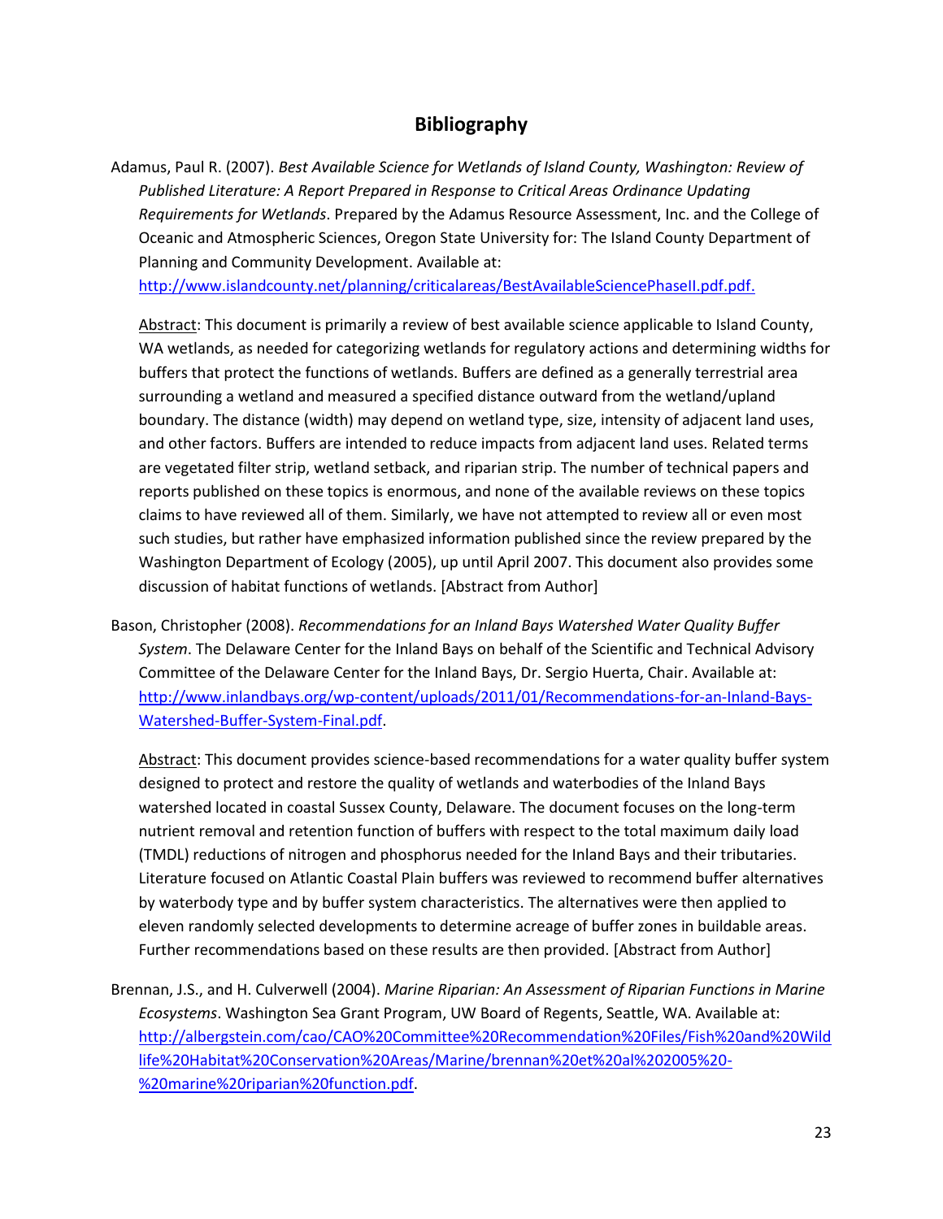## Bibliography

Adamus, Paul R. (2007). *Best Available Science for Wetlands of Island County, Washington: Review of Published Literature: A Report Prepared in Response to Critical Areas Ordinance Updating Requirements for Wetlands*. Prepared by the Adamus Resource Assessment, Inc. and the College of Oceanic and Atmospheric Sciences, Oregon State University for: The Island County Department of Planning and Community Development. Available at: http://www.islandcounty.net/planning/criticalareas/BestAvailableSciencePhaseII.pdf.pdf.

Abstract: This document is primarily a review of best available science applicable to Island County, WA wetlands, as needed for categorizing wetlands for regulatory actions and determining widths for buffers that protect the functions of wetlands. Buffers are defined as a generally terrestrial area surrounding a wetland and measured a specified distance outward from the wetland/upland boundary. The distance (width) may depend on wetland type, size, intensity of adjacent land uses, and other factors. Buffers are intended to reduce impacts from adjacent land uses. Related terms are vegetated filter strip, wetland setback, and riparian strip. The number of technical papers and reports published on these topics is enormous, and none of the available reviews on these topics claims to have reviewed all of them. Similarly, we have not attempted to review all or even most such studies, but rather have emphasized information published since the review prepared by the Washington Department of Ecology (2005), up until April 2007. This document also provides some discussion of habitat functions of wetlands. [Abstract from Author]

Bason, Christopher (2008). *Recommendations for an Inland Bays Watershed Water Quality Buffer System*. The Delaware Center for the Inland Bays on behalf of the Scientific and Technical Advisory Committee of the Delaware Center for the Inland Bays, Dr. Sergio Huerta, Chair. Available at: http://www.inlandbays.org/wp-content/uploads/2011/01/Recommendations-for-an-Inland-Bays-Watershed-Buffer-System-Final.pdf.

Abstract: This document provides science-based recommendations for a water quality buffer system designed to protect and restore the quality of wetlands and waterbodies of the Inland Bays watershed located in coastal Sussex County, Delaware. The document focuses on the long-term nutrient removal and retention function of buffers with respect to the total maximum daily load (TMDL) reductions of nitrogen and phosphorus needed for the Inland Bays and their tributaries. Literature focused on Atlantic Coastal Plain buffers was reviewed to recommend buffer alternatives by waterbody type and by buffer system characteristics. The alternatives were then applied to eleven randomly selected developments to determine acreage of buffer zones in buildable areas. Further recommendations based on these results are then provided. [Abstract from Author]

Brennan, J.S., and H. Culverwell (2004). *Marine Riparian: An Assessment of Riparian Functions in Marine Ecosystems*. Washington Sea Grant Program, UW Board of Regents, Seattle, WA. Available at: http://albergstein.com/cao/CAO%20Committee%20Recommendation%20Files/Fish%20and%20Wildlife%20Habitat%20Conservation%20Areas/Marine/brennan%20et%20al%202005%20-%20marine%20riparian%20function.pdf.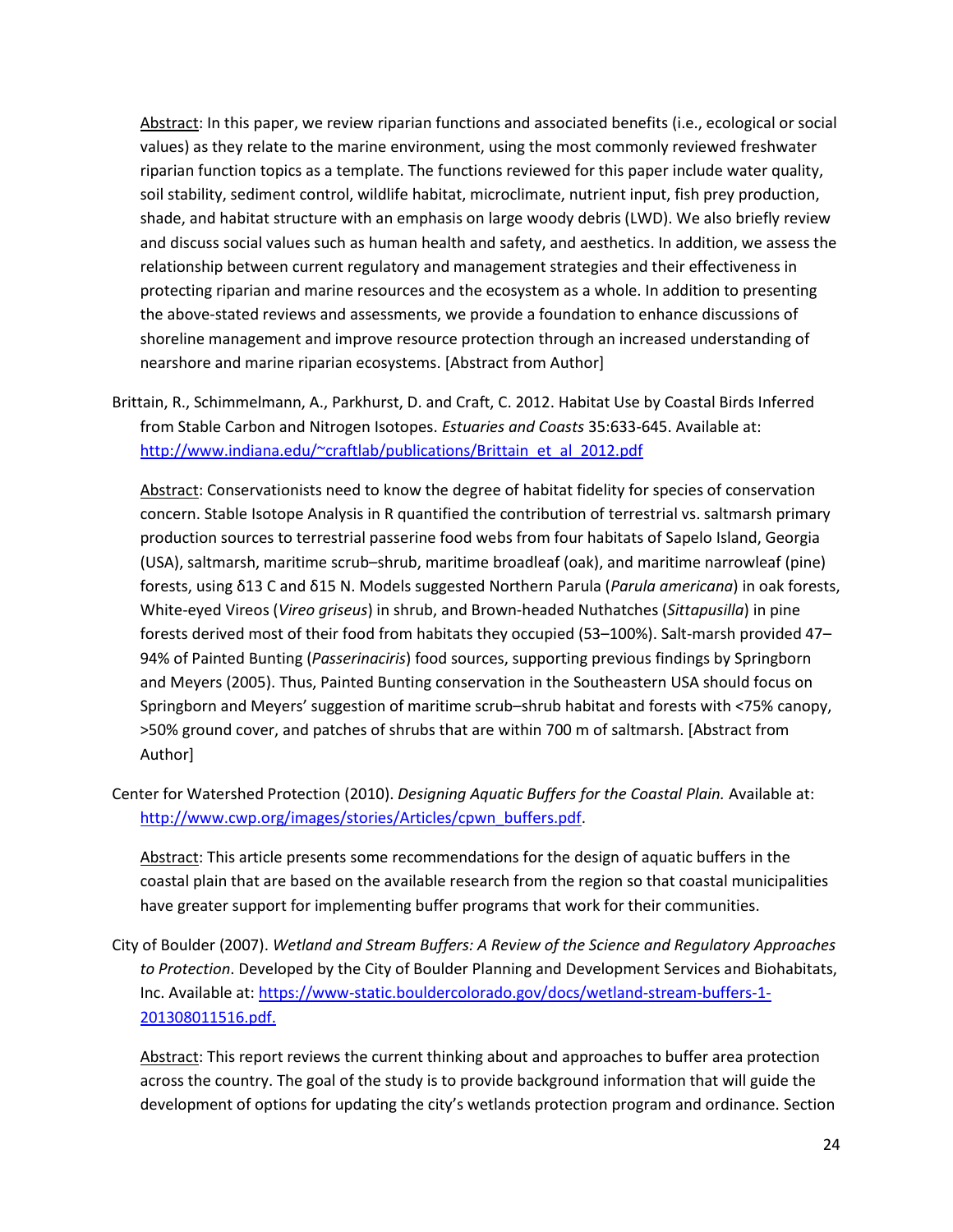Abstract: In this paper, we review riparian functions and associated benefits (i.e., ecological or social values) as they relate to the marine environment, using the most commonly reviewed freshwater riparian function topics as a template. The functions reviewed for this paper include water quality, soil stability, sediment control, wildlife habitat, microclimate, nutrient input, fish prey production, shade, and habitat structure with an emphasis on large woody debris (LWD). We also briefly review and discuss social values such as human health and safety, and aesthetics. In addition, we assess the relationship between current regulatory and management strategies and their effectiveness in protecting riparian and marine resources and the ecosystem as a whole. In addition to presenting the above-stated reviews and assessments, we provide a foundation to enhance discussions of shoreline management and improve resource protection through an increased understanding of nearshore and marine riparian ecosystems. [Abstract from Author]

Brittain, R., Schimmelmann, A., Parkhurst, D. and Craft, C. 2012. Habitat Use by Coastal Birds Inferred from Stable Carbon and Nitrogen Isotopes. *Estuaries and Coasts* 35:633-645. Available at: http://www.indiana.edu/~craftlab/publications/Brittain_et_al_2012.pdf

Abstract: Conservationists need to know the degree of habitat fidelity for species of conservation concern. Stable Isotope Analysis in R quantified the contribution of terrestrial vs. saltmarsh primary production sources to terrestrial passerine food webs from four habitats of Sapelo Island, Georgia (USA), saltmarsh, maritime scrub–shrub, maritime broadleaf (oak), and maritime narrowleaf (pine) forests, using δ13 C and δ15 N. Models suggested Northern Parula (*Parula americana*) in oak forests, White-eyed Vireos (*Vireo griseus*) in shrub, and Brown-headed Nuthatches (*Sittapusilla*) in pine forests derived most of their food from habitats they occupied (53–100%). Salt-marsh provided 47–94% of Painted Bunting (*Passerinaciris*) food sources, supporting previous findings by Springborn and Meyers (2005). Thus, Painted Bunting conservation in the Southeastern USA should focus on Springborn and Meyers' suggestion of maritime scrub–shrub habitat and forests with <75% canopy, >50% ground cover, and patches of shrubs that are within 700 m of saltmarsh. [Abstract from Author]

Center for Watershed Protection (2010). *Designing Aquatic Buffers for the Coastal Plain.* Available at: http://www.cwp.org/images/stories/Articles/cpwn_buffers.pdf.

Abstract: This article presents some recommendations for the design of aquatic buffers in the coastal plain that are based on the available research from the region so that coastal municipalities have greater support for implementing buffer programs that work for their communities.

City of Boulder (2007). *Wetland and Stream Buffers: A Review of the Science and Regulatory Approaches to Protection*. Developed by the City of Boulder Planning and Development Services and Biohabitats, Inc. Available at: https://www-static.bouldercolorado.gov/docs/wetland-stream-buffers-1-201308011516.pdf.

Abstract: This report reviews the current thinking about and approaches to buffer area protection across the country. The goal of the study is to provide background information that will guide the development of options for updating the city's wetlands protection program and ordinance. Section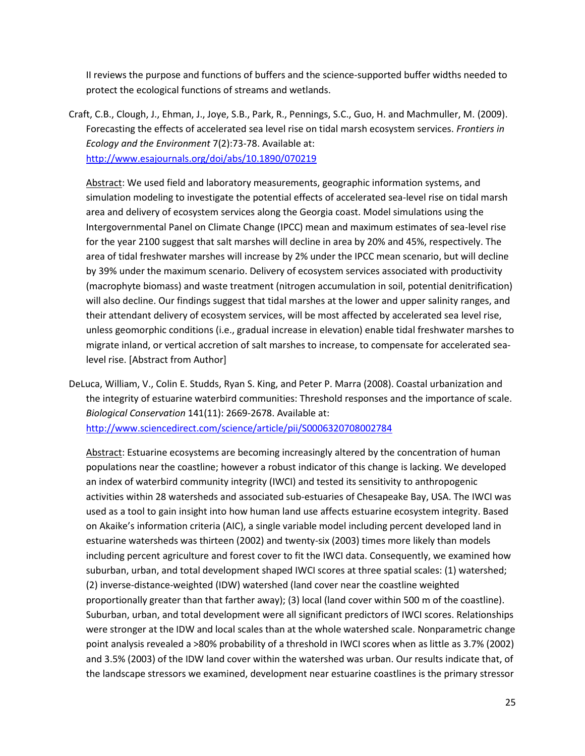II reviews the purpose and functions of buffers and the science-supported buffer widths needed to protect the ecological functions of streams and wetlands.

Craft, C.B., Clough, J., Ehman, J., Joye, S.B., Park, R., Pennings, S.C., Guo, H. and Machmuller, M. (2009). Forecasting the effects of accelerated sea level rise on tidal marsh ecosystem services. *Frontiers in Ecology and the Environment* 7(2):73-78. Available at: http://www.esajournals.org/doi/abs/10.1890/070219

Abstract: We used field and laboratory measurements, geographic information systems, and simulation modeling to investigate the potential effects of accelerated sea-level rise on tidal marsh area and delivery of ecosystem services along the Georgia coast. Model simulations using the Intergovernmental Panel on Climate Change (IPCC) mean and maximum estimates of sea-level rise for the year 2100 suggest that salt marshes will decline in area by 20% and 45%, respectively. The area of tidal freshwater marshes will increase by 2% under the IPCC mean scenario, but will decline by 39% under the maximum scenario. Delivery of ecosystem services associated with productivity (macrophyte biomass) and waste treatment (nitrogen accumulation in soil, potential denitrification) will also decline. Our findings suggest that tidal marshes at the lower and upper salinity ranges, and their attendant delivery of ecosystem services, will be most affected by accelerated sea level rise, unless geomorphic conditions (i.e., gradual increase in elevation) enable tidal freshwater marshes to migrate inland, or vertical accretion of salt marshes to increase, to compensate for accelerated sea-level rise. [Abstract from Author]

DeLuca, William, V., Colin E. Studds, Ryan S. King, and Peter P. Marra (2008). Coastal urbanization and the integrity of estuarine waterbird communities: Threshold responses and the importance of scale. *Biological Conservation* 141(11): 2669-2678. Available at: http://www.sciencedirect.com/science/article/pii/S0006320708002784

Abstract: Estuarine ecosystems are becoming increasingly altered by the concentration of human populations near the coastline; however a robust indicator of this change is lacking. We developed an index of waterbird community integrity (IWCI) and tested its sensitivity to anthropogenic activities within 28 watersheds and associated sub-estuaries of Chesapeake Bay, USA. The IWCI was used as a tool to gain insight into how human land use affects estuarine ecosystem integrity. Based on Akaike's information criteria (AIC), a single variable model including percent developed land in estuarine watersheds was thirteen (2002) and twenty-six (2003) times more likely than models including percent agriculture and forest cover to fit the IWCI data. Consequently, we examined how suburban, urban, and total development shaped IWCI scores at three spatial scales: (1) watershed; (2) inverse-distance-weighted (IDW) watershed (land cover near the coastline weighted proportionally greater than that farther away); (3) local (land cover within 500 m of the coastline). Suburban, urban, and total development were all significant predictors of IWCI scores. Relationships were stronger at the IDW and local scales than at the whole watershed scale. Nonparametric change point analysis revealed a >80% probability of a threshold in IWCI scores when as little as 3.7% (2002) and 3.5% (2003) of the IDW land cover within the watershed was urban. Our results indicate that, of the landscape stressors we examined, development near estuarine coastlines is the primary stressor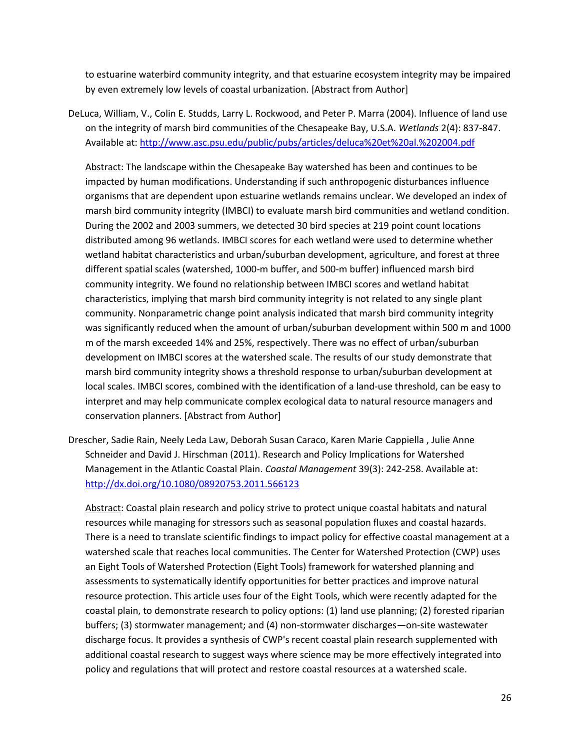to estuarine waterbird community integrity, and that estuarine ecosystem integrity may be impaired by even extremely low levels of coastal urbanization. [Abstract from Author]

DeLuca, William, V., Colin E. Studds, Larry L. Rockwood, and Peter P. Marra (2004). Influence of land use on the integrity of marsh bird communities of the Chesapeake Bay, U.S.A. *Wetlands* 2(4): 837-847. Available at: http://www.asc.psu.edu/public/pubs/articles/deluca%20et%20al.%202004.pdf

Abstract: The landscape within the Chesapeake Bay watershed has been and continues to be impacted by human modifications. Understanding if such anthropogenic disturbances influence organisms that are dependent upon estuarine wetlands remains unclear. We developed an index of marsh bird community integrity (IMBCI) to evaluate marsh bird communities and wetland condition. During the 2002 and 2003 summers, we detected 30 bird species at 219 point count locations distributed among 96 wetlands. IMBCI scores for each wetland were used to determine whether wetland habitat characteristics and urban/suburban development, agriculture, and forest at three different spatial scales (watershed, 1000-m buffer, and 500-m buffer) influenced marsh bird community integrity. We found no relationship between IMBCI scores and wetland habitat characteristics, implying that marsh bird community integrity is not related to any single plant community. Nonparametric change point analysis indicated that marsh bird community integrity was significantly reduced when the amount of urban/suburban development within 500 m and 1000 m of the marsh exceeded 14% and 25%, respectively. There was no effect of urban/suburban development on IMBCI scores at the watershed scale. The results of our study demonstrate that marsh bird community integrity shows a threshold response to urban/suburban development at local scales. IMBCI scores, combined with the identification of a land-use threshold, can be easy to interpret and may help communicate complex ecological data to natural resource managers and conservation planners. [Abstract from Author]

Drescher, Sadie Rain, Neely Leda Law, Deborah Susan Caraco, Karen Marie Cappiella , Julie Anne Schneider and David J. Hirschman (2011). Research and Policy Implications for Watershed Management in the Atlantic Coastal Plain. *Coastal Management* 39(3): 242-258. Available at: http://dx.doi.org/10.1080/08920753.2011.566123

Abstract: Coastal plain research and policy strive to protect unique coastal habitats and natural resources while managing for stressors such as seasonal population fluxes and coastal hazards. There is a need to translate scientific findings to impact policy for effective coastal management at a watershed scale that reaches local communities. The Center for Watershed Protection (CWP) uses an Eight Tools of Watershed Protection (Eight Tools) framework for watershed planning and assessments to systematically identify opportunities for better practices and improve natural resource protection. This article uses four of the Eight Tools, which were recently adapted for the coastal plain, to demonstrate research to policy options: (1) land use planning; (2) forested riparian buffers; (3) stormwater management; and (4) non-stormwater discharges—on-site wastewater discharge focus. It provides a synthesis of CWP's recent coastal plain research supplemented with additional coastal research to suggest ways where science may be more effectively integrated into policy and regulations that will protect and restore coastal resources at a watershed scale.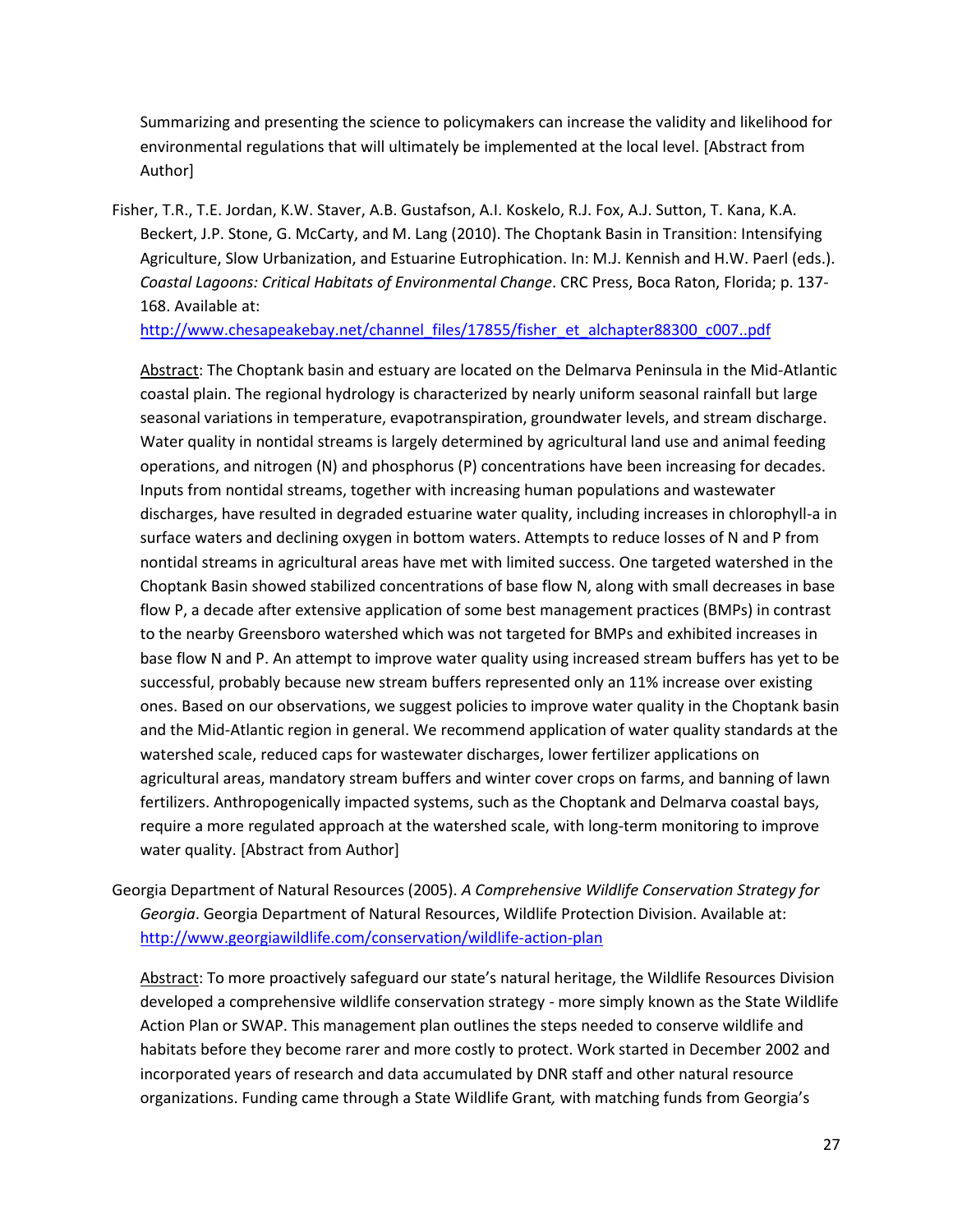Summarizing and presenting the science to policymakers can increase the validity and likelihood for environmental regulations that will ultimately be implemented at the local level. [Abstract from Author]

Fisher, T.R., T.E. Jordan, K.W. Staver, A.B. Gustafson, A.I. Koskelo, R.J. Fox, A.J. Sutton, T. Kana, K.A. Beckert, J.P. Stone, G. McCarty, and M. Lang (2010). The Choptank Basin in Transition: Intensifying Agriculture, Slow Urbanization, and Estuarine Eutrophication. In: M.J. Kennish and H.W. Paerl (eds.). *Coastal Lagoons: Critical Habitats of Environmental Change*. CRC Press, Boca Raton, Florida; p. 137-168. Available at: [http://www.chesapeakebay.net/channel_files/17855/fisher_et_alchapter88300_c007..pdf](http://www.chesapeakebay.net/channel_files/17855/fisher_et_alchapter88300_c007..pdf)

Abstract: The Choptank basin and estuary are located on the Delmarva Peninsula in the Mid-Atlantic coastal plain. The regional hydrology is characterized by nearly uniform seasonal rainfall but large seasonal variations in temperature, evapotranspiration, groundwater levels, and stream discharge. Water quality in nontidal streams is largely determined by agricultural land use and animal feeding operations, and nitrogen (N) and phosphorus (P) concentrations have been increasing for decades. Inputs from nontidal streams, together with increasing human populations and wastewater discharges, have resulted in degraded estuarine water quality, including increases in chlorophyll-a in surface waters and declining oxygen in bottom waters. Attempts to reduce losses of N and P from nontidal streams in agricultural areas have met with limited success. One targeted watershed in the Choptank Basin showed stabilized concentrations of base flow N, along with small decreases in base flow P, a decade after extensive application of some best management practices (BMPs) in contrast to the nearby Greensboro watershed which was not targeted for BMPs and exhibited increases in base flow N and P. An attempt to improve water quality using increased stream buffers has yet to be successful, probably because new stream buffers represented only an 11% increase over existing ones. Based on our observations, we suggest policies to improve water quality in the Choptank basin and the Mid-Atlantic region in general. We recommend application of water quality standards at the watershed scale, reduced caps for wastewater discharges, lower fertilizer applications on agricultural areas, mandatory stream buffers and winter cover crops on farms, and banning of lawn fertilizers. Anthropogenically impacted systems, such as the Choptank and Delmarva coastal bays, require a more regulated approach at the watershed scale, with long-term monitoring to improve water quality. [Abstract from Author]

Georgia Department of Natural Resources (2005). *A Comprehensive Wildlife Conservation Strategy for Georgia*. Georgia Department of Natural Resources, Wildlife Protection Division. Available at: [http://www.georgiawildlife.com/conservation/wildlife-action-plan](http://www.georgiawildlife.com/conservation/wildlife-action-plan)

Abstract: To more proactively safeguard our state's natural heritage, the Wildlife Resources Division developed a comprehensive wildlife conservation strategy - more simply known as the State Wildlife Action Plan or SWAP. This management plan outlines the steps needed to conserve wildlife and habitats before they become rarer and more costly to protect. Work started in December 2002 and incorporated years of research and data accumulated by DNR staff and other natural resource organizations. Funding came through a State Wildlife Grant*,* with matching funds from Georgia's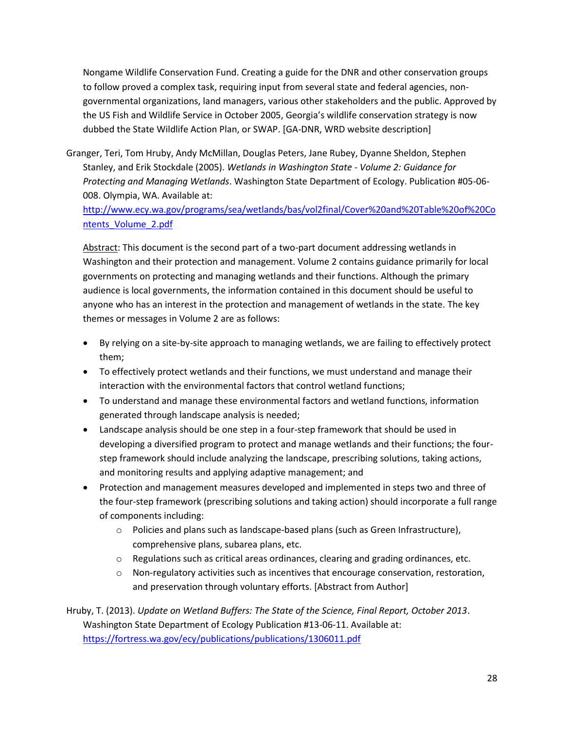Nongame Wildlife Conservation Fund. Creating a guide for the DNR and other conservation groups to follow proved a complex task, requiring input from several state and federal agencies, non-governmental organizations, land managers, various other stakeholders and the public. Approved by the US Fish and Wildlife Service in October 2005, Georgia's wildlife conservation strategy is now dubbed the State Wildlife Action Plan, or SWAP. [GA-DNR, WRD website description]

Granger, Teri, Tom Hruby, Andy McMillan, Douglas Peters, Jane Rubey, Dyanne Sheldon, Stephen Stanley, and Erik Stockdale (2005). *Wetlands in Washington State - Volume 2: Guidance for Protecting and Managing Wetlands*. Washington State Department of Ecology. Publication #05-06-008. Olympia, WA. Available at: [http://www.ecy.wa.gov/programs/sea/wetlands/bas/vol2final/Cover%20and%20Table%20of%20Contents_Volume_2.pdf](http://www.ecy.wa.gov/programs/sea/wetlands/bas/vol2final/Cover%20and%20Table%20of%20Contents_Volume_2.pdf)

Abstract: This document is the second part of a two-part document addressing wetlands in Washington and their protection and management. Volume 2 contains guidance primarily for local governments on protecting and managing wetlands and their functions. Although the primary audience is local governments, the information contained in this document should be useful to anyone who has an interest in the protection and management of wetlands in the state. The key themes or messages in Volume 2 are as follows:

- By relying on a site-by-site approach to managing wetlands, we are failing to effectively protect them;
- To effectively protect wetlands and their functions, we must understand and manage their interaction with the environmental factors that control wetland functions;
- To understand and manage these environmental factors and wetland functions, information generated through landscape analysis is needed;
- Landscape analysis should be one step in a four-step framework that should be used in developing a diversified program to protect and manage wetlands and their functions; the four-step framework should include analyzing the landscape, prescribing solutions, taking actions, and monitoring results and applying adaptive management; and
- Protection and management measures developed and implemented in steps two and three of the four-step framework (prescribing solutions and taking action) should incorporate a full range of components including:
  - Policies and plans such as landscape-based plans (such as Green Infrastructure), comprehensive plans, subarea plans, etc.
  - Regulations such as critical areas ordinances, clearing and grading ordinances, etc.
  - Non-regulatory activities such as incentives that encourage conservation, restoration, and preservation through voluntary efforts. [Abstract from Author]

Hruby, T. (2013). *Update on Wetland Buffers: The State of the Science, Final Report, October 2013*. Washington State Department of Ecology Publication #13-06-11. Available at: [https://fortress.wa.gov/ecy/publications/publications/1306011.pdf](https://fortress.wa.gov/ecy/publications/publications/1306011.pdf)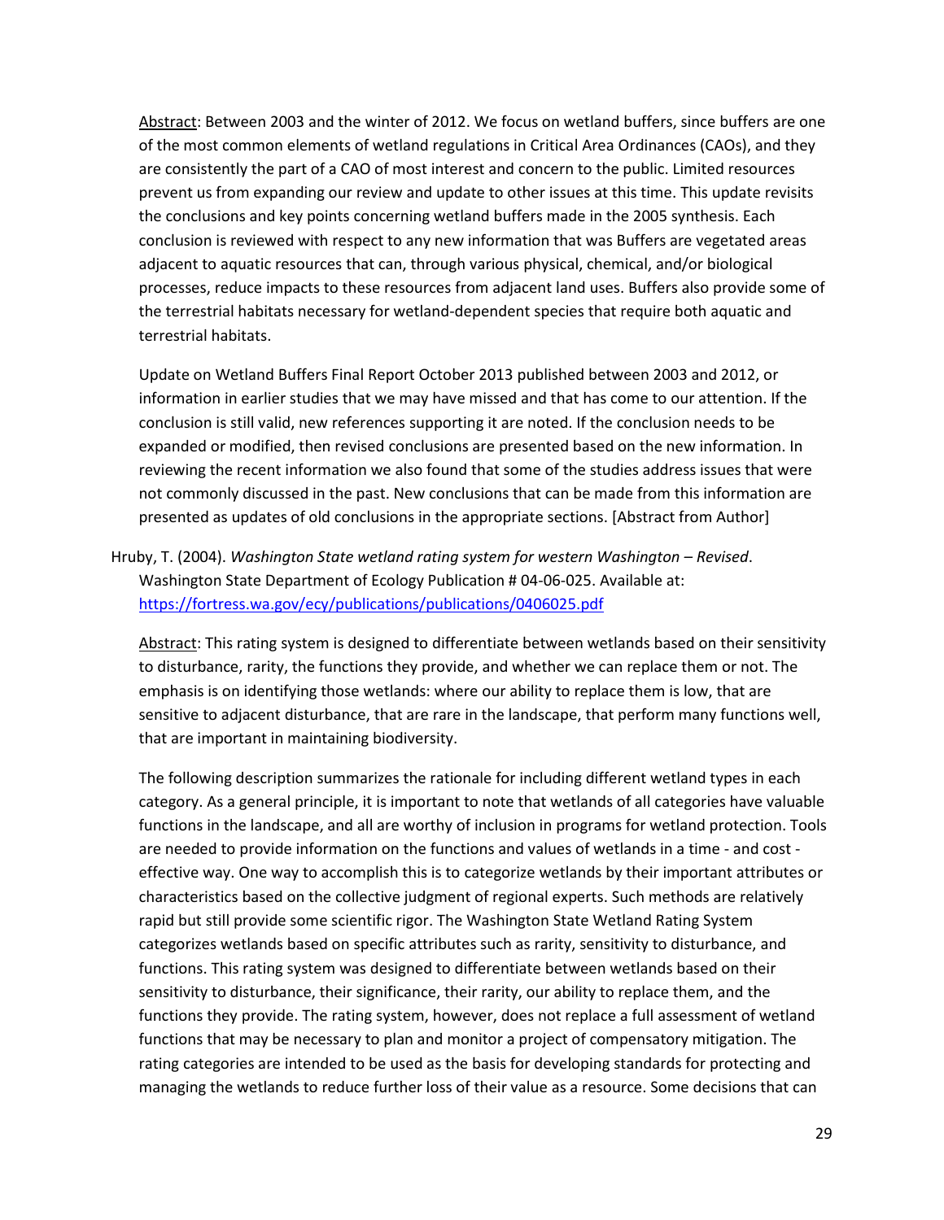Abstract: Between 2003 and the winter of 2012. We focus on wetland buffers, since buffers are one of the most common elements of wetland regulations in Critical Area Ordinances (CAOs), and they are consistently the part of a CAO of most interest and concern to the public. Limited resources prevent us from expanding our review and update to other issues at this time. This update revisits the conclusions and key points concerning wetland buffers made in the 2005 synthesis. Each conclusion is reviewed with respect to any new information that was Buffers are vegetated areas adjacent to aquatic resources that can, through various physical, chemical, and/or biological processes, reduce impacts to these resources from adjacent land uses. Buffers also provide some of the terrestrial habitats necessary for wetland-dependent species that require both aquatic and terrestrial habitats.

Update on Wetland Buffers Final Report October 2013 published between 2003 and 2012, or information in earlier studies that we may have missed and that has come to our attention. If the conclusion is still valid, new references supporting it are noted. If the conclusion needs to be expanded or modified, then revised conclusions are presented based on the new information. In reviewing the recent information we also found that some of the studies address issues that were not commonly discussed in the past. New conclusions that can be made from this information are presented as updates of old conclusions in the appropriate sections. [Abstract from Author]

Hruby, T. (2004). *Washington State wetland rating system for western Washington – Revised*. Washington State Department of Ecology Publication # 04-06-025. Available at: https://fortress.wa.gov/ecy/publications/publications/0406025.pdf

Abstract: This rating system is designed to differentiate between wetlands based on their sensitivity to disturbance, rarity, the functions they provide, and whether we can replace them or not. The emphasis is on identifying those wetlands: where our ability to replace them is low, that are sensitive to adjacent disturbance, that are rare in the landscape, that perform many functions well, that are important in maintaining biodiversity.

The following description summarizes the rationale for including different wetland types in each category. As a general principle, it is important to note that wetlands of all categories have valuable functions in the landscape, and all are worthy of inclusion in programs for wetland protection. Tools are needed to provide information on the functions and values of wetlands in a time - and cost - effective way. One way to accomplish this is to categorize wetlands by their important attributes or characteristics based on the collective judgment of regional experts. Such methods are relatively rapid but still provide some scientific rigor. The Washington State Wetland Rating System categorizes wetlands based on specific attributes such as rarity, sensitivity to disturbance, and functions. This rating system was designed to differentiate between wetlands based on their sensitivity to disturbance, their significance, their rarity, our ability to replace them, and the functions they provide. The rating system, however, does not replace a full assessment of wetland functions that may be necessary to plan and monitor a project of compensatory mitigation. The rating categories are intended to be used as the basis for developing standards for protecting and managing the wetlands to reduce further loss of their value as a resource. Some decisions that can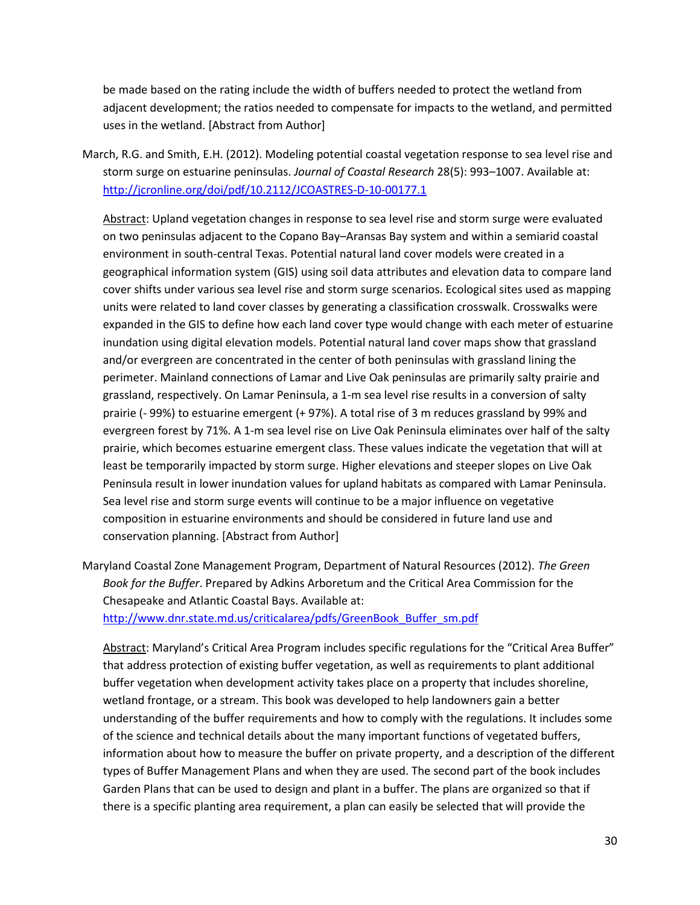be made based on the rating include the width of buffers needed to protect the wetland from adjacent development; the ratios needed to compensate for impacts to the wetland, and permitted uses in the wetland. [Abstract from Author]

March, R.G. and Smith, E.H. (2012). Modeling potential coastal vegetation response to sea level rise and storm surge on estuarine peninsulas. *Journal of Coastal Research* 28(5): 993–1007. Available at: http://jcronline.org/doi/pdf/10.2112/JCOASTRES-D-10-00177.1

Abstract: Upland vegetation changes in response to sea level rise and storm surge were evaluated on two peninsulas adjacent to the Copano Bay–Aransas Bay system and within a semiarid coastal environment in south-central Texas. Potential natural land cover models were created in a geographical information system (GIS) using soil data attributes and elevation data to compare land cover shifts under various sea level rise and storm surge scenarios. Ecological sites used as mapping units were related to land cover classes by generating a classification crosswalk. Crosswalks were expanded in the GIS to define how each land cover type would change with each meter of estuarine inundation using digital elevation models. Potential natural land cover maps show that grassland and/or evergreen are concentrated in the center of both peninsulas with grassland lining the perimeter. Mainland connections of Lamar and Live Oak peninsulas are primarily salty prairie and grassland, respectively. On Lamar Peninsula, a 1-m sea level rise results in a conversion of salty prairie (- 99%) to estuarine emergent (+ 97%). A total rise of 3 m reduces grassland by 99% and evergreen forest by 71%. A 1-m sea level rise on Live Oak Peninsula eliminates over half of the salty prairie, which becomes estuarine emergent class. These values indicate the vegetation that will at least be temporarily impacted by storm surge. Higher elevations and steeper slopes on Live Oak Peninsula result in lower inundation values for upland habitats as compared with Lamar Peninsula. Sea level rise and storm surge events will continue to be a major influence on vegetative composition in estuarine environments and should be considered in future land use and conservation planning. [Abstract from Author]

Maryland Coastal Zone Management Program, Department of Natural Resources (2012). *The Green Book for the Buffer*. Prepared by Adkins Arboretum and the Critical Area Commission for the Chesapeake and Atlantic Coastal Bays. Available at: http://www.dnr.state.md.us/criticalarea/pdfs/GreenBook_Buffer_sm.pdf

Abstract: Maryland's Critical Area Program includes specific regulations for the "Critical Area Buffer" that address protection of existing buffer vegetation, as well as requirements to plant additional buffer vegetation when development activity takes place on a property that includes shoreline, wetland frontage, or a stream. This book was developed to help landowners gain a better understanding of the buffer requirements and how to comply with the regulations. It includes some of the science and technical details about the many important functions of vegetated buffers, information about how to measure the buffer on private property, and a description of the different types of Buffer Management Plans and when they are used. The second part of the book includes Garden Plans that can be used to design and plant in a buffer. The plans are organized so that if there is a specific planting area requirement, a plan can easily be selected that will provide the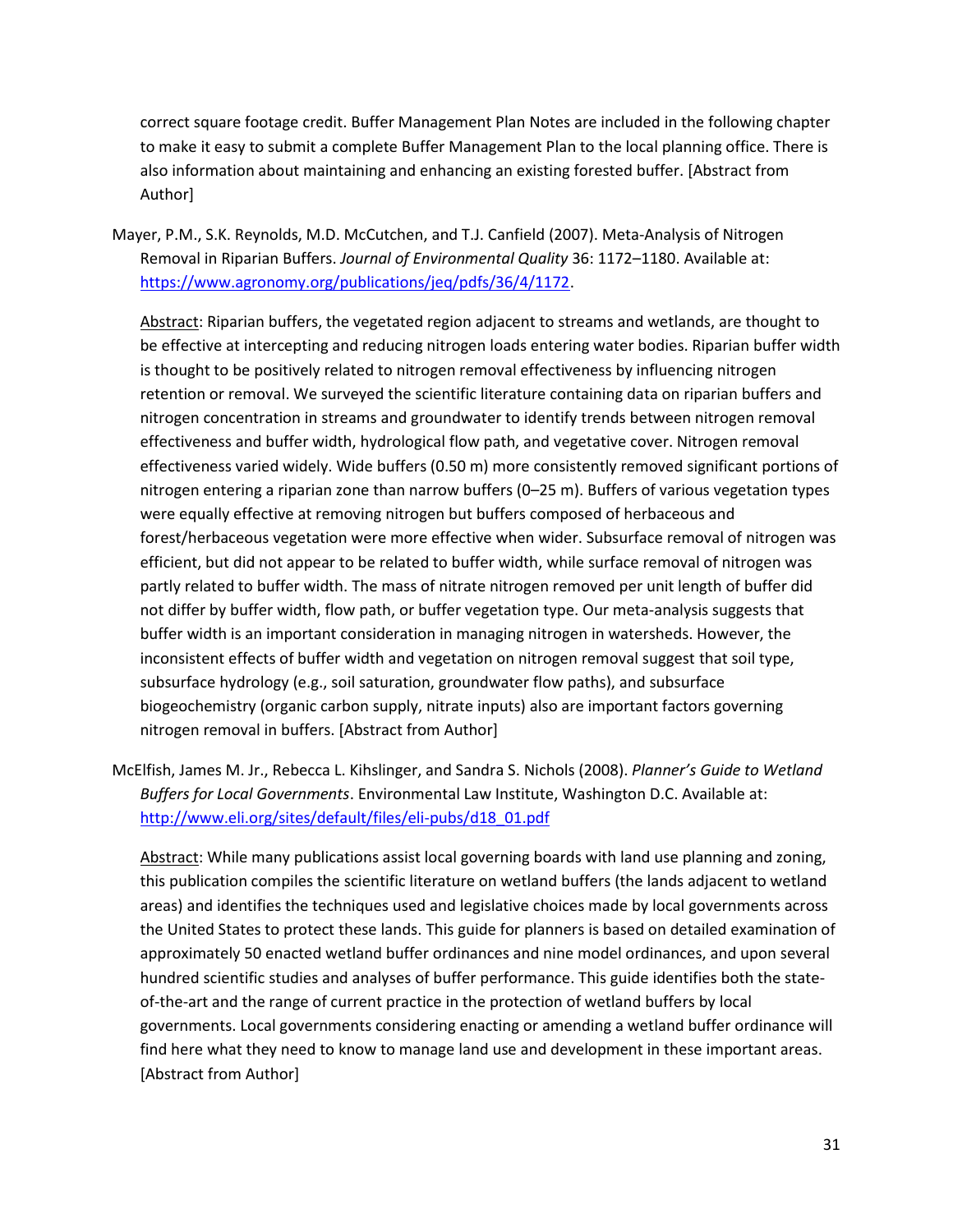correct square footage credit. Buffer Management Plan Notes are included in the following chapter to make it easy to submit a complete Buffer Management Plan to the local planning office. There is also information about maintaining and enhancing an existing forested buffer. [Abstract from Author]

Mayer, P.M., S.K. Reynolds, M.D. McCutchen, and T.J. Canfield (2007). Meta-Analysis of Nitrogen Removal in Riparian Buffers. *Journal of Environmental Quality* 36: 1172–1180. Available at: https://www.agronomy.org/publications/jeq/pdfs/36/4/1172.

Abstract: Riparian buffers, the vegetated region adjacent to streams and wetlands, are thought to be effective at intercepting and reducing nitrogen loads entering water bodies. Riparian buffer width is thought to be positively related to nitrogen removal effectiveness by influencing nitrogen retention or removal. We surveyed the scientific literature containing data on riparian buffers and nitrogen concentration in streams and groundwater to identify trends between nitrogen removal effectiveness and buffer width, hydrological flow path, and vegetative cover. Nitrogen removal effectiveness varied widely. Wide buffers (0.50 m) more consistently removed significant portions of nitrogen entering a riparian zone than narrow buffers (0–25 m). Buffers of various vegetation types were equally effective at removing nitrogen but buffers composed of herbaceous and forest/herbaceous vegetation were more effective when wider. Subsurface removal of nitrogen was efficient, but did not appear to be related to buffer width, while surface removal of nitrogen was partly related to buffer width. The mass of nitrate nitrogen removed per unit length of buffer did not differ by buffer width, flow path, or buffer vegetation type. Our meta-analysis suggests that buffer width is an important consideration in managing nitrogen in watersheds. However, the inconsistent effects of buffer width and vegetation on nitrogen removal suggest that soil type, subsurface hydrology (e.g., soil saturation, groundwater flow paths), and subsurface biogeochemistry (organic carbon supply, nitrate inputs) also are important factors governing nitrogen removal in buffers. [Abstract from Author]

McElfish, James M. Jr., Rebecca L. Kihslinger, and Sandra S. Nichols (2008). *Planner's Guide to Wetland Buffers for Local Governments*. Environmental Law Institute, Washington D.C. Available at: http://www.eli.org/sites/default/files/eli-pubs/d18_01.pdf

Abstract: While many publications assist local governing boards with land use planning and zoning, this publication compiles the scientific literature on wetland buffers (the lands adjacent to wetland areas) and identifies the techniques used and legislative choices made by local governments across the United States to protect these lands. This guide for planners is based on detailed examination of approximately 50 enacted wetland buffer ordinances and nine model ordinances, and upon several hundred scientific studies and analyses of buffer performance. This guide identifies both the state-of-the-art and the range of current practice in the protection of wetland buffers by local governments. Local governments considering enacting or amending a wetland buffer ordinance will find here what they need to know to manage land use and development in these important areas. [Abstract from Author]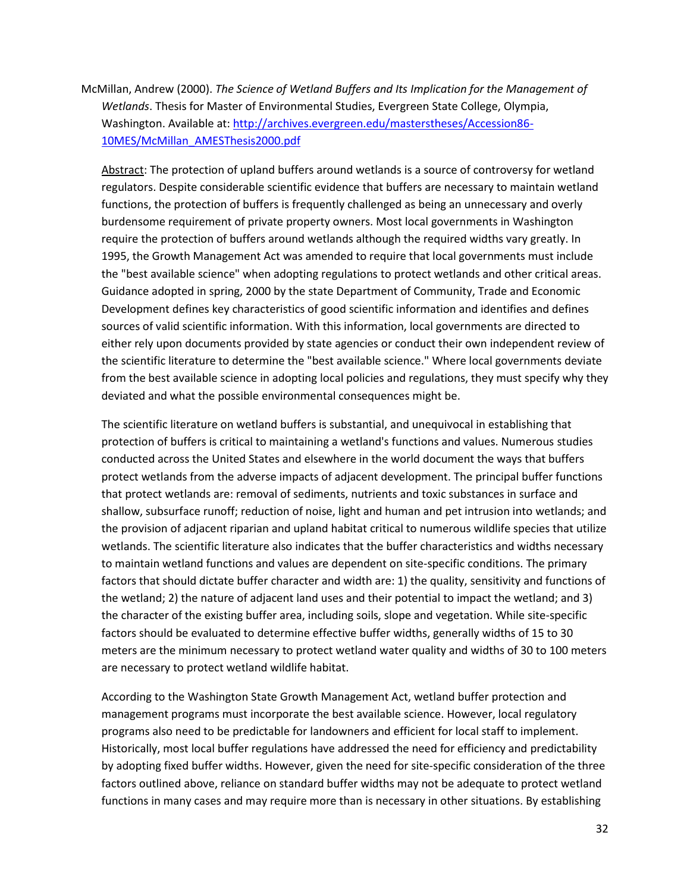McMillan, Andrew (2000). *The Science of Wetland Buffers and Its Implication for the Management of Wetlands*. Thesis for Master of Environmental Studies, Evergreen State College, Olympia, Washington. Available at: [http://archives.evergreen.edu/masterstheses/Accession86-10MES/McMillan_AMESThesis2000.pdf](http://archives.evergreen.edu/masterstheses/Accession86-10MES/McMillan_AMESThesis2000.pdf)

Abstract: The protection of upland buffers around wetlands is a source of controversy for wetland regulators. Despite considerable scientific evidence that buffers are necessary to maintain wetland functions, the protection of buffers is frequently challenged as being an unnecessary and overly burdensome requirement of private property owners. Most local governments in Washington require the protection of buffers around wetlands although the required widths vary greatly. In 1995, the Growth Management Act was amended to require that local governments must include the "best available science" when adopting regulations to protect wetlands and other critical areas. Guidance adopted in spring, 2000 by the state Department of Community, Trade and Economic Development defines key characteristics of good scientific information and identifies and defines sources of valid scientific information. With this information, local governments are directed to either rely upon documents provided by state agencies or conduct their own independent review of the scientific literature to determine the "best available science." Where local governments deviate from the best available science in adopting local policies and regulations, they must specify why they deviated and what the possible environmental consequences might be.

The scientific literature on wetland buffers is substantial, and unequivocal in establishing that protection of buffers is critical to maintaining a wetland's functions and values. Numerous studies conducted across the United States and elsewhere in the world document the ways that buffers protect wetlands from the adverse impacts of adjacent development. The principal buffer functions that protect wetlands are: removal of sediments, nutrients and toxic substances in surface and shallow, subsurface runoff; reduction of noise, light and human and pet intrusion into wetlands; and the provision of adjacent riparian and upland habitat critical to numerous wildlife species that utilize wetlands. The scientific literature also indicates that the buffer characteristics and widths necessary to maintain wetland functions and values are dependent on site-specific conditions. The primary factors that should dictate buffer character and width are: 1) the quality, sensitivity and functions of the wetland; 2) the nature of adjacent land uses and their potential to impact the wetland; and 3) the character of the existing buffer area, including soils, slope and vegetation. While site-specific factors should be evaluated to determine effective buffer widths, generally widths of 15 to 30 meters are the minimum necessary to protect wetland water quality and widths of 30 to 100 meters are necessary to protect wetland wildlife habitat.

According to the Washington State Growth Management Act, wetland buffer protection and management programs must incorporate the best available science. However, local regulatory programs also need to be predictable for landowners and efficient for local staff to implement. Historically, most local buffer regulations have addressed the need for efficiency and predictability by adopting fixed buffer widths. However, given the need for site-specific consideration of the three factors outlined above, reliance on standard buffer widths may not be adequate to protect wetland functions in many cases and may require more than is necessary in other situations. By establishing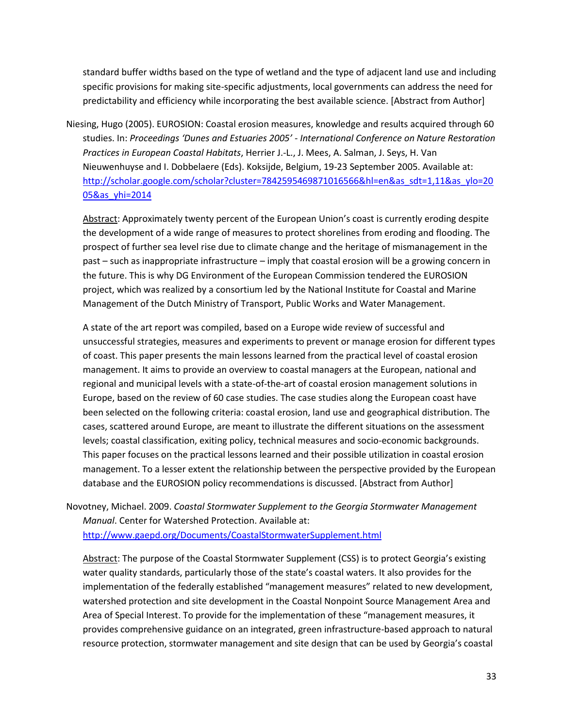standard buffer widths based on the type of wetland and the type of adjacent land use and including specific provisions for making site-specific adjustments, local governments can address the need for predictability and efficiency while incorporating the best available science. [Abstract from Author]

Niesing, Hugo (2005). EUROSION: Coastal erosion measures, knowledge and results acquired through 60 studies. In: *Proceedings 'Dunes and Estuaries 2005' - International Conference on Nature Restoration Practices in European Coastal Habitats*, Herrier J.-L., J. Mees, A. Salman, J. Seys, H. Van Nieuwenhuyse and I. Dobbelaere (Eds). Koksijde, Belgium, 19-23 September 2005. Available at: http://scholar.google.com/scholar?cluster=7842595469871016566&hl=en&as_sdt=1,11&as_ylo=2005&as_yhi=2014

Abstract: Approximately twenty percent of the European Union's coast is currently eroding despite the development of a wide range of measures to protect shorelines from eroding and flooding. The prospect of further sea level rise due to climate change and the heritage of mismanagement in the past – such as inappropriate infrastructure – imply that coastal erosion will be a growing concern in the future. This is why DG Environment of the European Commission tendered the EUROSION project, which was realized by a consortium led by the National Institute for Coastal and Marine Management of the Dutch Ministry of Transport, Public Works and Water Management.

A state of the art report was compiled, based on a Europe wide review of successful and unsuccessful strategies, measures and experiments to prevent or manage erosion for different types of coast. This paper presents the main lessons learned from the practical level of coastal erosion management. It aims to provide an overview to coastal managers at the European, national and regional and municipal levels with a state-of-the-art of coastal erosion management solutions in Europe, based on the review of 60 case studies. The case studies along the European coast have been selected on the following criteria: coastal erosion, land use and geographical distribution. The cases, scattered around Europe, are meant to illustrate the different situations on the assessment levels; coastal classification, exiting policy, technical measures and socio-economic backgrounds. This paper focuses on the practical lessons learned and their possible utilization in coastal erosion management. To a lesser extent the relationship between the perspective provided by the European database and the EUROSION policy recommendations is discussed. [Abstract from Author]

Novotney, Michael. 2009. *Coastal Stormwater Supplement to the Georgia Stormwater Management Manual*. Center for Watershed Protection. Available at: http://www.gaepd.org/Documents/CoastalStormwaterSupplement.html

Abstract: The purpose of the Coastal Stormwater Supplement (CSS) is to protect Georgia's existing water quality standards, particularly those of the state's coastal waters. It also provides for the implementation of the federally established "management measures" related to new development, watershed protection and site development in the Coastal Nonpoint Source Management Area and Area of Special Interest. To provide for the implementation of these "management measures, it provides comprehensive guidance on an integrated, green infrastructure-based approach to natural resource protection, stormwater management and site design that can be used by Georgia's coastal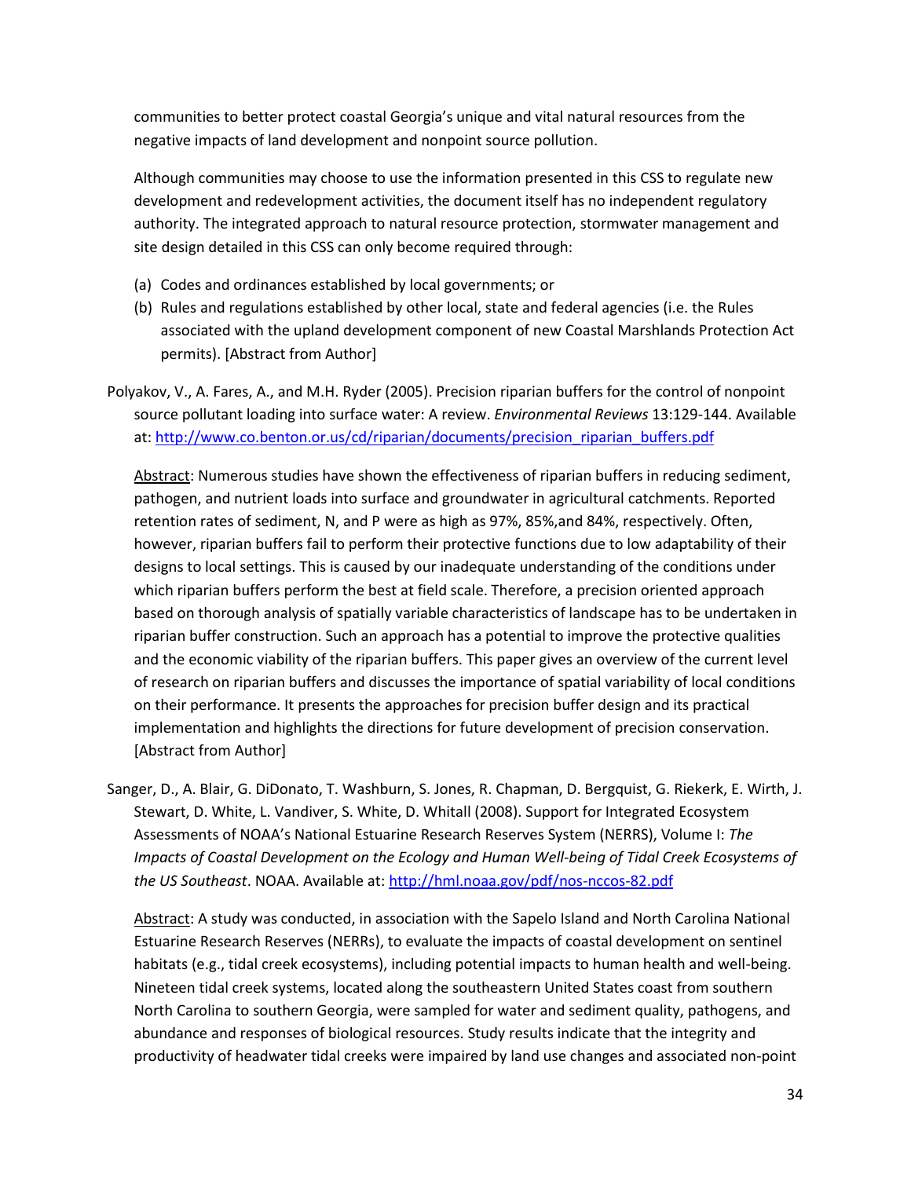communities to better protect coastal Georgia's unique and vital natural resources from the negative impacts of land development and nonpoint source pollution.

Although communities may choose to use the information presented in this CSS to regulate new development and redevelopment activities, the document itself has no independent regulatory authority. The integrated approach to natural resource protection, stormwater management and site design detailed in this CSS can only become required through:

(a) Codes and ordinances established by local governments; or
(b) Rules and regulations established by other local, state and federal agencies (i.e. the Rules associated with the upland development component of new Coastal Marshlands Protection Act permits). [Abstract from Author]

Polyakov, V., A. Fares, A., and M.H. Ryder (2005). Precision riparian buffers for the control of nonpoint source pollutant loading into surface water: A review. *Environmental Reviews* 13:129-144. Available at: http://www.co.benton.or.us/cd/riparian/documents/precision_riparian_buffers.pdf

Abstract: Numerous studies have shown the effectiveness of riparian buffers in reducing sediment, pathogen, and nutrient loads into surface and groundwater in agricultural catchments. Reported retention rates of sediment, N, and P were as high as 97%, 85%,and 84%, respectively. Often, however, riparian buffers fail to perform their protective functions due to low adaptability of their designs to local settings. This is caused by our inadequate understanding of the conditions under which riparian buffers perform the best at field scale. Therefore, a precision oriented approach based on thorough analysis of spatially variable characteristics of landscape has to be undertaken in riparian buffer construction. Such an approach has a potential to improve the protective qualities and the economic viability of the riparian buffers. This paper gives an overview of the current level of research on riparian buffers and discusses the importance of spatial variability of local conditions on their performance. It presents the approaches for precision buffer design and its practical implementation and highlights the directions for future development of precision conservation. [Abstract from Author]

Sanger, D., A. Blair, G. DiDonato, T. Washburn, S. Jones, R. Chapman, D. Bergquist, G. Riekerk, E. Wirth, J. Stewart, D. White, L. Vandiver, S. White, D. Whitall (2008). Support for Integrated Ecosystem Assessments of NOAA's National Estuarine Research Reserves System (NERRS), Volume I: *The Impacts of Coastal Development on the Ecology and Human Well-being of Tidal Creek Ecosystems of the US Southeast*. NOAA. Available at: http://hml.noaa.gov/pdf/nos-nccos-82.pdf

Abstract: A study was conducted, in association with the Sapelo Island and North Carolina National Estuarine Research Reserves (NERRs), to evaluate the impacts of coastal development on sentinel habitats (e.g., tidal creek ecosystems), including potential impacts to human health and well-being. Nineteen tidal creek systems, located along the southeastern United States coast from southern North Carolina to southern Georgia, were sampled for water and sediment quality, pathogens, and abundance and responses of biological resources. Study results indicate that the integrity and productivity of headwater tidal creeks were impaired by land use changes and associated non-point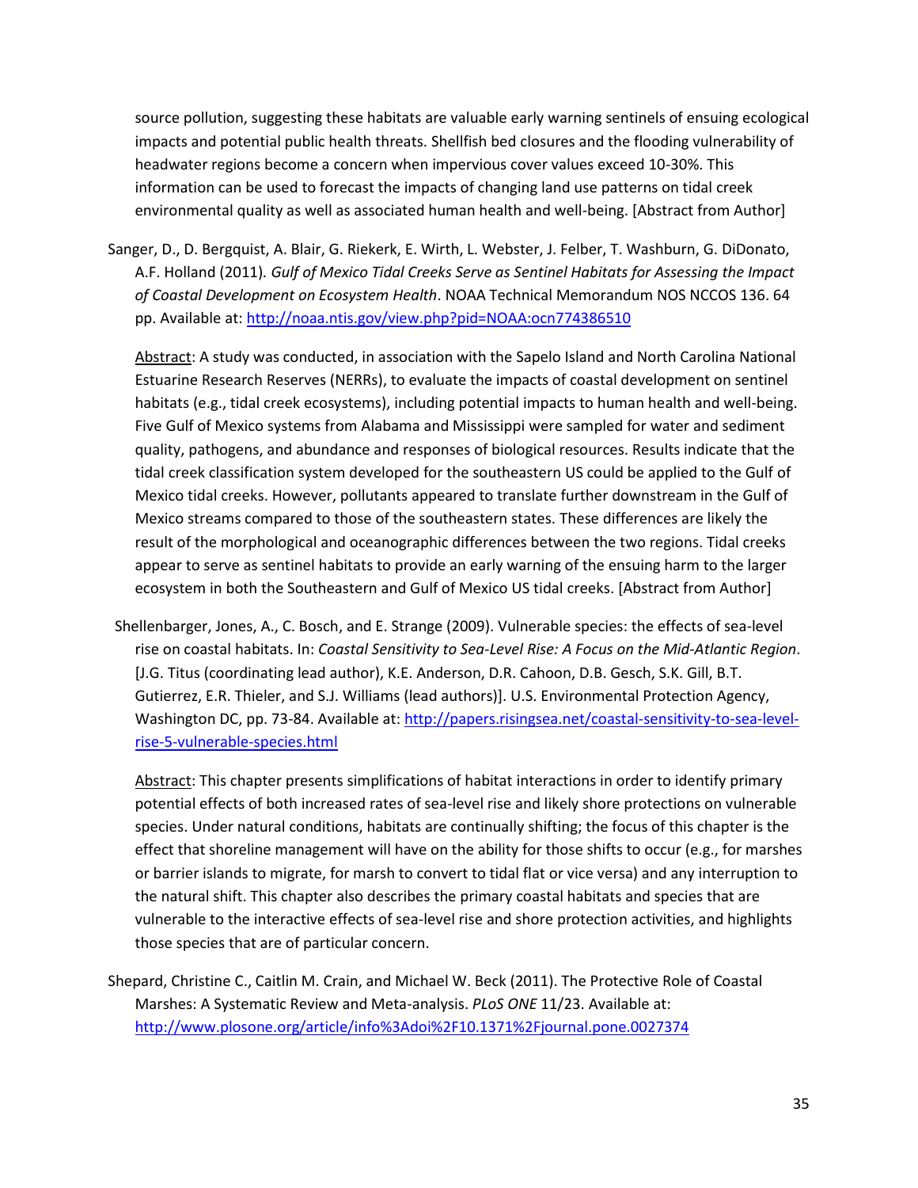source pollution, suggesting these habitats are valuable early warning sentinels of ensuing ecological impacts and potential public health threats. Shellfish bed closures and the flooding vulnerability of headwater regions become a concern when impervious cover values exceed 10-30%. This information can be used to forecast the impacts of changing land use patterns on tidal creek environmental quality as well as associated human health and well-being. [Abstract from Author]

Sanger, D., D. Bergquist, A. Blair, G. Riekerk, E. Wirth, L. Webster, J. Felber, T. Washburn, G. DiDonato, A.F. Holland (2011). *Gulf of Mexico Tidal Creeks Serve as Sentinel Habitats for Assessing the Impact of Coastal Development on Ecosystem Health*. NOAA Technical Memorandum NOS NCCOS 136. 64 pp. Available at: http://noaa.ntis.gov/view.php?pid=NOAA:ocn774386510

Abstract: A study was conducted, in association with the Sapelo Island and North Carolina National Estuarine Research Reserves (NERRs), to evaluate the impacts of coastal development on sentinel habitats (e.g., tidal creek ecosystems), including potential impacts to human health and well-being. Five Gulf of Mexico systems from Alabama and Mississippi were sampled for water and sediment quality, pathogens, and abundance and responses of biological resources. Results indicate that the tidal creek classification system developed for the southeastern US could be applied to the Gulf of Mexico tidal creeks. However, pollutants appeared to translate further downstream in the Gulf of Mexico streams compared to those of the southeastern states. These differences are likely the result of the morphological and oceanographic differences between the two regions. Tidal creeks appear to serve as sentinel habitats to provide an early warning of the ensuing harm to the larger ecosystem in both the Southeastern and Gulf of Mexico US tidal creeks. [Abstract from Author]

Shellenbarger, Jones, A., C. Bosch, and E. Strange (2009). Vulnerable species: the effects of sea-level rise on coastal habitats. In: *Coastal Sensitivity to Sea-Level Rise: A Focus on the Mid-Atlantic Region*. [J.G. Titus (coordinating lead author), K.E. Anderson, D.R. Cahoon, D.B. Gesch, S.K. Gill, B.T. Gutierrez, E.R. Thieler, and S.J. Williams (lead authors)]. U.S. Environmental Protection Agency, Washington DC, pp. 73-84. Available at: http://papers.risingsea.net/coastal-sensitivity-to-sea-level-rise-5-vulnerable-species.html

Abstract: This chapter presents simplifications of habitat interactions in order to identify primary potential effects of both increased rates of sea-level rise and likely shore protections on vulnerable species. Under natural conditions, habitats are continually shifting; the focus of this chapter is the effect that shoreline management will have on the ability for those shifts to occur (e.g., for marshes or barrier islands to migrate, for marsh to convert to tidal flat or vice versa) and any interruption to the natural shift. This chapter also describes the primary coastal habitats and species that are vulnerable to the interactive effects of sea-level rise and shore protection activities, and highlights those species that are of particular concern.

Shepard, Christine C., Caitlin M. Crain, and Michael W. Beck (2011). The Protective Role of Coastal Marshes: A Systematic Review and Meta-analysis. *PLoS ONE* 11/23. Available at: http://www.plosone.org/article/info%3Adoi%2F10.1371%2Fjournal.pone.0027374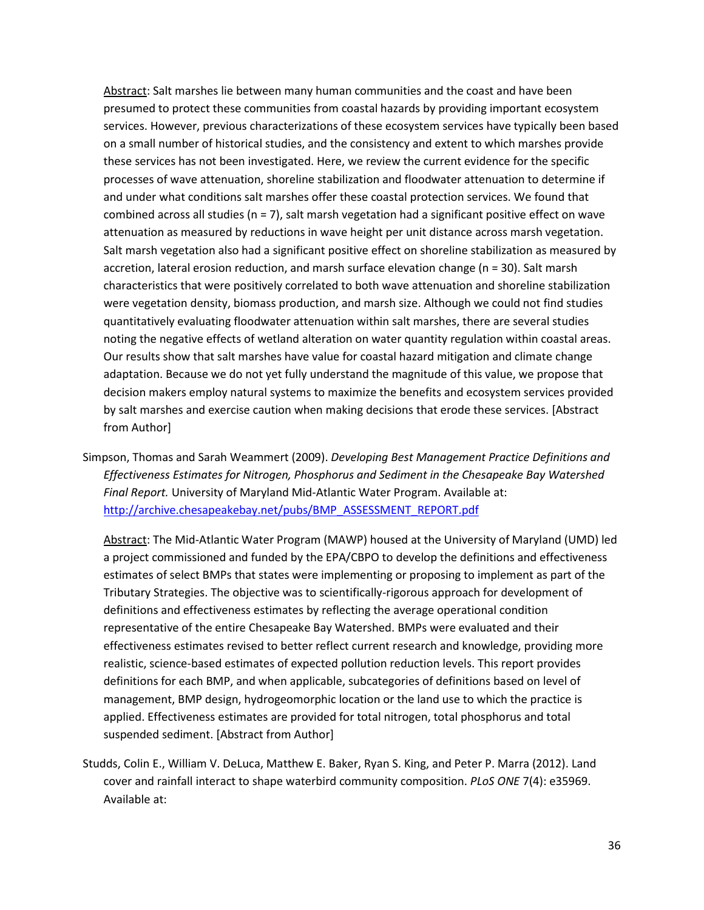Abstract: Salt marshes lie between many human communities and the coast and have been presumed to protect these communities from coastal hazards by providing important ecosystem services. However, previous characterizations of these ecosystem services have typically been based on a small number of historical studies, and the consistency and extent to which marshes provide these services has not been investigated. Here, we review the current evidence for the specific processes of wave attenuation, shoreline stabilization and floodwater attenuation to determine if and under what conditions salt marshes offer these coastal protection services. We found that combined across all studies (n = 7), salt marsh vegetation had a significant positive effect on wave attenuation as measured by reductions in wave height per unit distance across marsh vegetation. Salt marsh vegetation also had a significant positive effect on shoreline stabilization as measured by accretion, lateral erosion reduction, and marsh surface elevation change (n = 30). Salt marsh characteristics that were positively correlated to both wave attenuation and shoreline stabilization were vegetation density, biomass production, and marsh size. Although we could not find studies quantitatively evaluating floodwater attenuation within salt marshes, there are several studies noting the negative effects of wetland alteration on water quantity regulation within coastal areas. Our results show that salt marshes have value for coastal hazard mitigation and climate change adaptation. Because we do not yet fully understand the magnitude of this value, we propose that decision makers employ natural systems to maximize the benefits and ecosystem services provided by salt marshes and exercise caution when making decisions that erode these services. [Abstract from Author]

Simpson, Thomas and Sarah Weammert (2009). *Developing Best Management Practice Definitions and Effectiveness Estimates for Nitrogen, Phosphorus and Sediment in the Chesapeake Bay Watershed Final Report.* University of Maryland Mid-Atlantic Water Program. Available at: http://archive.chesapeakebay.net/pubs/BMP_ASSESSMENT_REPORT.pdf

Abstract: The Mid-Atlantic Water Program (MAWP) housed at the University of Maryland (UMD) led a project commissioned and funded by the EPA/CBPO to develop the definitions and effectiveness estimates of select BMPs that states were implementing or proposing to implement as part of the Tributary Strategies. The objective was to scientifically-rigorous approach for development of definitions and effectiveness estimates by reflecting the average operational condition representative of the entire Chesapeake Bay Watershed. BMPs were evaluated and their effectiveness estimates revised to better reflect current research and knowledge, providing more realistic, science-based estimates of expected pollution reduction levels. This report provides definitions for each BMP, and when applicable, subcategories of definitions based on level of management, BMP design, hydrogeomorphic location or the land use to which the practice is applied. Effectiveness estimates are provided for total nitrogen, total phosphorus and total suspended sediment. [Abstract from Author]

Studds, Colin E., William V. DeLuca, Matthew E. Baker, Ryan S. King, and Peter P. Marra (2012). Land cover and rainfall interact to shape waterbird community composition. *PLoS ONE* 7(4): e35969. Available at: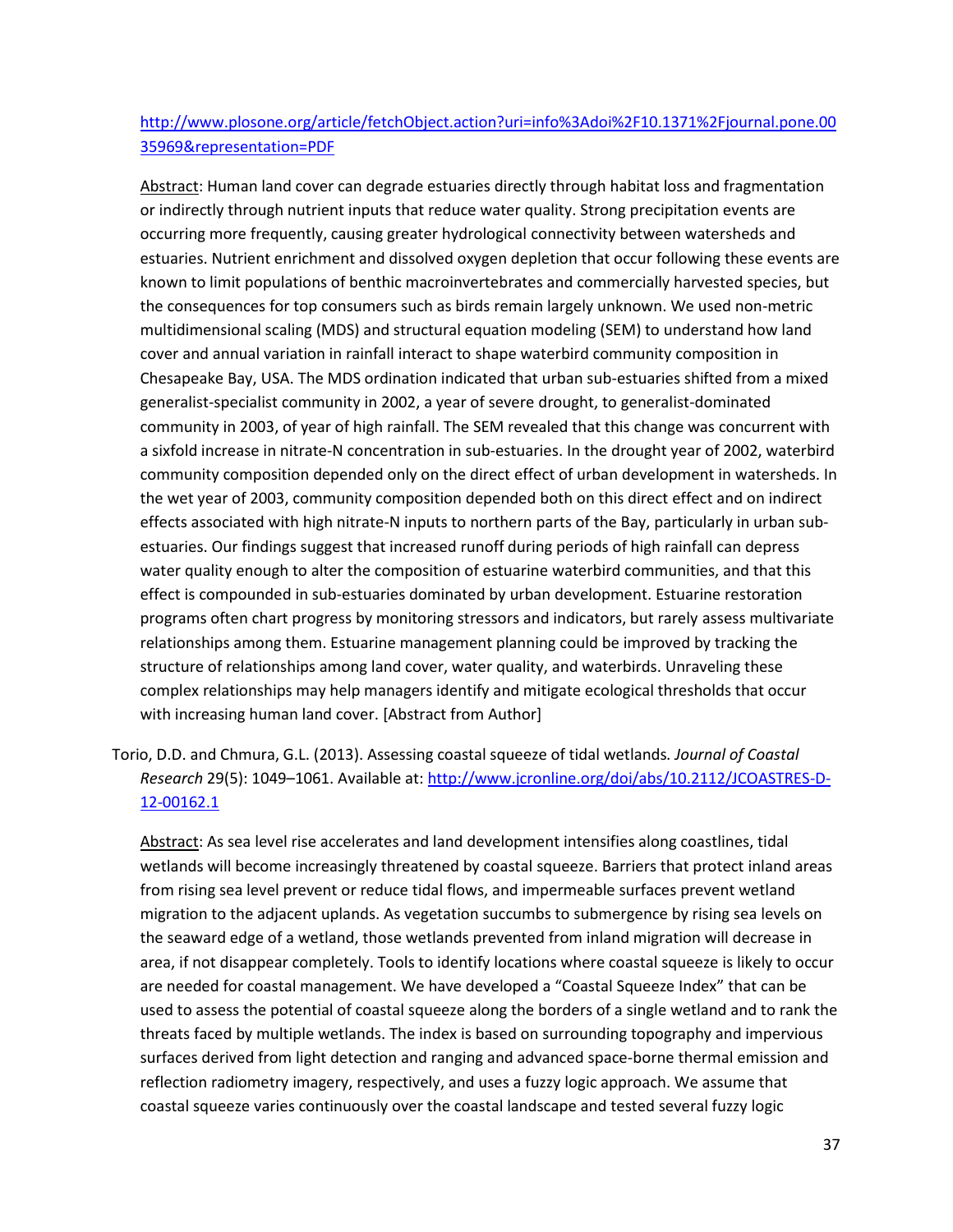[http://www.plosone.org/article/fetchObject.action?uri=info%3Adoi%2F10.1371%2Fjournal.pone.0035969&representation=PDF](http://www.plosone.org/article/fetchObject.action?uri=info%3Adoi%2F10.1371%2Fjournal.pone.0035969&representation=PDF)

Abstract: Human land cover can degrade estuaries directly through habitat loss and fragmentation or indirectly through nutrient inputs that reduce water quality. Strong precipitation events are occurring more frequently, causing greater hydrological connectivity between watersheds and estuaries. Nutrient enrichment and dissolved oxygen depletion that occur following these events are known to limit populations of benthic macroinvertebrates and commercially harvested species, but the consequences for top consumers such as birds remain largely unknown. We used non-metric multidimensional scaling (MDS) and structural equation modeling (SEM) to understand how land cover and annual variation in rainfall interact to shape waterbird community composition in Chesapeake Bay, USA. The MDS ordination indicated that urban sub-estuaries shifted from a mixed generalist-specialist community in 2002, a year of severe drought, to generalist-dominated community in 2003, of year of high rainfall. The SEM revealed that this change was concurrent with a sixfold increase in nitrate-N concentration in sub-estuaries. In the drought year of 2002, waterbird community composition depended only on the direct effect of urban development in watersheds. In the wet year of 2003, community composition depended both on this direct effect and on indirect effects associated with high nitrate-N inputs to northern parts of the Bay, particularly in urban sub-estuaries. Our findings suggest that increased runoff during periods of high rainfall can depress water quality enough to alter the composition of estuarine waterbird communities, and that this effect is compounded in sub-estuaries dominated by urban development. Estuarine restoration programs often chart progress by monitoring stressors and indicators, but rarely assess multivariate relationships among them. Estuarine management planning could be improved by tracking the structure of relationships among land cover, water quality, and waterbirds. Unraveling these complex relationships may help managers identify and mitigate ecological thresholds that occur with increasing human land cover. [Abstract from Author]

Torio, D.D. and Chmura, G.L. (2013). Assessing coastal squeeze of tidal wetlands. *Journal of Coastal Research* 29(5): 1049–1061. Available at: [http://www.jcronline.org/doi/abs/10.2112/JCOASTRES-D-12-00162.1](http://www.jcronline.org/doi/abs/10.2112/JCOASTRES-D-12-00162.1)

Abstract: As sea level rise accelerates and land development intensifies along coastlines, tidal wetlands will become increasingly threatened by coastal squeeze. Barriers that protect inland areas from rising sea level prevent or reduce tidal flows, and impermeable surfaces prevent wetland migration to the adjacent uplands. As vegetation succumbs to submergence by rising sea levels on the seaward edge of a wetland, those wetlands prevented from inland migration will decrease in area, if not disappear completely. Tools to identify locations where coastal squeeze is likely to occur are needed for coastal management. We have developed a "Coastal Squeeze Index" that can be used to assess the potential of coastal squeeze along the borders of a single wetland and to rank the threats faced by multiple wetlands. The index is based on surrounding topography and impervious surfaces derived from light detection and ranging and advanced space-borne thermal emission and reflection radiometry imagery, respectively, and uses a fuzzy logic approach. We assume that coastal squeeze varies continuously over the coastal landscape and tested several fuzzy logic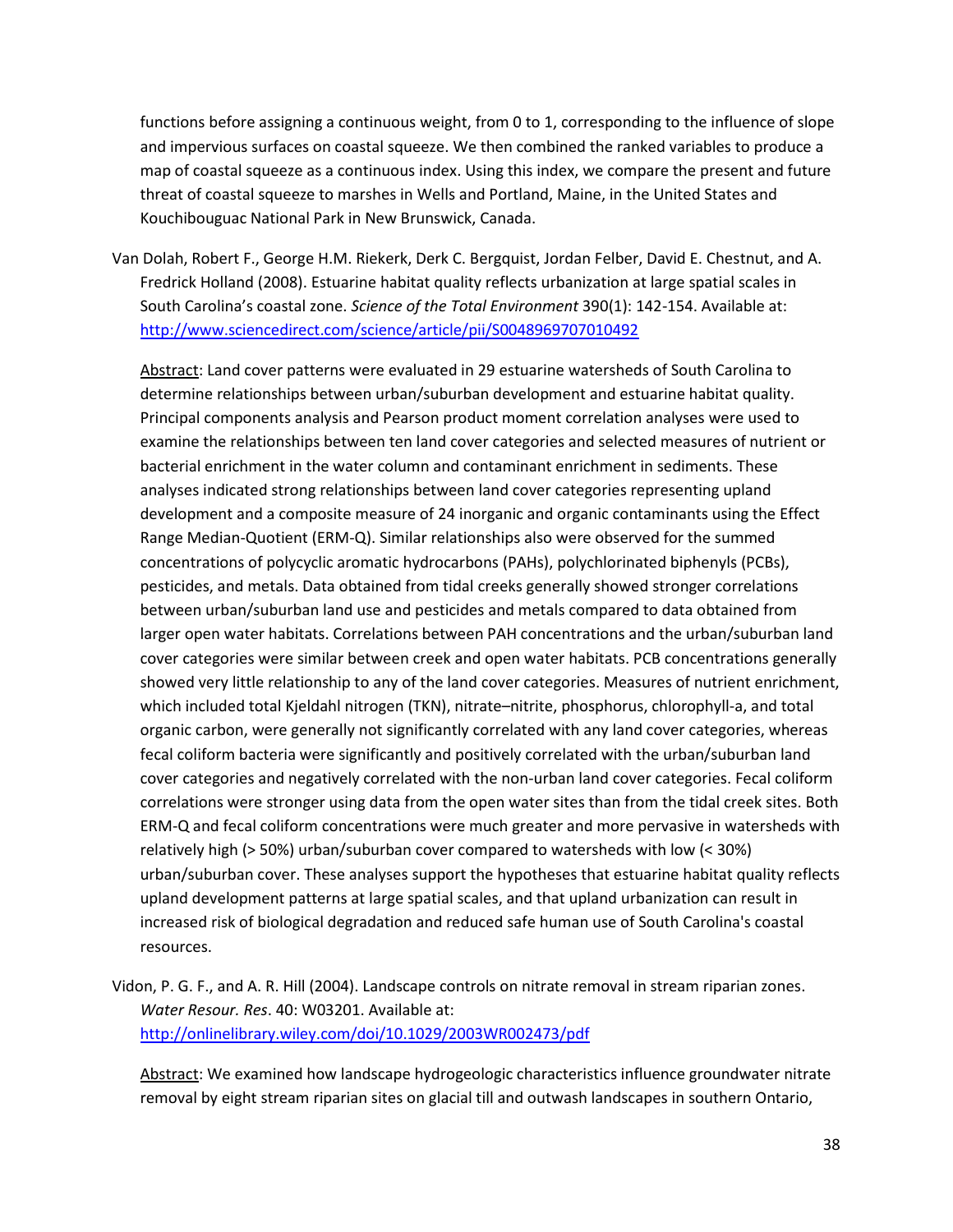functions before assigning a continuous weight, from 0 to 1, corresponding to the influence of slope and impervious surfaces on coastal squeeze. We then combined the ranked variables to produce a map of coastal squeeze as a continuous index. Using this index, we compare the present and future threat of coastal squeeze to marshes in Wells and Portland, Maine, in the United States and Kouchibouguac National Park in New Brunswick, Canada.

Van Dolah, Robert F., George H.M. Riekerk, Derk C. Bergquist, Jordan Felber, David E. Chestnut, and A. Fredrick Holland (2008). Estuarine habitat quality reflects urbanization at large spatial scales in South Carolina's coastal zone. *Science of the Total Environment* 390(1): 142-154. Available at: http://www.sciencedirect.com/science/article/pii/S0048969707010492

Abstract: Land cover patterns were evaluated in 29 estuarine watersheds of South Carolina to determine relationships between urban/suburban development and estuarine habitat quality. Principal components analysis and Pearson product moment correlation analyses were used to examine the relationships between ten land cover categories and selected measures of nutrient or bacterial enrichment in the water column and contaminant enrichment in sediments. These analyses indicated strong relationships between land cover categories representing upland development and a composite measure of 24 inorganic and organic contaminants using the Effect Range Median-Quotient (ERM-Q). Similar relationships also were observed for the summed concentrations of polycyclic aromatic hydrocarbons (PAHs), polychlorinated biphenyls (PCBs), pesticides, and metals. Data obtained from tidal creeks generally showed stronger correlations between urban/suburban land use and pesticides and metals compared to data obtained from larger open water habitats. Correlations between PAH concentrations and the urban/suburban land cover categories were similar between creek and open water habitats. PCB concentrations generally showed very little relationship to any of the land cover categories. Measures of nutrient enrichment, which included total Kjeldahl nitrogen (TKN), nitrate–nitrite, phosphorus, chlorophyll-a, and total organic carbon, were generally not significantly correlated with any land cover categories, whereas fecal coliform bacteria were significantly and positively correlated with the urban/suburban land cover categories and negatively correlated with the non-urban land cover categories. Fecal coliform correlations were stronger using data from the open water sites than from the tidal creek sites. Both ERM-Q and fecal coliform concentrations were much greater and more pervasive in watersheds with relatively high (> 50%) urban/suburban cover compared to watersheds with low (< 30%) urban/suburban cover. These analyses support the hypotheses that estuarine habitat quality reflects upland development patterns at large spatial scales, and that upland urbanization can result in increased risk of biological degradation and reduced safe human use of South Carolina's coastal resources.

Vidon, P. G. F., and A. R. Hill (2004). Landscape controls on nitrate removal in stream riparian zones. *Water Resour. Res*. 40: W03201. Available at: http://onlinelibrary.wiley.com/doi/10.1029/2003WR002473/pdf

Abstract: We examined how landscape hydrogeologic characteristics influence groundwater nitrate removal by eight stream riparian sites on glacial till and outwash landscapes in southern Ontario,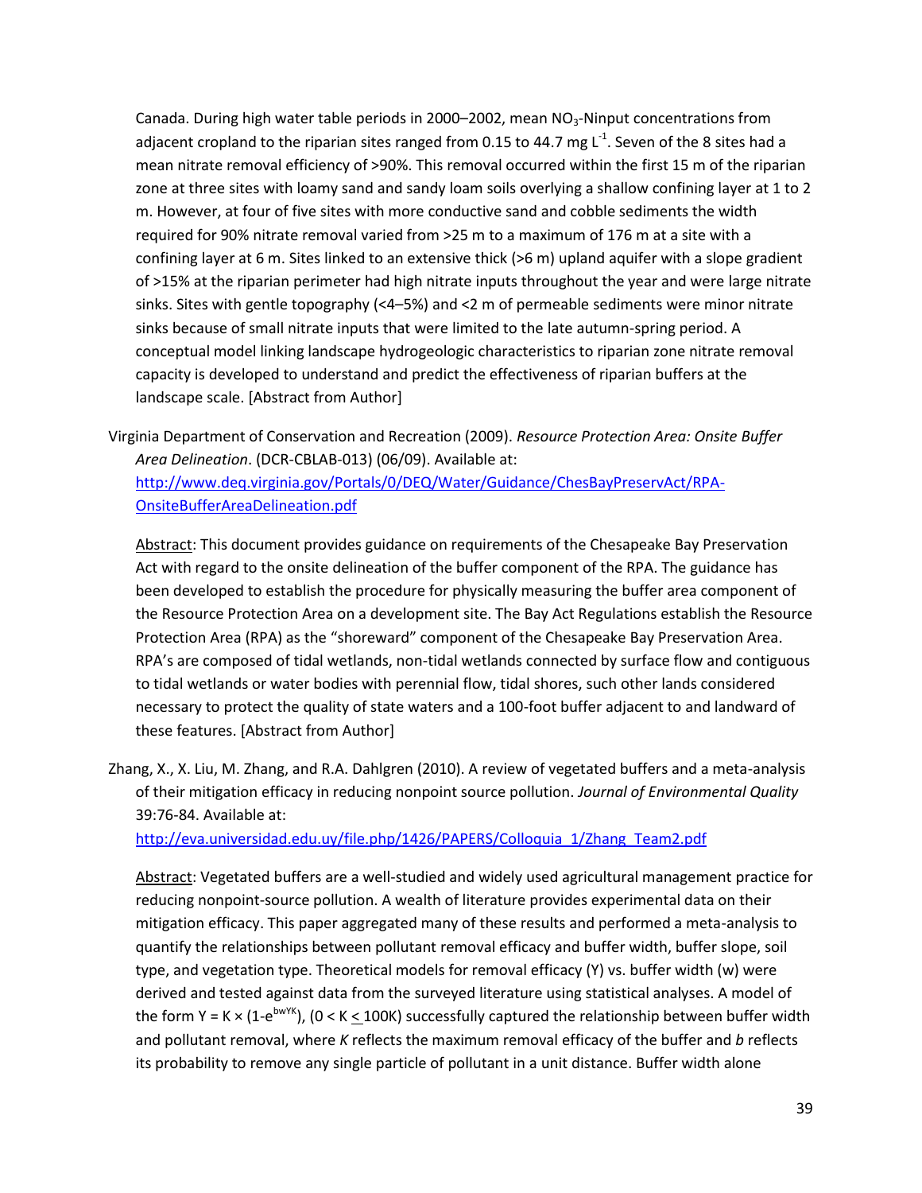Canada. During high water table periods in 2000–2002, mean $NO_3$-Ninput concentrations from adjacent cropland to the riparian sites ranged from 0.15 to 44.7 mg $L^{-1}$. Seven of the 8 sites had a mean nitrate removal efficiency of >90%. This removal occurred within the first 15 m of the riparian zone at three sites with loamy sand and sandy loam soils overlying a shallow confining layer at 1 to 2 m. However, at four of five sites with more conductive sand and cobble sediments the width required for 90% nitrate removal varied from >25 m to a maximum of 176 m at a site with a confining layer at 6 m. Sites linked to an extensive thick (>6 m) upland aquifer with a slope gradient of >15% at the riparian perimeter had high nitrate inputs throughout the year and were large nitrate sinks. Sites with gentle topography (<4–5%) and <2 m of permeable sediments were minor nitrate sinks because of small nitrate inputs that were limited to the late autumn-spring period. A conceptual model linking landscape hydrogeologic characteristics to riparian zone nitrate removal capacity is developed to understand and predict the effectiveness of riparian buffers at the landscape scale. [Abstract from Author]

Virginia Department of Conservation and Recreation (2009). *Resource Protection Area: Onsite Buffer Area Delineation*. (DCR-CBLAB-013) (06/09). Available at: http://www.deq.virginia.gov/Portals/0/DEQ/Water/Guidance/ChesBayPreservAct/RPA-OnsiteBufferAreaDelineation.pdf

Abstract: This document provides guidance on requirements of the Chesapeake Bay Preservation Act with regard to the onsite delineation of the buffer component of the RPA. The guidance has been developed to establish the procedure for physically measuring the buffer area component of the Resource Protection Area on a development site. The Bay Act Regulations establish the Resource Protection Area (RPA) as the "shoreward" component of the Chesapeake Bay Preservation Area. RPA's are composed of tidal wetlands, non-tidal wetlands connected by surface flow and contiguous to tidal wetlands or water bodies with perennial flow, tidal shores, such other lands considered necessary to protect the quality of state waters and a 100-foot buffer adjacent to and landward of these features. [Abstract from Author]

Zhang, X., X. Liu, M. Zhang, and R.A. Dahlgren (2010). A review of vegetated buffers and a meta-analysis of their mitigation efficacy in reducing nonpoint source pollution. *Journal of Environmental Quality* 39:76-84. Available at: http://eva.universidad.edu.uy/file.php/1426/PAPERS/Colloquia_1/Zhang_Team2.pdf

Abstract: Vegetated buffers are a well-studied and widely used agricultural management practice for reducing nonpoint-source pollution. A wealth of literature provides experimental data on their mitigation efficacy. This paper aggregated many of these results and performed a meta-analysis to quantify the relationships between pollutant removal efficacy and buffer width, buffer slope, soil type, and vegetation type. Theoretical models for removal efficacy (Y) vs. buffer width (w) were derived and tested against data from the surveyed literature using statistical analyses. A model of the form $Y = K \times (1-e^{bwYK})$, $(0 < K \leq 100K)$ successfully captured the relationship between buffer width and pollutant removal, where *K* reflects the maximum removal efficacy of the buffer and *b* reflects its probability to remove any single particle of pollutant in a unit distance. Buffer width alone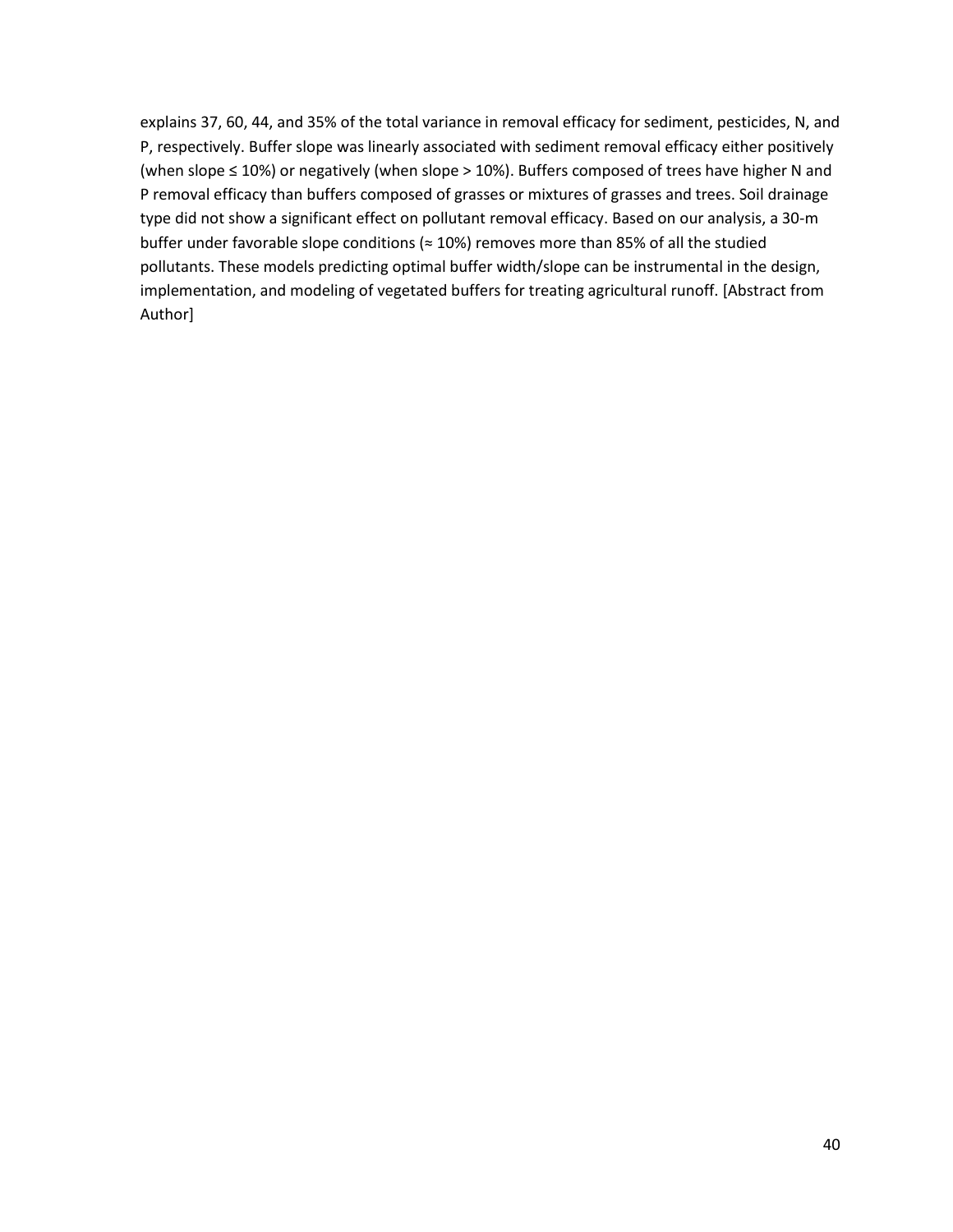explains 37, 60, 44, and 35% of the total variance in removal efficacy for sediment, pesticides, N, and P, respectively. Buffer slope was linearly associated with sediment removal efficacy either positively (when slope ≤ 10%) or negatively (when slope > 10%). Buffers composed of trees have higher N and P removal efficacy than buffers composed of grasses or mixtures of grasses and trees. Soil drainage type did not show a significant effect on pollutant removal efficacy. Based on our analysis, a 30-m buffer under favorable slope conditions (≈ 10%) removes more than 85% of all the studied pollutants. These models predicting optimal buffer width/slope can be instrumental in the design, implementation, and modeling of vegetated buffers for treating agricultural runoff. [Abstract from Author]